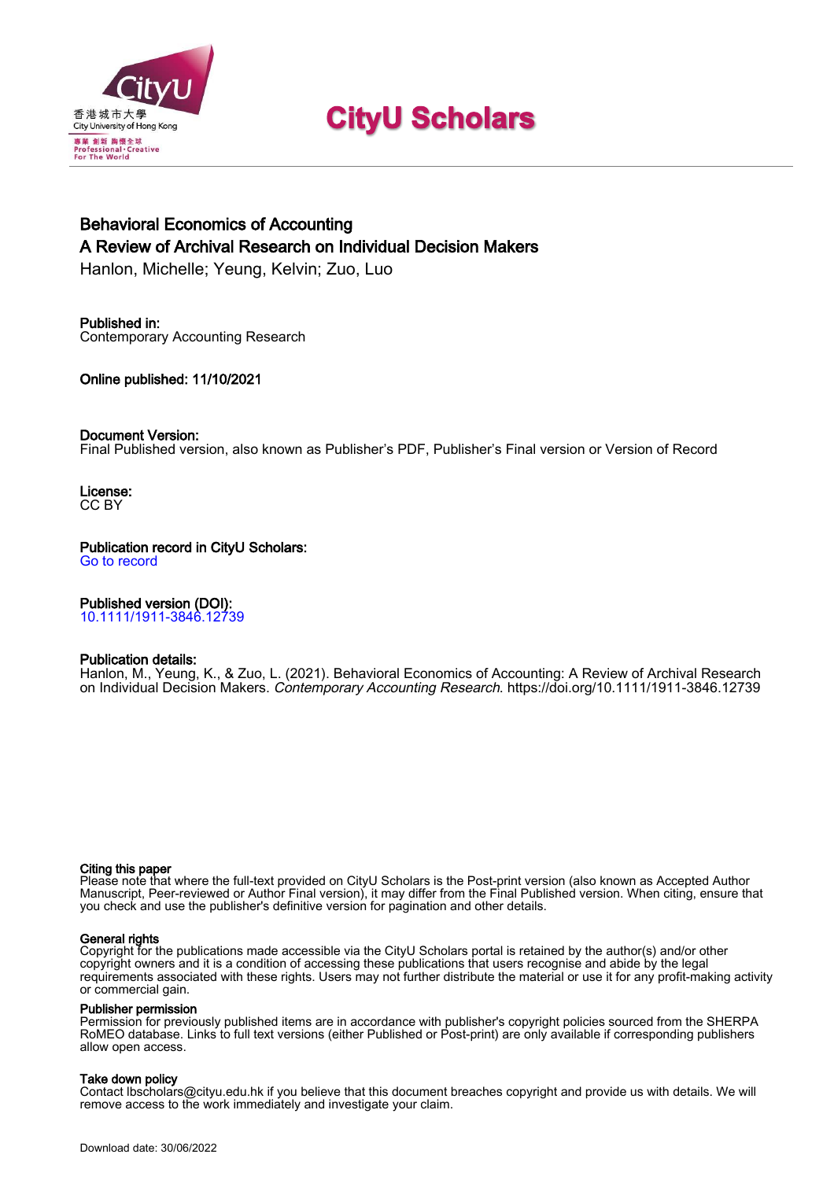# CityU Scholars

## Behavioral Economics of Accounting
## A Review of Archival Research on Individual Decision Makers

Hanlon, Michelle; Yeung, Kelvin; Zuo, Luo

**Published in:**
Contemporary Accounting Research

**Online published:** 11/10/2021

**Document Version:**
Final Published version, also known as Publisher's PDF, Publisher's Final version or Version of Record

**License:**
CC BY

**Publication record in CityU Scholars:**
Go to record

**Published version (DOI):**
10.1111/1911-3846.12739

**Publication details:**
Hanlon, M., Yeung, K., & Zuo, L. (2021). Behavioral Economics of Accounting: A Review of Archival Research on Individual Decision Makers. *Contemporary Accounting Research*. https://doi.org/10.1111/1911-3846.12739

**Citing this paper**
Please note that where the full-text provided on CityU Scholars is the Post-print version (also known as Accepted Author Manuscript, Peer-reviewed or Author Final version), it may differ from the Final Published version. When citing, ensure that you check and use the publisher's definitive version for pagination and other details.

**General rights**
Copyright for the publications made accessible via the CityU Scholars portal is retained by the author(s) and/or other copyright owners and it is a condition of accessing these publications that users recognise and abide by the legal requirements associated with these rights. Users may not further distribute the material or use it for any profit-making activity or commercial gain.

**Publisher permission**
Permission for previously published items are in accordance with publisher's copyright policies sourced from the SHERPA RoMEO database. Links to full text versions (either Published or Post-print) are only available if corresponding publishers allow open access.

**Take down policy**
Contact lbscholars@cityu.edu.hk if you believe that this document breaches copyright and provide us with details. We will remove access to the work immediately and investigate your claim.

Download date: 30/06/2022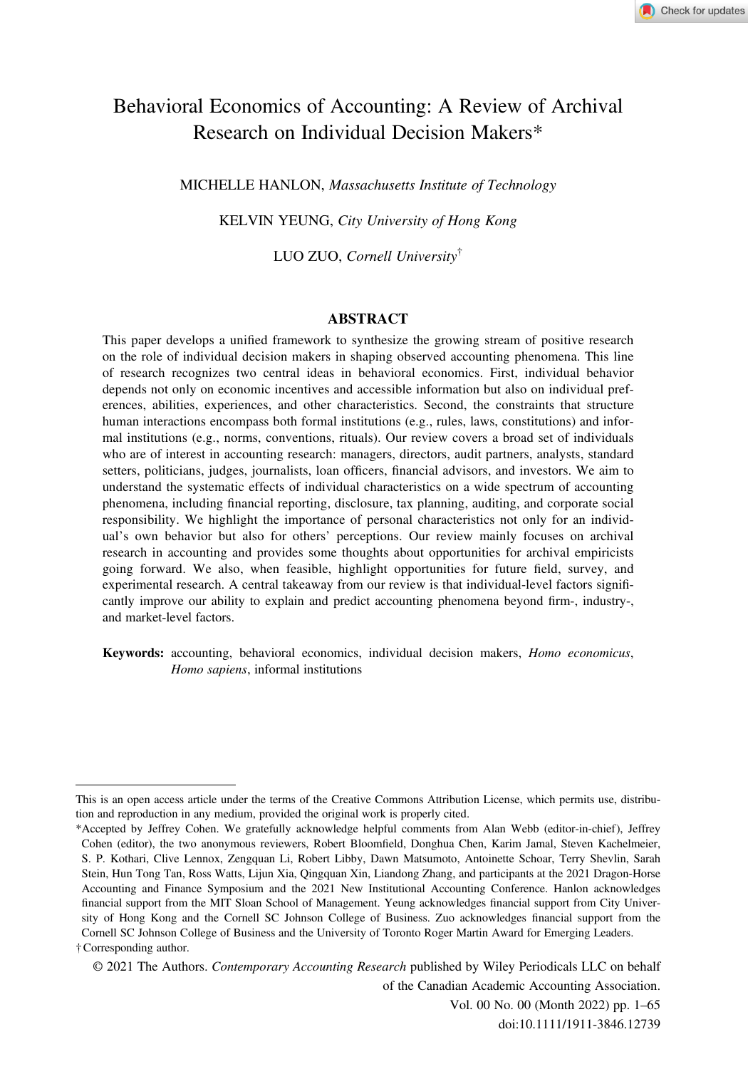# Behavioral Economics of Accounting: A Review of Archival Research on Individual Decision Makers*

MICHELLE HANLON, *Massachusetts Institute of Technology*

KELVIN YEUNG, *City University of Hong Kong*

LUO ZUO, *Cornell University*†

## ABSTRACT

This paper develops a unified framework to synthesize the growing stream of positive research on the role of individual decision makers in shaping observed accounting phenomena. This line of research recognizes two central ideas in behavioral economics. First, individual behavior depends not only on economic incentives and accessible information but also on individual preferences, abilities, experiences, and other characteristics. Second, the constraints that structure human interactions encompass both formal institutions (e.g., rules, laws, constitutions) and informal institutions (e.g., norms, conventions, rituals). Our review covers a broad set of individuals who are of interest in accounting research: managers, directors, audit partners, analysts, standard setters, politicians, judges, journalists, loan officers, financial advisors, and investors. We aim to understand the systematic effects of individual characteristics on a wide spectrum of accounting phenomena, including financial reporting, disclosure, tax planning, auditing, and corporate social responsibility. We highlight the importance of personal characteristics not only for an individual's own behavior but also for others' perceptions. Our review mainly focuses on archival research in accounting and provides some thoughts about opportunities for archival empiricists going forward. We also, when feasible, highlight opportunities for future field, survey, and experimental research. A central takeaway from our review is that individual-level factors significantly improve our ability to explain and predict accounting phenomena beyond firm-, industry-, and market-level factors.

**Keywords:** accounting, behavioral economics, individual decision makers, *Homo economicus*, *Homo sapiens*, informal institutions

---

This is an open access article under the terms of the Creative Commons Attribution License, which permits use, distribution and reproduction in any medium, provided the original work is properly cited.

*Accepted by Jeffrey Cohen. We gratefully acknowledge helpful comments from Alan Webb (editor-in-chief), Jeffrey Cohen (editor), the two anonymous reviewers, Robert Bloomfield, Donghua Chen, Karim Jamal, Steven Kachelmeier, S. P. Kothari, Clive Lennox, Zengquan Li, Robert Libby, Dawn Matsumoto, Antoinette Schoar, Terry Shevlin, Sarah Stein, Hun Tong Tan, Ross Watts, Lijun Xia, Qingquan Xin, Liandong Zhang, and participants at the 2021 Dragon-Horse Accounting and Finance Symposium and the 2021 New Institutional Accounting Conference. Hanlon acknowledges financial support from the MIT Sloan School of Management. Yeung acknowledges financial support from City University of Hong Kong and the Cornell SC Johnson College of Business. Zuo acknowledges financial support from the Cornell SC Johnson College of Business and the University of Toronto Roger Martin Award for Emerging Leaders.

† Corresponding author.

© 2021 The Authors. *Contemporary Accounting Research* published by Wiley Periodicals LLC on behalf of the Canadian Academic Accounting Association.

doi:10.1111/1911-3846.12739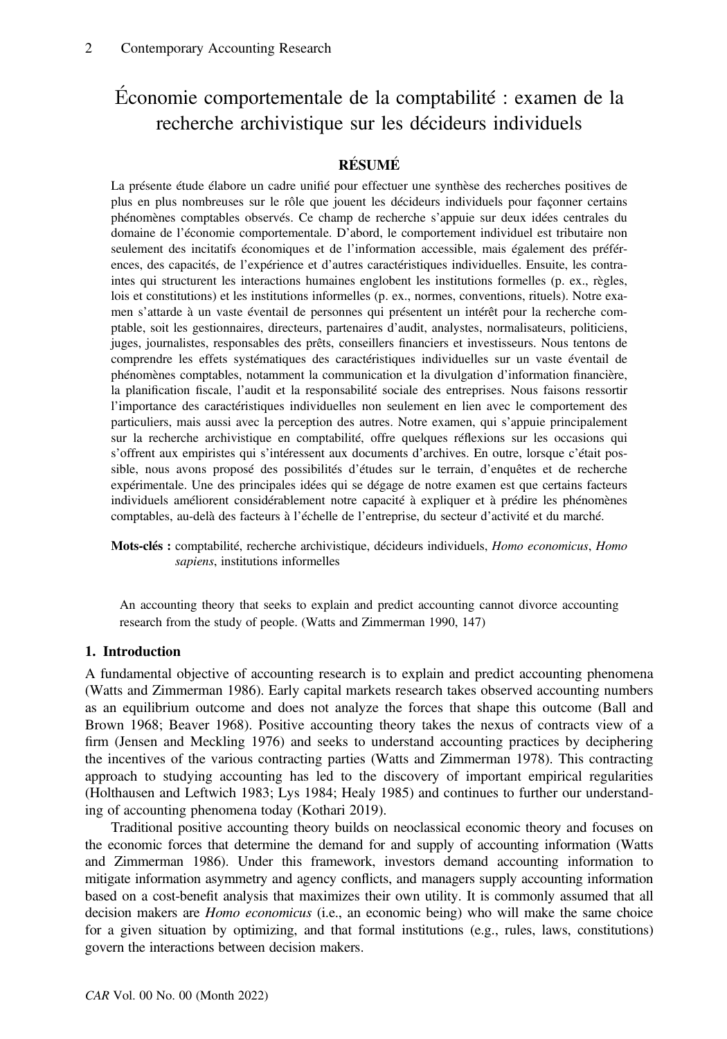# Économie comportementale de la comptabilité : examen de la recherche archivistique sur les décideurs individuels

## RÉSUMÉ

La présente étude élabore un cadre unifié pour effectuer une synthèse des recherches positives de plus en plus nombreuses sur le rôle que jouent les décideurs individuels pour façonner certains phénomènes comptables observés. Ce champ de recherche s'appuie sur deux idées centrales du domaine de l'économie comportementale. D'abord, le comportement individuel est tributaire non seulement des incitatifs économiques et de l'information accessible, mais également des préférences, des capacités, de l'expérience et d'autres caractéristiques individuelles. Ensuite, les contraintes qui structurent les interactions humaines englobent les institutions formelles (p. ex., règles, lois et constitutions) et les institutions informelles (p. ex., normes, conventions, rituels). Notre examen s'attarde à un vaste éventail de personnes qui présentent un intérêt pour la recherche comptable, soit les gestionnaires, directeurs, partenaires d'audit, analystes, normalisateurs, politiciens, juges, journalistes, responsables des prêts, conseillers financiers et investisseurs. Nous tentons de comprendre les effets systématiques des caractéristiques individuelles sur un vaste éventail de phénomènes comptables, notamment la communication et la divulgation d'information financière, la planification fiscale, l'audit et la responsabilité sociale des entreprises. Nous faisons ressortir l'importance des caractéristiques individuelles non seulement en lien avec le comportement des particuliers, mais aussi avec la perception des autres. Notre examen, qui s'appuie principalement sur la recherche archivistique en comptabilité, offre quelques réflexions sur les occasions qui s'offrent aux empiristes qui s'intéressent aux documents d'archives. En outre, lorsque c'était possible, nous avons proposé des possibilités d'études sur le terrain, d'enquêtes et de recherche expérimentale. Une des principales idées qui se dégage de notre examen est que certains facteurs individuels améliorent considérablement notre capacité à expliquer et à prédire les phénomènes comptables, au-delà des facteurs à l'échelle de l'entreprise, du secteur d'activité et du marché.

**Mots-clés :** comptabilité, recherche archivistique, décideurs individuels, *Homo economicus*, *Homo sapiens*, institutions informelles

> An accounting theory that seeks to explain and predict accounting cannot divorce accounting research from the study of people. (Watts and Zimmerman 1990, 147)

## 1. Introduction

A fundamental objective of accounting research is to explain and predict accounting phenomena (Watts and Zimmerman 1986). Early capital markets research takes observed accounting numbers as an equilibrium outcome and does not analyze the forces that shape this outcome (Ball and Brown 1968; Beaver 1968). Positive accounting theory takes the nexus of contracts view of a firm (Jensen and Meckling 1976) and seeks to understand accounting practices by deciphering the incentives of the various contracting parties (Watts and Zimmerman 1978). This contracting approach to studying accounting has led to the discovery of important empirical regularities (Holthausen and Leftwich 1983; Lys 1984; Healy 1985) and continues to further our understanding of accounting phenomena today (Kothari 2019).

Traditional positive accounting theory builds on neoclassical economic theory and focuses on the economic forces that determine the demand for and supply of accounting information (Watts and Zimmerman 1986). Under this framework, investors demand accounting information to mitigate information asymmetry and agency conflicts, and managers supply accounting information based on a cost-benefit analysis that maximizes their own utility. It is commonly assumed that all decision makers are *Homo economicus* (i.e., an economic being) who will make the same choice for a given situation by optimizing, and that formal institutions (e.g., rules, laws, constitutions) govern the interactions between decision makers.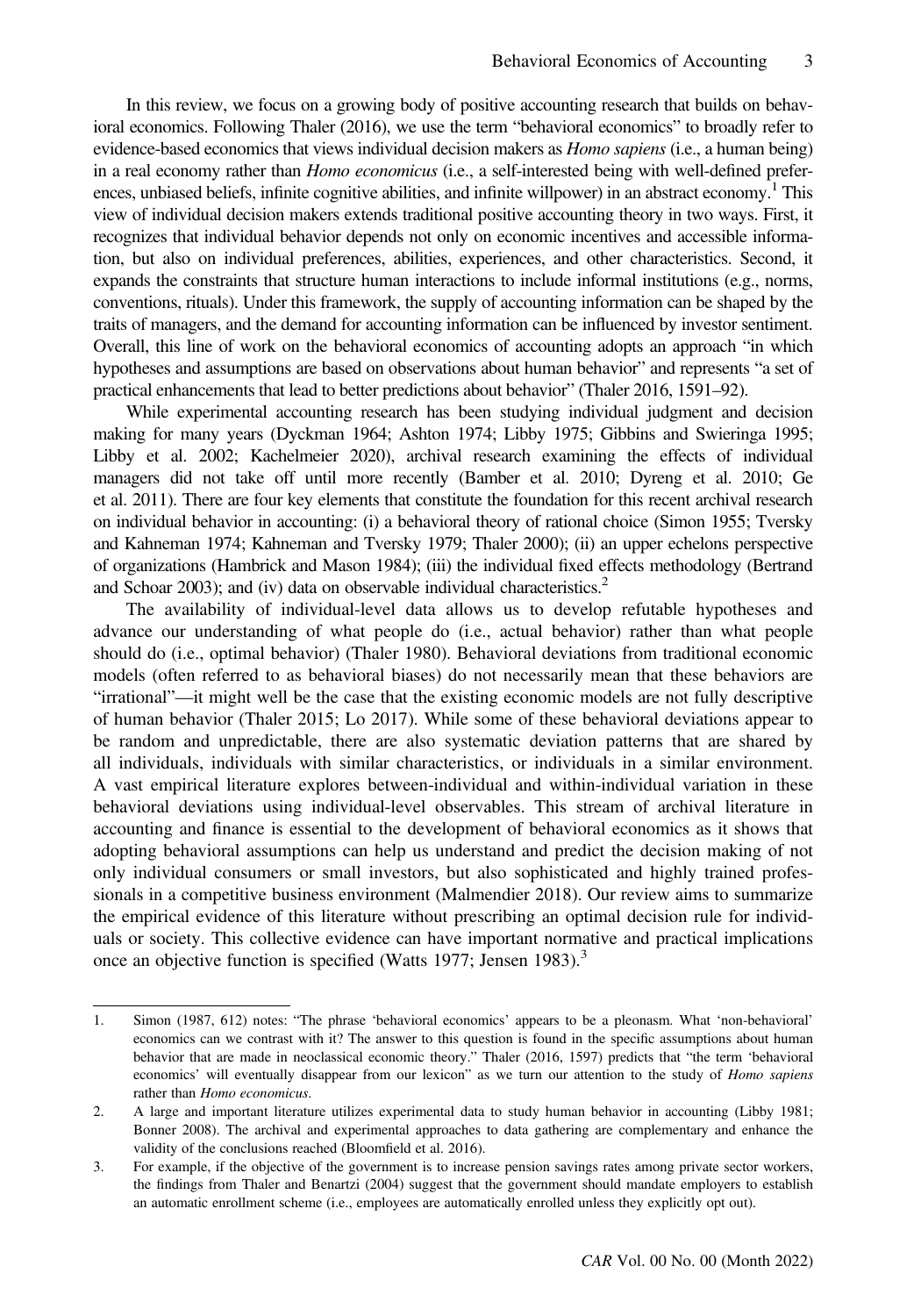In this review, we focus on a growing body of positive accounting research that builds on behavioral economics. Following Thaler (2016), we use the term "behavioral economics" to broadly refer to evidence-based economics that views individual decision makers as *Homo sapiens* (i.e., a human being) in a real economy rather than *Homo economicus* (i.e., a self-interested being with well-defined preferences, unbiased beliefs, infinite cognitive abilities, and infinite willpower) in an abstract economy.[1] This view of individual decision makers extends traditional positive accounting theory in two ways. First, it recognizes that individual behavior depends not only on economic incentives and accessible information, but also on individual preferences, abilities, experiences, and other characteristics. Second, it expands the constraints that structure human interactions to include informal institutions (e.g., norms, conventions, rituals). Under this framework, the supply of accounting information can be shaped by the traits of managers, and the demand for accounting information can be influenced by investor sentiment. Overall, this line of work on the behavioral economics of accounting adopts an approach "in which hypotheses and assumptions are based on observations about human behavior" and represents "a set of practical enhancements that lead to better predictions about behavior" (Thaler 2016, 1591–92).

While experimental accounting research has been studying individual judgment and decision making for many years (Dyckman 1964; Ashton 1974; Libby 1975; Gibbins and Swieringa 1995; Libby et al. 2002; Kachelmeier 2020), archival research examining the effects of individual managers did not take off until more recently (Bamber et al. 2010; Dyreng et al. 2010; Ge et al. 2011). There are four key elements that constitute the foundation for this recent archival research on individual behavior in accounting: (i) a behavioral theory of rational choice (Simon 1955; Tversky and Kahneman 1974; Kahneman and Tversky 1979; Thaler 2000); (ii) an upper echelons perspective of organizations (Hambrick and Mason 1984); (iii) the individual fixed effects methodology (Bertrand and Schoar 2003); and (iv) data on observable individual characteristics.[2]

The availability of individual-level data allows us to develop refutable hypotheses and advance our understanding of what people do (i.e., actual behavior) rather than what people should do (i.e., optimal behavior) (Thaler 1980). Behavioral deviations from traditional economic models (often referred to as behavioral biases) do not necessarily mean that these behaviors are "irrational"—it might well be the case that the existing economic models are not fully descriptive of human behavior (Thaler 2015; Lo 2017). While some of these behavioral deviations appear to be random and unpredictable, there are also systematic deviation patterns that are shared by all individuals, individuals with similar characteristics, or individuals in a similar environment. A vast empirical literature explores between-individual and within-individual variation in these behavioral deviations using individual-level observables. This stream of archival literature in accounting and finance is essential to the development of behavioral economics as it shows that adopting behavioral assumptions can help us understand and predict the decision making of not only individual consumers or small investors, but also sophisticated and highly trained professionals in a competitive business environment (Malmendier 2018). Our review aims to summarize the empirical evidence of this literature without prescribing an optimal decision rule for individuals or society. This collective evidence can have important normative and practical implications once an objective function is specified (Watts 1977; Jensen 1983).[3]

---

1. Simon (1987, 612) notes: "The phrase 'behavioral economics' appears to be a pleonasm. What 'non-behavioral' economics can we contrast with it? The answer to this question is found in the specific assumptions about human behavior that are made in neoclassical economic theory." Thaler (2016, 1597) predicts that "the term 'behavioral economics' will eventually disappear from our lexicon" as we turn our attention to the study of *Homo sapiens* rather than *Homo economicus*.
2. A large and important literature utilizes experimental data to study human behavior in accounting (Libby 1981; Bonner 2008). The archival and experimental approaches to data gathering are complementary and enhance the validity of the conclusions reached (Bloomfield et al. 2016).
3. For example, if the objective of the government is to increase pension savings rates among private sector workers, the findings from Thaler and Benartzi (2004) suggest that the government should mandate employers to establish an automatic enrollment scheme (i.e., employees are automatically enrolled unless they explicitly opt out).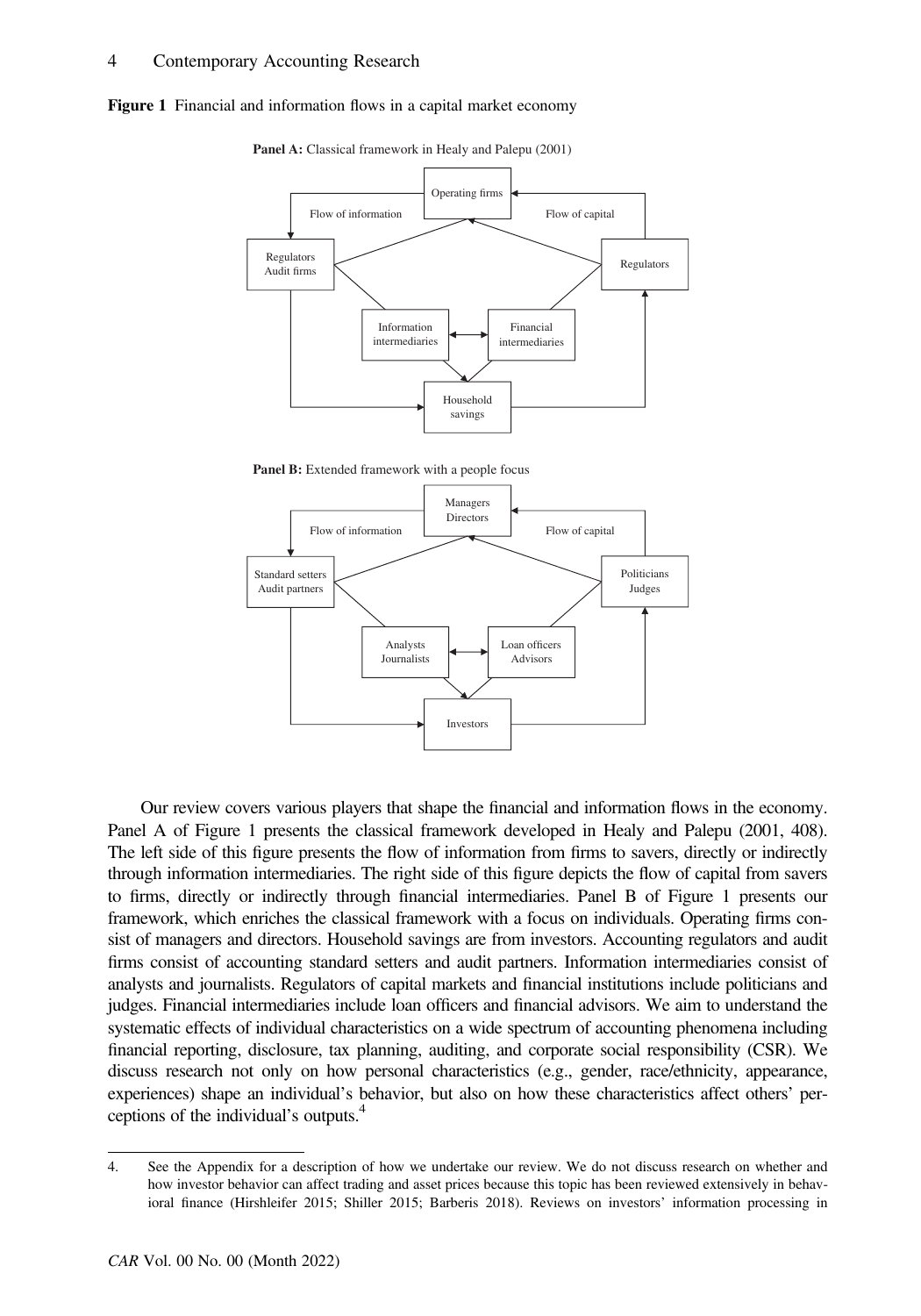**Figure 1** Financial and information flows in a capital market economy

**Panel A:** Classical framework in Healy and Palepu (2001)

Operating firms

Flow of information

Flow of capital

Regulators
Audit firms

Regulators

Information intermediaries

Financial intermediaries

Household savings

**Panel B:** Extended framework with a people focus

Managers
Directors

Flow of information

Flow of capital

Standard setters
Audit partners

Politicians
Judges

Analysts
Journalists

Loan officers
Advisors

Investors

Our review covers various players that shape the financial and information flows in the economy. Panel A of Figure 1 presents the classical framework developed in Healy and Palepu (2001, 408). The left side of this figure presents the flow of information from firms to savers, directly or indirectly through information intermediaries. The right side of this figure depicts the flow of capital from savers to firms, directly or indirectly through financial intermediaries. Panel B of Figure 1 presents our framework, which enriches the classical framework with a focus on individuals. Operating firms consist of managers and directors. Household savings are from investors. Accounting regulators and audit firms consist of accounting standard setters and audit partners. Information intermediaries consist of analysts and journalists. Regulators of capital markets and financial institutions include politicians and judges. Financial intermediaries include loan officers and financial advisors. We aim to understand the systematic effects of individual characteristics on a wide spectrum of accounting phenomena including financial reporting, disclosure, tax planning, auditing, and corporate social responsibility (CSR). We discuss research not only on how personal characteristics (e.g., gender, race/ethnicity, appearance, experiences) shape an individual's behavior, but also on how these characteristics affect others' perceptions of the individual's outputs.[4]

4. See the Appendix for a description of how we undertake our review. We do not discuss research on whether and how investor behavior can affect trading and asset prices because this topic has been reviewed extensively in behavioral finance (Hirshleifer 2015; Shiller 2015; Barberis 2018). Reviews on investors' information processing in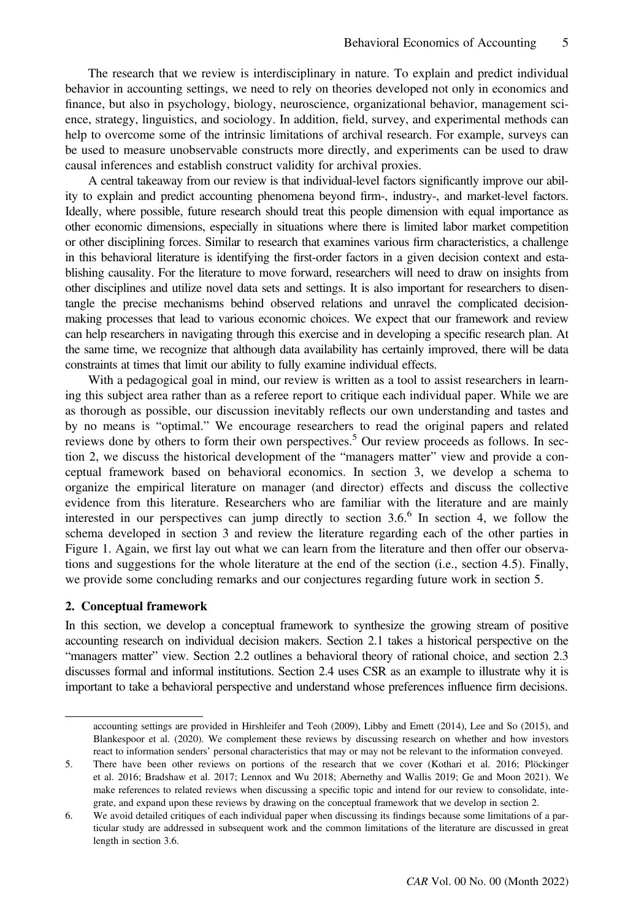The research that we review is interdisciplinary in nature. To explain and predict individual behavior in accounting settings, we need to rely on theories developed not only in economics and finance, but also in psychology, biology, neuroscience, organizational behavior, management science, strategy, linguistics, and sociology. In addition, field, survey, and experimental methods can help to overcome some of the intrinsic limitations of archival research. For example, surveys can be used to measure unobservable constructs more directly, and experiments can be used to draw causal inferences and establish construct validity for archival proxies.

A central takeaway from our review is that individual-level factors significantly improve our ability to explain and predict accounting phenomena beyond firm-, industry-, and market-level factors. Ideally, where possible, future research should treat this people dimension with equal importance as other economic dimensions, especially in situations where there is limited labor market competition or other disciplining forces. Similar to research that examines various firm characteristics, a challenge in this behavioral literature is identifying the first-order factors in a given decision context and establishing causality. For the literature to move forward, researchers will need to draw on insights from other disciplines and utilize novel data sets and settings. It is also important for researchers to disentangle the precise mechanisms behind observed relations and unravel the complicated decision-making processes that lead to various economic choices. We expect that our framework and review can help researchers in navigating through this exercise and in developing a specific research plan. At the same time, we recognize that although data availability has certainly improved, there will be data constraints at times that limit our ability to fully examine individual effects.

With a pedagogical goal in mind, our review is written as a tool to assist researchers in learning this subject area rather than as a referee report to critique each individual paper. While we are as thorough as possible, our discussion inevitably reflects our own understanding and tastes and by no means is "optimal." We encourage researchers to read the original papers and related reviews done by others to form their own perspectives.[5] Our review proceeds as follows. In section 2, we discuss the historical development of the "managers matter" view and provide a conceptual framework based on behavioral economics. In section 3, we develop a schema to organize the empirical literature on manager (and director) effects and discuss the collective evidence from this literature. Researchers who are familiar with the literature and are mainly interested in our perspectives can jump directly to section 3.6.[6] In section 4, we follow the schema developed in section 3 and review the literature regarding each of the other parties in Figure 1. Again, we first lay out what we can learn from the literature and then offer our observations and suggestions for the whole literature at the end of the section (i.e., section 4.5). Finally, we provide some concluding remarks and our conjectures regarding future work in section 5.

## 2. Conceptual framework

In this section, we develop a conceptual framework to synthesize the growing stream of positive accounting research on individual decision makers. Section 2.1 takes a historical perspective on the "managers matter" view. Section 2.2 outlines a behavioral theory of rational choice, and section 2.3 discusses formal and informal institutions. Section 2.4 uses CSR as an example to illustrate why it is important to take a behavioral perspective and understand whose preferences influence firm decisions.

---

accounting settings are provided in Hirshleifer and Teoh (2009), Libby and Emett (2014), Lee and So (2015), and Blankespoor et al. (2020). We complement these reviews by discussing research on whether and how investors react to information senders' personal characteristics that may or may not be relevant to the information conveyed.

5. There have been other reviews on portions of the research that we cover (Kothari et al. 2016; Plöckinger et al. 2016; Bradshaw et al. 2017; Lennox and Wu 2018; Abernethy and Wallis 2019; Ge and Moon 2021). We make references to related reviews when discussing a specific topic and intend for our review to consolidate, integrate, and expand upon these reviews by drawing on the conceptual framework that we develop in section 2.

6. We avoid detailed critiques of each individual paper when discussing its findings because some limitations of a particular study are addressed in subsequent work and the common limitations of the literature are discussed in great length in section 3.6.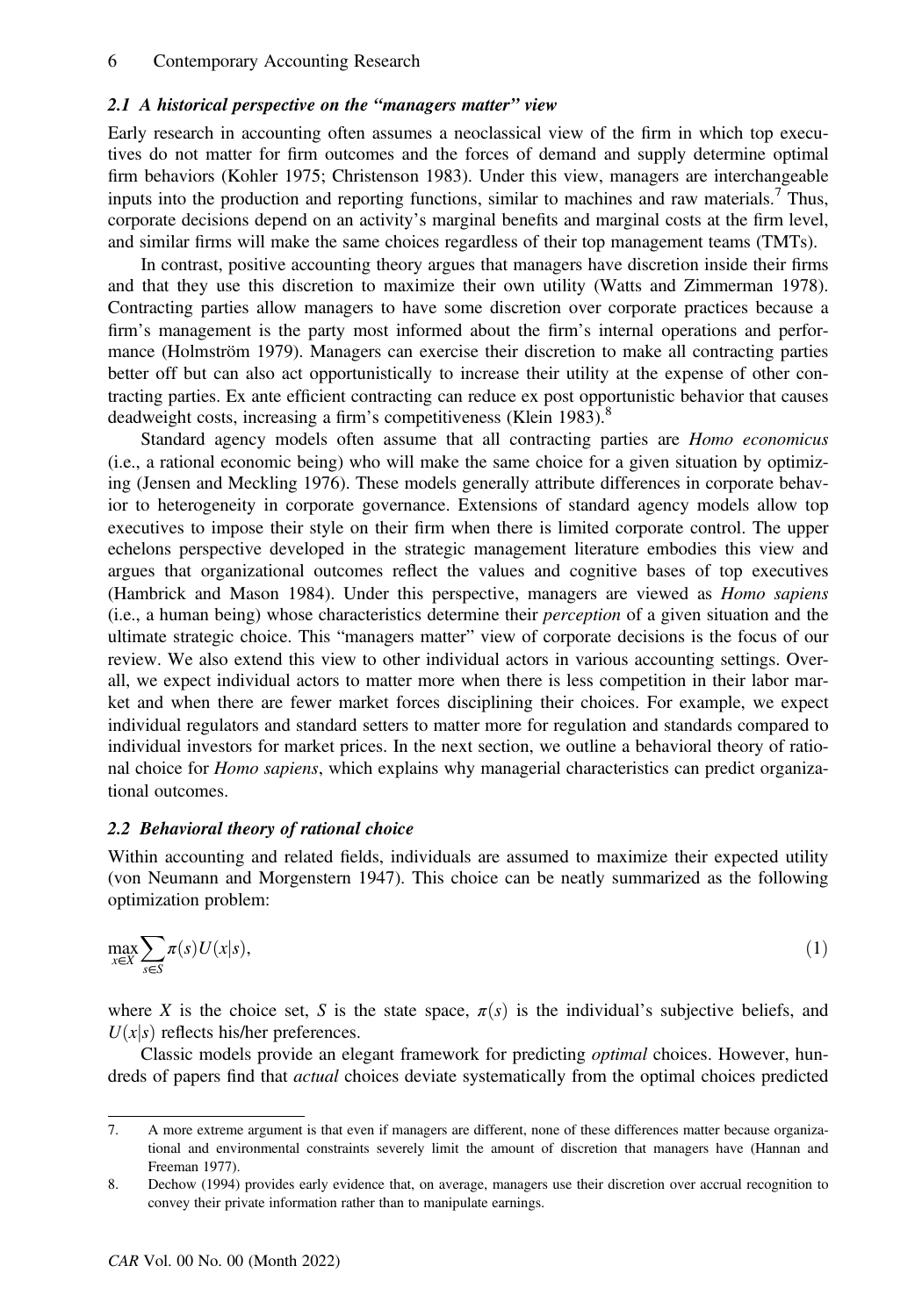### 2.1 A historical perspective on the "managers matter" view

Early research in accounting often assumes a neoclassical view of the firm in which top executives do not matter for firm outcomes and the forces of demand and supply determine optimal firm behaviors (Kohler 1975; Christenson 1983). Under this view, managers are interchangeable inputs into the production and reporting functions, similar to machines and raw materials.[7] Thus, corporate decisions depend on an activity's marginal benefits and marginal costs at the firm level, and similar firms will make the same choices regardless of their top management teams (TMTs).

In contrast, positive accounting theory argues that managers have discretion inside their firms and that they use this discretion to maximize their own utility (Watts and Zimmerman 1978). Contracting parties allow managers to have some discretion over corporate practices because a firm's management is the party most informed about the firm's internal operations and performance (Holmström 1979). Managers can exercise their discretion to make all contracting parties better off but can also act opportunistically to increase their utility at the expense of other contracting parties. Ex ante efficient contracting can reduce ex post opportunistic behavior that causes deadweight costs, increasing a firm's competitiveness (Klein 1983).[8]

Standard agency models often assume that all contracting parties are *Homo economicus* (i.e., a rational economic being) who will make the same choice for a given situation by optimizing (Jensen and Meckling 1976). These models generally attribute differences in corporate behavior to heterogeneity in corporate governance. Extensions of standard agency models allow top executives to impose their style on their firm when there is limited corporate control. The upper echelons perspective developed in the strategic management literature embodies this view and argues that organizational outcomes reflect the values and cognitive bases of top executives (Hambrick and Mason 1984). Under this perspective, managers are viewed as *Homo sapiens* (i.e., a human being) whose characteristics determine their *perception* of a given situation and the ultimate strategic choice. This "managers matter" view of corporate decisions is the focus of our review. We also extend this view to other individual actors in various accounting settings. Overall, we expect individual actors to matter more when there is less competition in their labor market and when there are fewer market forces disciplining their choices. For example, we expect individual regulators and standard setters to matter more for regulation and standards compared to individual investors for market prices. In the next section, we outline a behavioral theory of rational choice for *Homo sapiens*, which explains why managerial characteristics can predict organizational outcomes.

### 2.2 Behavioral theory of rational choice

Within accounting and related fields, individuals are assumed to maximize their expected utility (von Neumann and Morgenstern 1947). This choice can be neatly summarized as the following optimization problem:

$$\max_{x \in X} \sum_{s \in S} \pi(s) U(x|s), \tag{1}$$

where $X$ is the choice set, $S$ is the state space, $\pi(s)$ is the individual's subjective beliefs, and $U(x|s)$ reflects his/her preferences.

Classic models provide an elegant framework for predicting *optimal* choices. However, hundreds of papers find that *actual* choices deviate systematically from the optimal choices predicted

7. A more extreme argument is that even if managers are different, none of these differences matter because organizational and environmental constraints severely limit the amount of discretion that managers have (Hannan and Freeman 1977).

8. Dechow (1994) provides early evidence that, on average, managers use their discretion over accrual recognition to convey their private information rather than to manipulate earnings.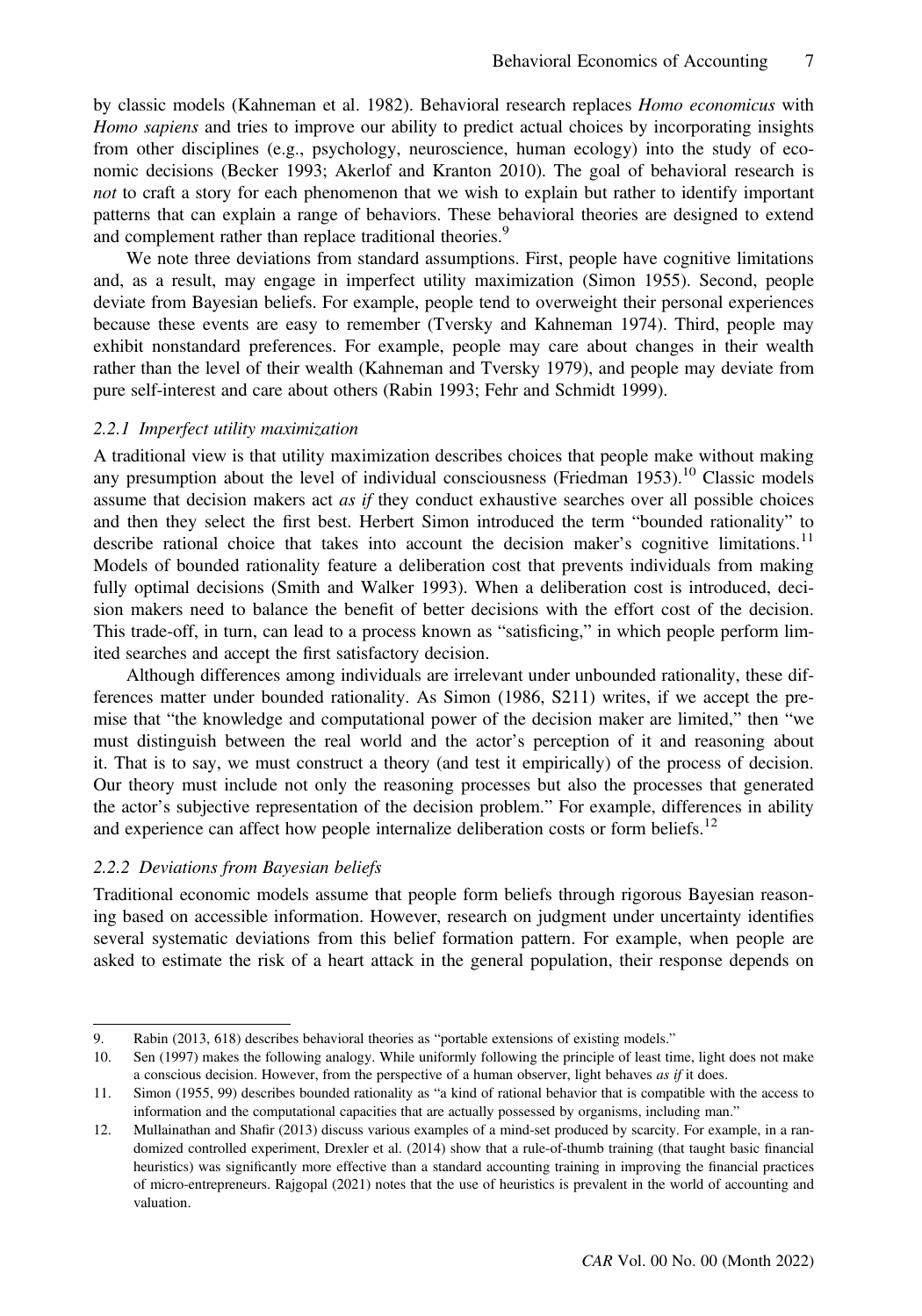by classic models (Kahneman et al. 1982). Behavioral research replaces *Homo economicus* with *Homo sapiens* and tries to improve our ability to predict actual choices by incorporating insights from other disciplines (e.g., psychology, neuroscience, human ecology) into the study of economic decisions (Becker 1993; Akerlof and Kranton 2010). The goal of behavioral research is *not* to craft a story for each phenomenon that we wish to explain but rather to identify important patterns that can explain a range of behaviors. These behavioral theories are designed to extend and complement rather than replace traditional theories.[9]

We note three deviations from standard assumptions. First, people have cognitive limitations and, as a result, may engage in imperfect utility maximization (Simon 1955). Second, people deviate from Bayesian beliefs. For example, people tend to overweight their personal experiences because these events are easy to remember (Tversky and Kahneman 1974). Third, people may exhibit nonstandard preferences. For example, people may care about changes in their wealth rather than the level of their wealth (Kahneman and Tversky 1979), and people may deviate from pure self-interest and care about others (Rabin 1993; Fehr and Schmidt 1999).

### *2.2.1 Imperfect utility maximization*

A traditional view is that utility maximization describes choices that people make without making any presumption about the level of individual consciousness (Friedman 1953).[10] Classic models assume that decision makers act *as if* they conduct exhaustive searches over all possible choices and then they select the first best. Herbert Simon introduced the term "bounded rationality" to describe rational choice that takes into account the decision maker's cognitive limitations.[11] Models of bounded rationality feature a deliberation cost that prevents individuals from making fully optimal decisions (Smith and Walker 1993). When a deliberation cost is introduced, decision makers need to balance the benefit of better decisions with the effort cost of the decision. This trade-off, in turn, can lead to a process known as "satisficing," in which people perform limited searches and accept the first satisfactory decision.

Although differences among individuals are irrelevant under unbounded rationality, these differences matter under bounded rationality. As Simon (1986, S211) writes, if we accept the premise that "the knowledge and computational power of the decision maker are limited," then "we must distinguish between the real world and the actor's perception of it and reasoning about it. That is to say, we must construct a theory (and test it empirically) of the process of decision. Our theory must include not only the reasoning processes but also the processes that generated the actor's subjective representation of the decision problem." For example, differences in ability and experience can affect how people internalize deliberation costs or form beliefs.[12]

### *2.2.2 Deviations from Bayesian beliefs*

Traditional economic models assume that people form beliefs through rigorous Bayesian reasoning based on accessible information. However, research on judgment under uncertainty identifies several systematic deviations from this belief formation pattern. For example, when people are asked to estimate the risk of a heart attack in the general population, their response depends on

---

9. Rabin (2013, 618) describes behavioral theories as "portable extensions of existing models."

10. Sen (1997) makes the following analogy. While uniformly following the principle of least time, light does not make a conscious decision. However, from the perspective of a human observer, light behaves *as if* it does.

11. Simon (1955, 99) describes bounded rationality as "a kind of rational behavior that is compatible with the access to information and the computational capacities that are actually possessed by organisms, including man."

12. Mullainathan and Shafir (2013) discuss various examples of a mind-set produced by scarcity. For example, in a randomized controlled experiment, Drexler et al. (2014) show that a rule-of-thumb training (that taught basic financial heuristics) was significantly more effective than a standard accounting training in improving the financial practices of micro-entrepreneurs. Rajgopal (2021) notes that the use of heuristics is prevalent in the world of accounting and valuation.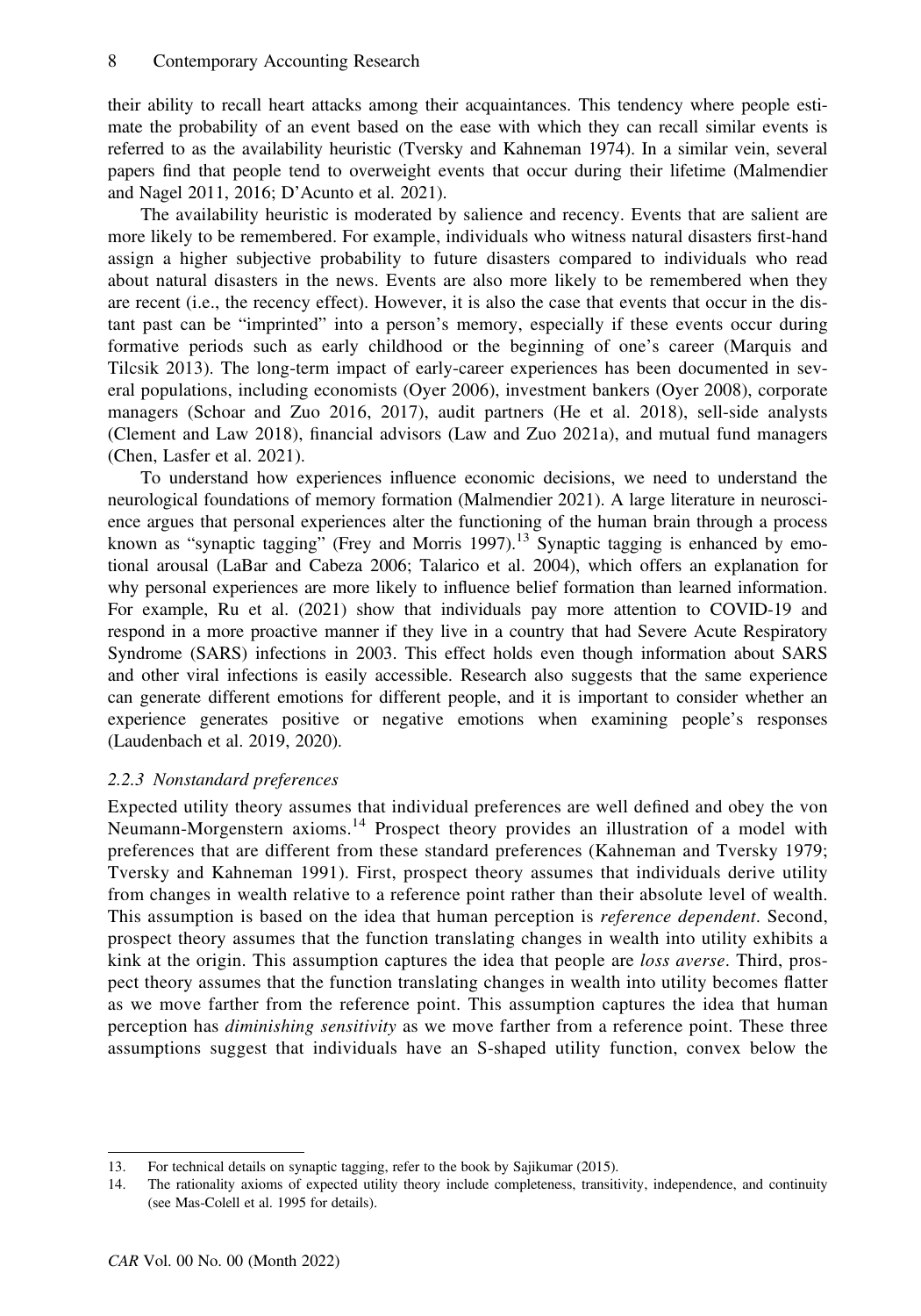their ability to recall heart attacks among their acquaintances. This tendency where people estimate the probability of an event based on the ease with which they can recall similar events is referred to as the availability heuristic (Tversky and Kahneman 1974). In a similar vein, several papers find that people tend to overweight events that occur during their lifetime (Malmendier and Nagel 2011, 2016; D'Acunto et al. 2021).

The availability heuristic is moderated by salience and recency. Events that are salient are more likely to be remembered. For example, individuals who witness natural disasters first-hand assign a higher subjective probability to future disasters compared to individuals who read about natural disasters in the news. Events are also more likely to be remembered when they are recent (i.e., the recency effect). However, it is also the case that events that occur in the distant past can be "imprinted" into a person's memory, especially if these events occur during formative periods such as early childhood or the beginning of one's career (Marquis and Tilcsik 2013). The long-term impact of early-career experiences has been documented in several populations, including economists (Oyer 2006), investment bankers (Oyer 2008), corporate managers (Schoar and Zuo 2016, 2017), audit partners (He et al. 2018), sell-side analysts (Clement and Law 2018), financial advisors (Law and Zuo 2021a), and mutual fund managers (Chen, Lasfer et al. 2021).

To understand how experiences influence economic decisions, we need to understand the neurological foundations of memory formation (Malmendier 2021). A large literature in neuroscience argues that personal experiences alter the functioning of the human brain through a process known as "synaptic tagging" (Frey and Morris 1997).[13] Synaptic tagging is enhanced by emotional arousal (LaBar and Cabeza 2006; Talarico et al. 2004), which offers an explanation for why personal experiences are more likely to influence belief formation than learned information. For example, Ru et al. (2021) show that individuals pay more attention to COVID-19 and respond in a more proactive manner if they live in a country that had Severe Acute Respiratory Syndrome (SARS) infections in 2003. This effect holds even though information about SARS and other viral infections is easily accessible. Research also suggests that the same experience can generate different emotions for different people, and it is important to consider whether an experience generates positive or negative emotions when examining people's responses (Laudenbach et al. 2019, 2020).

### *2.2.3 Nonstandard preferences*

Expected utility theory assumes that individual preferences are well defined and obey the von Neumann-Morgenstern axioms.[14] Prospect theory provides an illustration of a model with preferences that are different from these standard preferences (Kahneman and Tversky 1979; Tversky and Kahneman 1991). First, prospect theory assumes that individuals derive utility from changes in wealth relative to a reference point rather than their absolute level of wealth. This assumption is based on the idea that human perception is *reference dependent*. Second, prospect theory assumes that the function translating changes in wealth into utility exhibits a kink at the origin. This assumption captures the idea that people are *loss averse*. Third, prospect theory assumes that the function translating changes in wealth into utility becomes flatter as we move farther from the reference point. This assumption captures the idea that human perception has *diminishing sensitivity* as we move farther from a reference point. These three assumptions suggest that individuals have an S-shaped utility function, convex below the

---

13. For technical details on synaptic tagging, refer to the book by Sajikumar (2015).

14. The rationality axioms of expected utility theory include completeness, transitivity, independence, and continuity (see Mas-Colell et al. 1995 for details).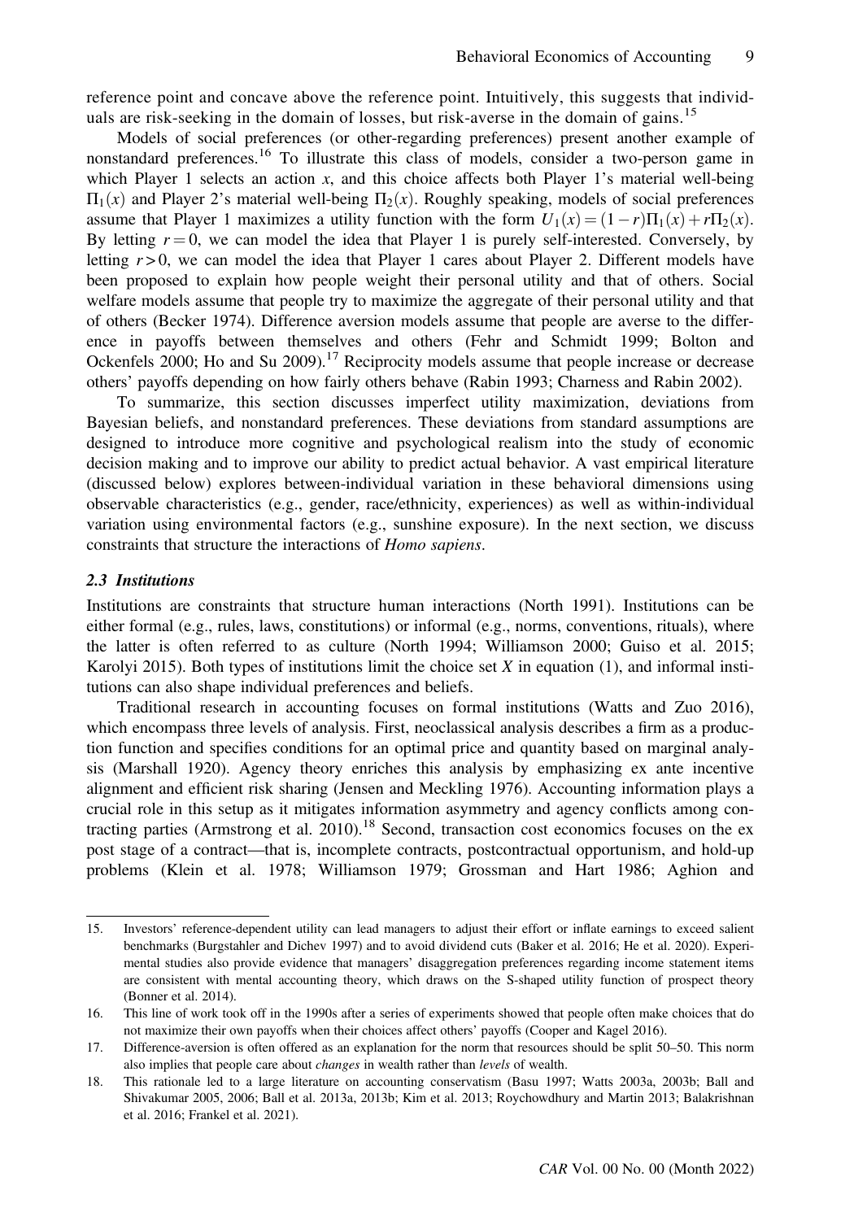reference point and concave above the reference point. Intuitively, this suggests that individuals are risk-seeking in the domain of losses, but risk-averse in the domain of gains.[15]

Models of social preferences (or other-regarding preferences) present another example of nonstandard preferences.[16] To illustrate this class of models, consider a two-person game in which Player 1 selects an action $x$, and this choice affects both Player 1's material well-being $\Pi_1(x)$ and Player 2's material well-being $\Pi_2(x)$. Roughly speaking, models of social preferences assume that Player 1 maximizes a utility function with the form $U_1(x) = (1-r)\Pi_1(x) + r\Pi_2(x)$. By letting $r = 0$, we can model the idea that Player 1 is purely self-interested. Conversely, by letting $r > 0$, we can model the idea that Player 1 cares about Player 2. Different models have been proposed to explain how people weight their personal utility and that of others. Social welfare models assume that people try to maximize the aggregate of their personal utility and that of others (Becker 1974). Difference aversion models assume that people are averse to the difference in payoffs between themselves and others (Fehr and Schmidt 1999; Bolton and Ockenfels 2000; Ho and Su 2009).[17] Reciprocity models assume that people increase or decrease others' payoffs depending on how fairly others behave (Rabin 1993; Charness and Rabin 2002).

To summarize, this section discusses imperfect utility maximization, deviations from Bayesian beliefs, and nonstandard preferences. These deviations from standard assumptions are designed to introduce more cognitive and psychological realism into the study of economic decision making and to improve our ability to predict actual behavior. A vast empirical literature (discussed below) explores between-individual variation in these behavioral dimensions using observable characteristics (e.g., gender, race/ethnicity, experiences) as well as within-individual variation using environmental factors (e.g., sunshine exposure). In the next section, we discuss constraints that structure the interactions of *Homo sapiens*.

### 2.3 *Institutions*

Institutions are constraints that structure human interactions (North 1991). Institutions can be either formal (e.g., rules, laws, constitutions) or informal (e.g., norms, conventions, rituals), where the latter is often referred to as culture (North 1994; Williamson 2000; Guiso et al. 2015; Karolyi 2015). Both types of institutions limit the choice set $X$ in equation (1), and informal institutions can also shape individual preferences and beliefs.

Traditional research in accounting focuses on formal institutions (Watts and Zuo 2016), which encompass three levels of analysis. First, neoclassical analysis describes a firm as a production function and specifies conditions for an optimal price and quantity based on marginal analysis (Marshall 1920). Agency theory enriches this analysis by emphasizing ex ante incentive alignment and efficient risk sharing (Jensen and Meckling 1976). Accounting information plays a crucial role in this setup as it mitigates information asymmetry and agency conflicts among contracting parties (Armstrong et al. 2010).[18] Second, transaction cost economics focuses on the ex post stage of a contract—that is, incomplete contracts, postcontractual opportunism, and hold-up problems (Klein et al. 1978; Williamson 1979; Grossman and Hart 1986; Aghion and

---

15. Investors' reference-dependent utility can lead managers to adjust their effort or inflate earnings to exceed salient benchmarks (Burgstahler and Dichev 1997) and to avoid dividend cuts (Baker et al. 2016; He et al. 2020). Experimental studies also provide evidence that managers' disaggregation preferences regarding income statement items are consistent with mental accounting theory, which draws on the S-shaped utility function of prospect theory (Bonner et al. 2014).

16. This line of work took off in the 1990s after a series of experiments showed that people often make choices that do not maximize their own payoffs when their choices affect others' payoffs (Cooper and Kagel 2016).

17. Difference-aversion is often offered as an explanation for the norm that resources should be split 50–50. This norm also implies that people care about *changes* in wealth rather than *levels* of wealth.

18. This rationale led to a large literature on accounting conservatism (Basu 1997; Watts 2003a, 2003b; Ball and Shivakumar 2005, 2006; Ball et al. 2013a, 2013b; Kim et al. 2013; Roychowdhury and Martin 2013; Balakrishnan et al. 2016; Frankel et al. 2021).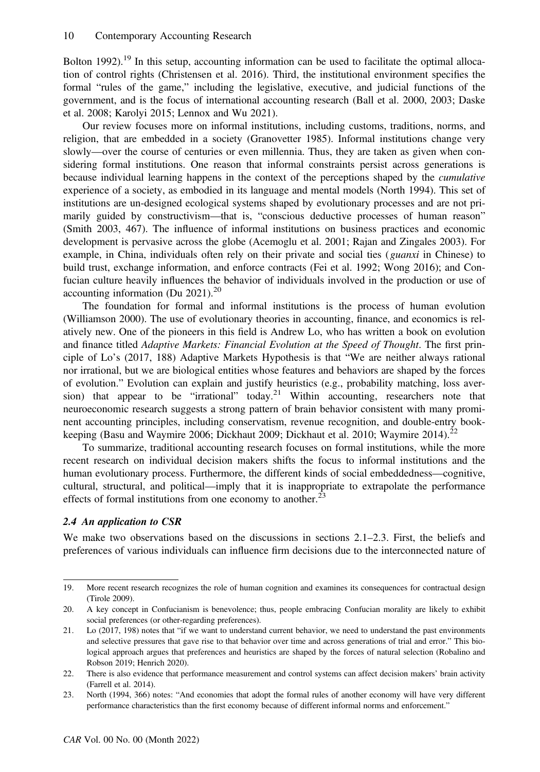Bolton 1992).[19] In this setup, accounting information can be used to facilitate the optimal allocation of control rights (Christensen et al. 2016). Third, the institutional environment specifies the formal "rules of the game," including the legislative, executive, and judicial functions of the government, and is the focus of international accounting research (Ball et al. 2000, 2003; Daske et al. 2008; Karolyi 2015; Lennox and Wu 2021).

Our review focuses more on informal institutions, including customs, traditions, norms, and religion, that are embedded in a society (Granovetter 1985). Informal institutions change very slowly—over the course of centuries or even millennia. Thus, they are taken as given when considering formal institutions. One reason that informal constraints persist across generations is because individual learning happens in the context of the perceptions shaped by the *cumulative* experience of a society, as embodied in its language and mental models (North 1994). This set of institutions are un-designed ecological systems shaped by evolutionary processes and are not primarily guided by constructivism—that is, "conscious deductive processes of human reason" (Smith 2003, 467). The influence of informal institutions on business practices and economic development is pervasive across the globe (Acemoglu et al. 2001; Rajan and Zingales 2003). For example, in China, individuals often rely on their private and social ties (*guanxi* in Chinese) to build trust, exchange information, and enforce contracts (Fei et al. 1992; Wong 2016); and Confucian culture heavily influences the behavior of individuals involved in the production or use of accounting information (Du 2021).[20]

The foundation for formal and informal institutions is the process of human evolution (Williamson 2000). The use of evolutionary theories in accounting, finance, and economics is relatively new. One of the pioneers in this field is Andrew Lo, who has written a book on evolution and finance titled *Adaptive Markets: Financial Evolution at the Speed of Thought*. The first principle of Lo's (2017, 188) Adaptive Markets Hypothesis is that "We are neither always rational nor irrational, but we are biological entities whose features and behaviors are shaped by the forces of evolution." Evolution can explain and justify heuristics (e.g., probability matching, loss aversion) that appear to be "irrational" today.[21] Within accounting, researchers note that neuroeconomic research suggests a strong pattern of brain behavior consistent with many prominent accounting principles, including conservatism, revenue recognition, and double-entry bookkeeping (Basu and Waymire 2006; Dickhaut 2009; Dickhaut et al. 2010; Waymire 2014).[22]

To summarize, traditional accounting research focuses on formal institutions, while the more recent research on individual decision makers shifts the focus to informal institutions and the human evolutionary process. Furthermore, the different kinds of social embeddedness—cognitive, cultural, structural, and political—imply that it is inappropriate to extrapolate the performance effects of formal institutions from one economy to another.[23]

### *2.4 An application to CSR*

We make two observations based on the discussions in sections 2.1–2.3. First, the beliefs and preferences of various individuals can influence firm decisions due to the interconnected nature of

---

19. More recent research recognizes the role of human cognition and examines its consequences for contractual design (Tirole 2009).

20. A key concept in Confucianism is benevolence; thus, people embracing Confucian morality are likely to exhibit social preferences (or other-regarding preferences).

21. Lo (2017, 198) notes that "if we want to understand current behavior, we need to understand the past environments and selective pressures that gave rise to that behavior over time and across generations of trial and error." This biological approach argues that preferences and heuristics are shaped by the forces of natural selection (Robalino and Robson 2019; Henrich 2020).

22. There is also evidence that performance measurement and control systems can affect decision makers' brain activity (Farrell et al. 2014).

23. North (1994, 366) notes: "And economies that adopt the formal rules of another economy will have very different performance characteristics than the first economy because of different informal norms and enforcement."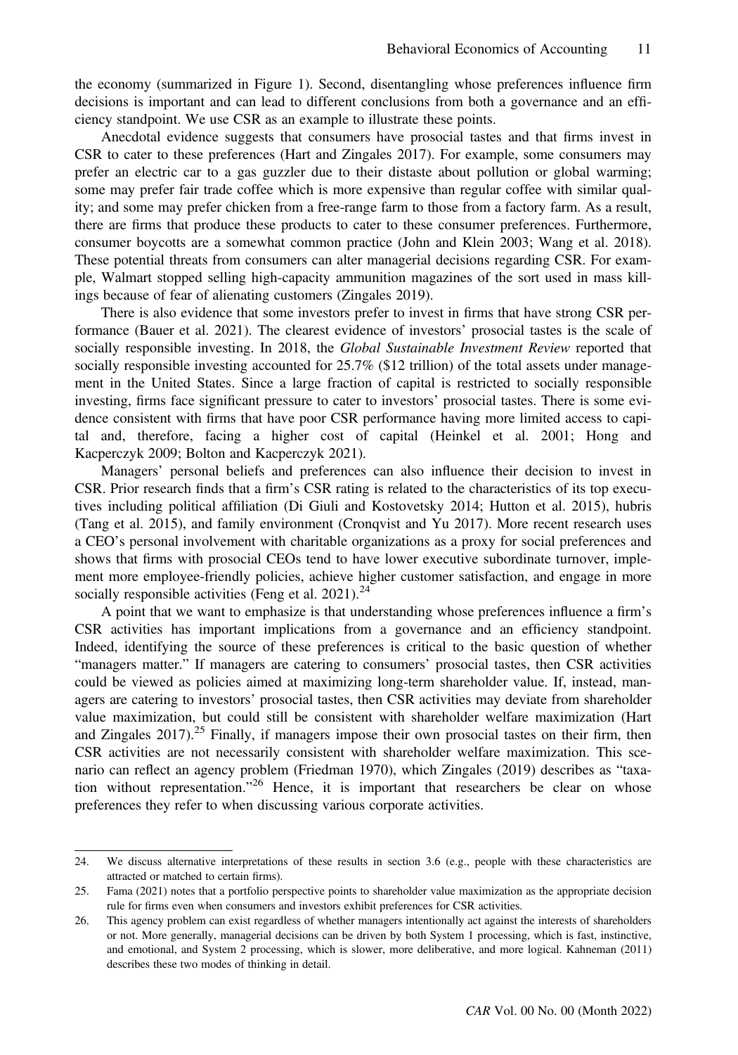the economy (summarized in Figure 1). Second, disentangling whose preferences influence firm decisions is important and can lead to different conclusions from both a governance and an efficiency standpoint. We use CSR as an example to illustrate these points.

Anecdotal evidence suggests that consumers have prosocial tastes and that firms invest in CSR to cater to these preferences (Hart and Zingales 2017). For example, some consumers may prefer an electric car to a gas guzzler due to their distaste about pollution or global warming; some may prefer fair trade coffee which is more expensive than regular coffee with similar quality; and some may prefer chicken from a free-range farm to those from a factory farm. As a result, there are firms that produce these products to cater to these consumer preferences. Furthermore, consumer boycotts are a somewhat common practice (John and Klein 2003; Wang et al. 2018). These potential threats from consumers can alter managerial decisions regarding CSR. For example, Walmart stopped selling high-capacity ammunition magazines of the sort used in mass killings because of fear of alienating customers (Zingales 2019).

There is also evidence that some investors prefer to invest in firms that have strong CSR performance (Bauer et al. 2021). The clearest evidence of investors' prosocial tastes is the scale of socially responsible investing. In 2018, the *Global Sustainable Investment Review* reported that socially responsible investing accounted for 25.7% ($12 trillion) of the total assets under management in the United States. Since a large fraction of capital is restricted to socially responsible investing, firms face significant pressure to cater to investors' prosocial tastes. There is some evidence consistent with firms that have poor CSR performance having more limited access to capital and, therefore, facing a higher cost of capital (Heinkel et al. 2001; Hong and Kacperczyk 2009; Bolton and Kacperczyk 2021).

Managers' personal beliefs and preferences can also influence their decision to invest in CSR. Prior research finds that a firm's CSR rating is related to the characteristics of its top executives including political affiliation (Di Giuli and Kostovetsky 2014; Hutton et al. 2015), hubris (Tang et al. 2015), and family environment (Cronqvist and Yu 2017). More recent research uses a CEO's personal involvement with charitable organizations as a proxy for social preferences and shows that firms with prosocial CEOs tend to have lower executive subordinate turnover, implement more employee-friendly policies, achieve higher customer satisfaction, and engage in more socially responsible activities (Feng et al. 2021).[24]

A point that we want to emphasize is that understanding whose preferences influence a firm's CSR activities has important implications from a governance and an efficiency standpoint. Indeed, identifying the source of these preferences is critical to the basic question of whether "managers matter." If managers are catering to consumers' prosocial tastes, then CSR activities could be viewed as policies aimed at maximizing long-term shareholder value. If, instead, managers are catering to investors' prosocial tastes, then CSR activities may deviate from shareholder value maximization, but could still be consistent with shareholder welfare maximization (Hart and Zingales 2017).[25] Finally, if managers impose their own prosocial tastes on their firm, then CSR activities are not necessarily consistent with shareholder welfare maximization. This scenario can reflect an agency problem (Friedman 1970), which Zingales (2019) describes as "taxation without representation."[26] Hence, it is important that researchers be clear on whose preferences they refer to when discussing various corporate activities.

---

24. We discuss alternative interpretations of these results in section 3.6 (e.g., people with these characteristics are attracted or matched to certain firms).

25. Fama (2021) notes that a portfolio perspective points to shareholder value maximization as the appropriate decision rule for firms even when consumers and investors exhibit preferences for CSR activities.

26. This agency problem can exist regardless of whether managers intentionally act against the interests of shareholders or not. More generally, managerial decisions can be driven by both System 1 processing, which is fast, instinctive, and emotional, and System 2 processing, which is slower, more deliberative, and more logical. Kahneman (2011) describes these two modes of thinking in detail.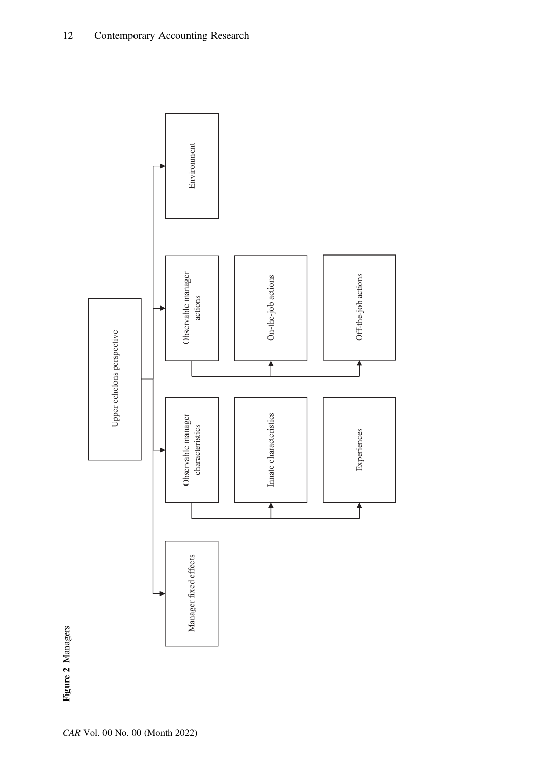**Figure 2** Managers

Upper echelons perspective

- Manager fixed effects
- Observable manager characteristics
  - Innate characteristics
  - Experiences
- Observable manager actions
  - On-the-job actions
  - Off-the-job actions
- Environment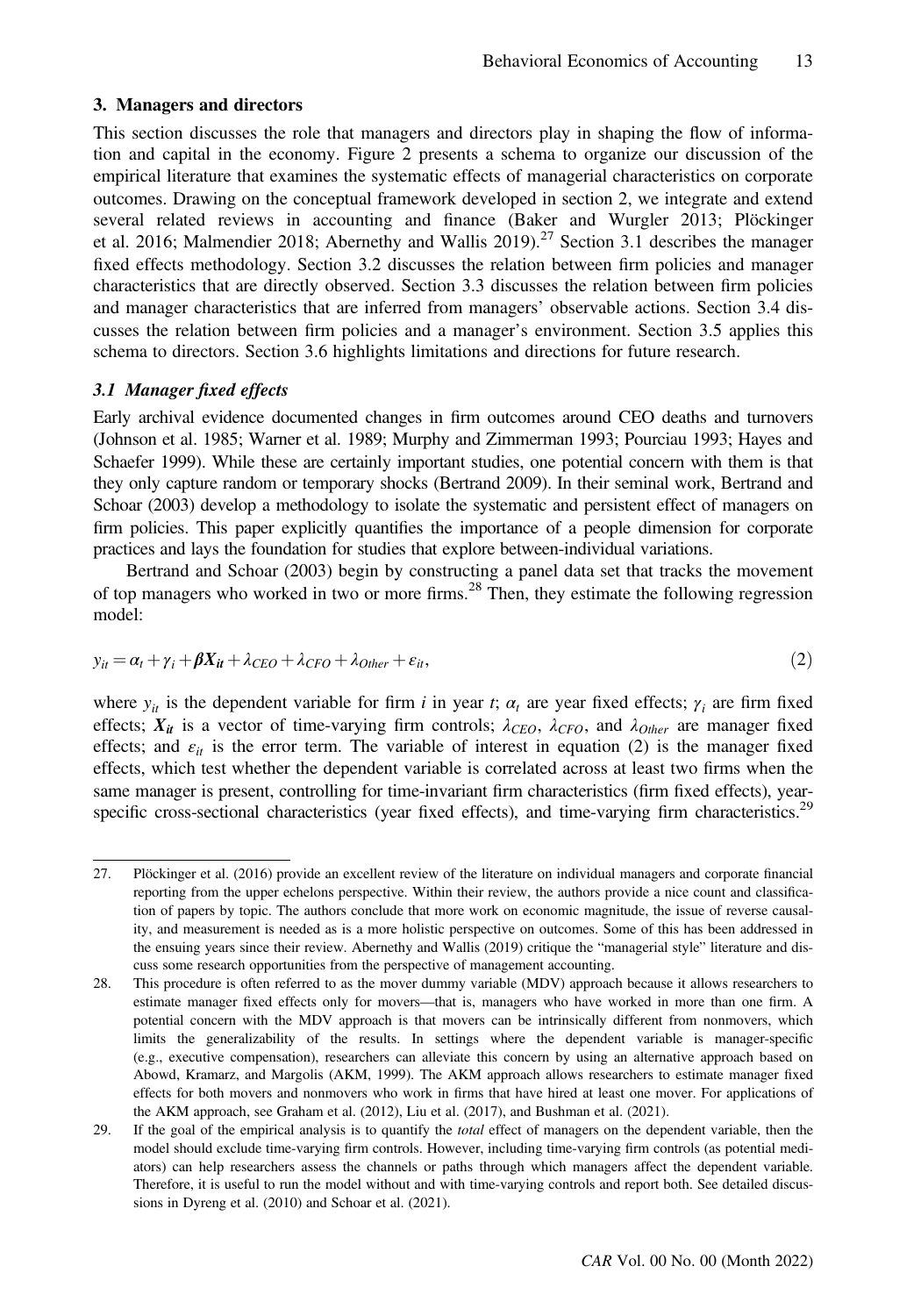## 3. Managers and directors

This section discusses the role that managers and directors play in shaping the flow of information and capital in the economy. Figure 2 presents a schema to organize our discussion of the empirical literature that examines the systematic effects of managerial characteristics on corporate outcomes. Drawing on the conceptual framework developed in section 2, we integrate and extend several related reviews in accounting and finance (Baker and Wurgler 2013; Plöckinger et al. 2016; Malmendier 2018; Abernethy and Wallis 2019).[27] Section 3.1 describes the manager fixed effects methodology. Section 3.2 discusses the relation between firm policies and manager characteristics that are directly observed. Section 3.3 discusses the relation between firm policies and manager characteristics that are inferred from managers' observable actions. Section 3.4 discusses the relation between firm policies and a manager's environment. Section 3.5 applies this schema to directors. Section 3.6 highlights limitations and directions for future research.

### *3.1 Manager fixed effects*

Early archival evidence documented changes in firm outcomes around CEO deaths and turnovers (Johnson et al. 1985; Warner et al. 1989; Murphy and Zimmerman 1993; Pourciau 1993; Hayes and Schaefer 1999). While these are certainly important studies, one potential concern with them is that they only capture random or temporary shocks (Bertrand 2009). In their seminal work, Bertrand and Schoar (2003) develop a methodology to isolate the systematic and persistent effect of managers on firm policies. This paper explicitly quantifies the importance of a people dimension for corporate practices and lays the foundation for studies that explore between-individual variations.

Bertrand and Schoar (2003) begin by constructing a panel data set that tracks the movement of top managers who worked in two or more firms.[28] Then, they estimate the following regression model:

$$y_{it} = \alpha_t + \gamma_i + \boldsymbol{\beta X_{it}} + \lambda_{CEO} + \lambda_{CFO} + \lambda_{Other} + \varepsilon_{it}, \tag{2}$$

where $y_{it}$ is the dependent variable for firm $i$ in year $t$; $\alpha_t$ are year fixed effects; $\gamma_i$ are firm fixed effects; $\boldsymbol{X_{it}}$ is a vector of time-varying firm controls; $\lambda_{CEO}$, $\lambda_{CFO}$, and $\lambda_{Other}$ are manager fixed effects; and $\varepsilon_{it}$ is the error term. The variable of interest in equation (2) is the manager fixed effects, which test whether the dependent variable is correlated across at least two firms when the same manager is present, controlling for time-invariant firm characteristics (firm fixed effects), year-specific cross-sectional characteristics (year fixed effects), and time-varying firm characteristics.[29]

---

27. Plöckinger et al. (2016) provide an excellent review of the literature on individual managers and corporate financial reporting from the upper echelons perspective. Within their review, the authors provide a nice count and classification of papers by topic. The authors conclude that more work on economic magnitude, the issue of reverse causality, and measurement is needed as is a more holistic perspective on outcomes. Some of this has been addressed in the ensuing years since their review. Abernethy and Wallis (2019) critique the "managerial style" literature and discuss some research opportunities from the perspective of management accounting.

28. This procedure is often referred to as the mover dummy variable (MDV) approach because it allows researchers to estimate manager fixed effects only for movers—that is, managers who have worked in more than one firm. A potential concern with the MDV approach is that movers can be intrinsically different from nonmovers, which limits the generalizability of the results. In settings where the dependent variable is manager-specific (e.g., executive compensation), researchers can alleviate this concern by using an alternative approach based on Abowd, Kramarz, and Margolis (AKM, 1999). The AKM approach allows researchers to estimate manager fixed effects for both movers and nonmovers who work in firms that have hired at least one mover. For applications of the AKM approach, see Graham et al. (2012), Liu et al. (2017), and Bushman et al. (2021).

29. If the goal of the empirical analysis is to quantify the *total* effect of managers on the dependent variable, then the model should exclude time-varying firm controls. However, including time-varying firm controls (as potential mediators) can help researchers assess the channels or paths through which managers affect the dependent variable. Therefore, it is useful to run the model without and with time-varying controls and report both. See detailed discussions in Dyreng et al. (2010) and Schoar et al. (2021).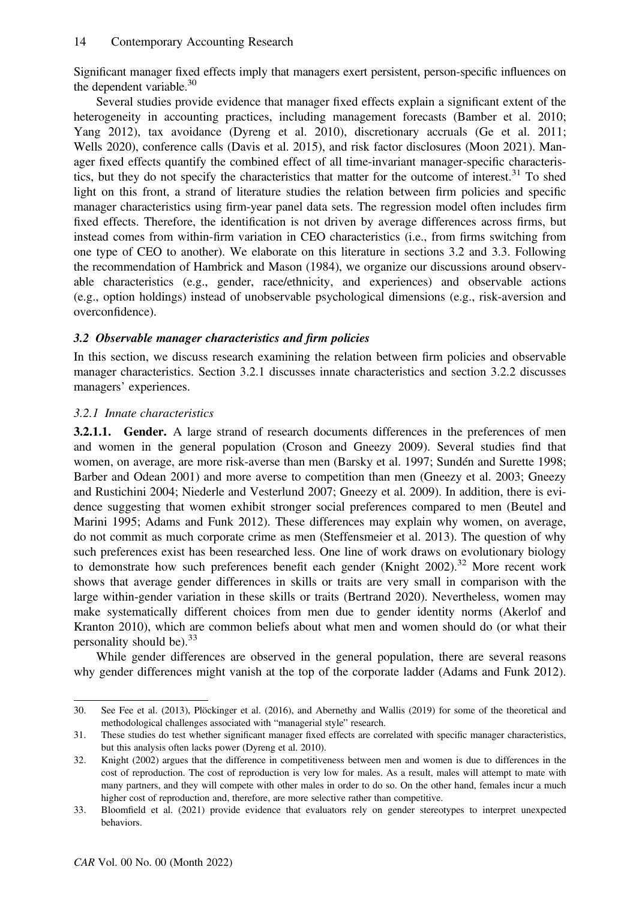Significant manager fixed effects imply that managers exert persistent, person-specific influences on the dependent variable.[30]

Several studies provide evidence that manager fixed effects explain a significant extent of the heterogeneity in accounting practices, including management forecasts (Bamber et al. 2010; Yang 2012), tax avoidance (Dyreng et al. 2010), discretionary accruals (Ge et al. 2011; Wells 2020), conference calls (Davis et al. 2015), and risk factor disclosures (Moon 2021). Manager fixed effects quantify the combined effect of all time-invariant manager-specific characteristics, but they do not specify the characteristics that matter for the outcome of interest.[31] To shed light on this front, a strand of literature studies the relation between firm policies and specific manager characteristics using firm-year panel data sets. The regression model often includes firm fixed effects. Therefore, the identification is not driven by average differences across firms, but instead comes from within-firm variation in CEO characteristics (i.e., from firms switching from one type of CEO to another). We elaborate on this literature in sections 3.2 and 3.3. Following the recommendation of Hambrick and Mason (1984), we organize our discussions around observable characteristics (e.g., gender, race/ethnicity, and experiences) and observable actions (e.g., option holdings) instead of unobservable psychological dimensions (e.g., risk-aversion and overconfidence).

### *3.2 Observable manager characteristics and firm policies*

In this section, we discuss research examining the relation between firm policies and observable manager characteristics. Section 3.2.1 discusses innate characteristics and section 3.2.2 discusses managers' experiences.

#### *3.2.1 Innate characteristics*

**3.2.1.1. Gender.** A large strand of research documents differences in the preferences of men and women in the general population (Croson and Gneezy 2009). Several studies find that women, on average, are more risk-averse than men (Barsky et al. 1997; Sundén and Surette 1998; Barber and Odean 2001) and more averse to competition than men (Gneezy et al. 2003; Gneezy and Rustichini 2004; Niederle and Vesterlund 2007; Gneezy et al. 2009). In addition, there is evidence suggesting that women exhibit stronger social preferences compared to men (Beutel and Marini 1995; Adams and Funk 2012). These differences may explain why women, on average, do not commit as much corporate crime as men (Steffensmeier et al. 2013). The question of why such preferences exist has been researched less. One line of work draws on evolutionary biology to demonstrate how such preferences benefit each gender (Knight 2002).[32] More recent work shows that average gender differences in skills or traits are very small in comparison with the large within-gender variation in these skills or traits (Bertrand 2020). Nevertheless, women may make systematically different choices from men due to gender identity norms (Akerlof and Kranton 2010), which are common beliefs about what men and women should do (or what their personality should be).[33]

While gender differences are observed in the general population, there are several reasons why gender differences might vanish at the top of the corporate ladder (Adams and Funk 2012).

---

30. See Fee et al. (2013), Plöckinger et al. (2016), and Abernethy and Wallis (2019) for some of the theoretical and methodological challenges associated with "managerial style" research.

31. These studies do test whether significant manager fixed effects are correlated with specific manager characteristics, but this analysis often lacks power (Dyreng et al. 2010).

32. Knight (2002) argues that the difference in competitiveness between men and women is due to differences in the cost of reproduction. The cost of reproduction is very low for males. As a result, males will attempt to mate with many partners, and they will compete with other males in order to do so. On the other hand, females incur a much higher cost of reproduction and, therefore, are more selective rather than competitive.

33. Bloomfield et al. (2021) provide evidence that evaluators rely on gender stereotypes to interpret unexpected behaviors.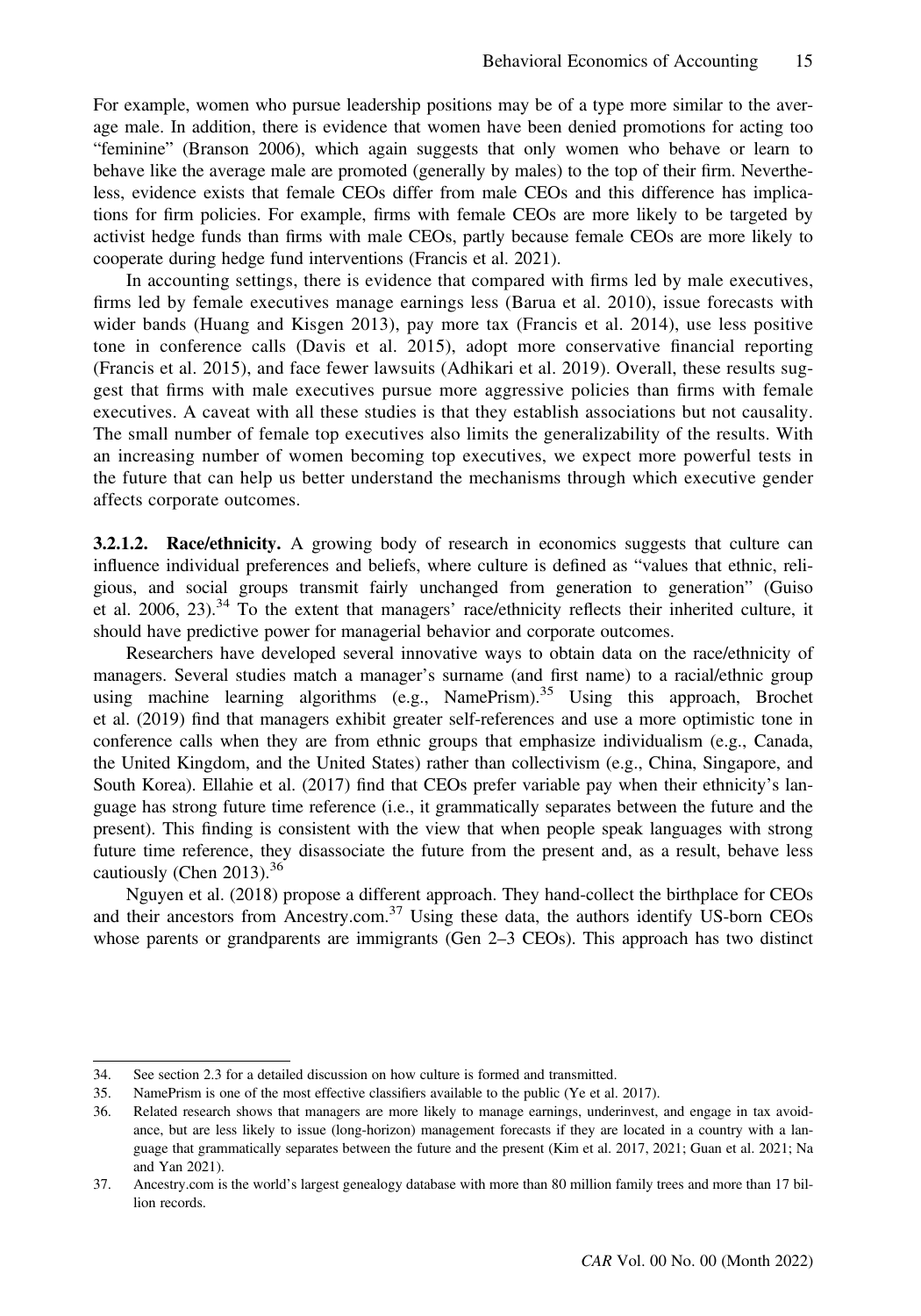For example, women who pursue leadership positions may be of a type more similar to the average male. In addition, there is evidence that women have been denied promotions for acting too "feminine" (Branson 2006), which again suggests that only women who behave or learn to behave like the average male are promoted (generally by males) to the top of their firm. Nevertheless, evidence exists that female CEOs differ from male CEOs and this difference has implications for firm policies. For example, firms with female CEOs are more likely to be targeted by activist hedge funds than firms with male CEOs, partly because female CEOs are more likely to cooperate during hedge fund interventions (Francis et al. 2021).

In accounting settings, there is evidence that compared with firms led by male executives, firms led by female executives manage earnings less (Barua et al. 2010), issue forecasts with wider bands (Huang and Kisgen 2013), pay more tax (Francis et al. 2014), use less positive tone in conference calls (Davis et al. 2015), adopt more conservative financial reporting (Francis et al. 2015), and face fewer lawsuits (Adhikari et al. 2019). Overall, these results suggest that firms with male executives pursue more aggressive policies than firms with female executives. A caveat with all these studies is that they establish associations but not causality. The small number of female top executives also limits the generalizability of the results. With an increasing number of women becoming top executives, we expect more powerful tests in the future that can help us better understand the mechanisms through which executive gender affects corporate outcomes.

**3.2.1.2. Race/ethnicity.** A growing body of research in economics suggests that culture can influence individual preferences and beliefs, where culture is defined as "values that ethnic, religious, and social groups transmit fairly unchanged from generation to generation" (Guiso et al. 2006, 23).[34] To the extent that managers' race/ethnicity reflects their inherited culture, it should have predictive power for managerial behavior and corporate outcomes.

Researchers have developed several innovative ways to obtain data on the race/ethnicity of managers. Several studies match a manager's surname (and first name) to a racial/ethnic group using machine learning algorithms (e.g., NamePrism).[35] Using this approach, Brochet et al. (2019) find that managers exhibit greater self-references and use a more optimistic tone in conference calls when they are from ethnic groups that emphasize individualism (e.g., Canada, the United Kingdom, and the United States) rather than collectivism (e.g., China, Singapore, and South Korea). Ellahie et al. (2017) find that CEOs prefer variable pay when their ethnicity's language has strong future time reference (i.e., it grammatically separates between the future and the present). This finding is consistent with the view that when people speak languages with strong future time reference, they disassociate the future from the present and, as a result, behave less cautiously (Chen 2013).[36]

Nguyen et al. (2018) propose a different approach. They hand-collect the birthplace for CEOs and their ancestors from Ancestry.com.[37] Using these data, the authors identify US-born CEOs whose parents or grandparents are immigrants (Gen 2–3 CEOs). This approach has two distinct

---

34. See section 2.3 for a detailed discussion on how culture is formed and transmitted.
35. NamePrism is one of the most effective classifiers available to the public (Ye et al. 2017).
36. Related research shows that managers are more likely to manage earnings, underinvest, and engage in tax avoidance, but are less likely to issue (long-horizon) management forecasts if they are located in a country with a language that grammatically separates between the future and the present (Kim et al. 2017, 2021; Guan et al. 2021; Na and Yan 2021).
37. Ancestry.com is the world's largest genealogy database with more than 80 million family trees and more than 17 billion records.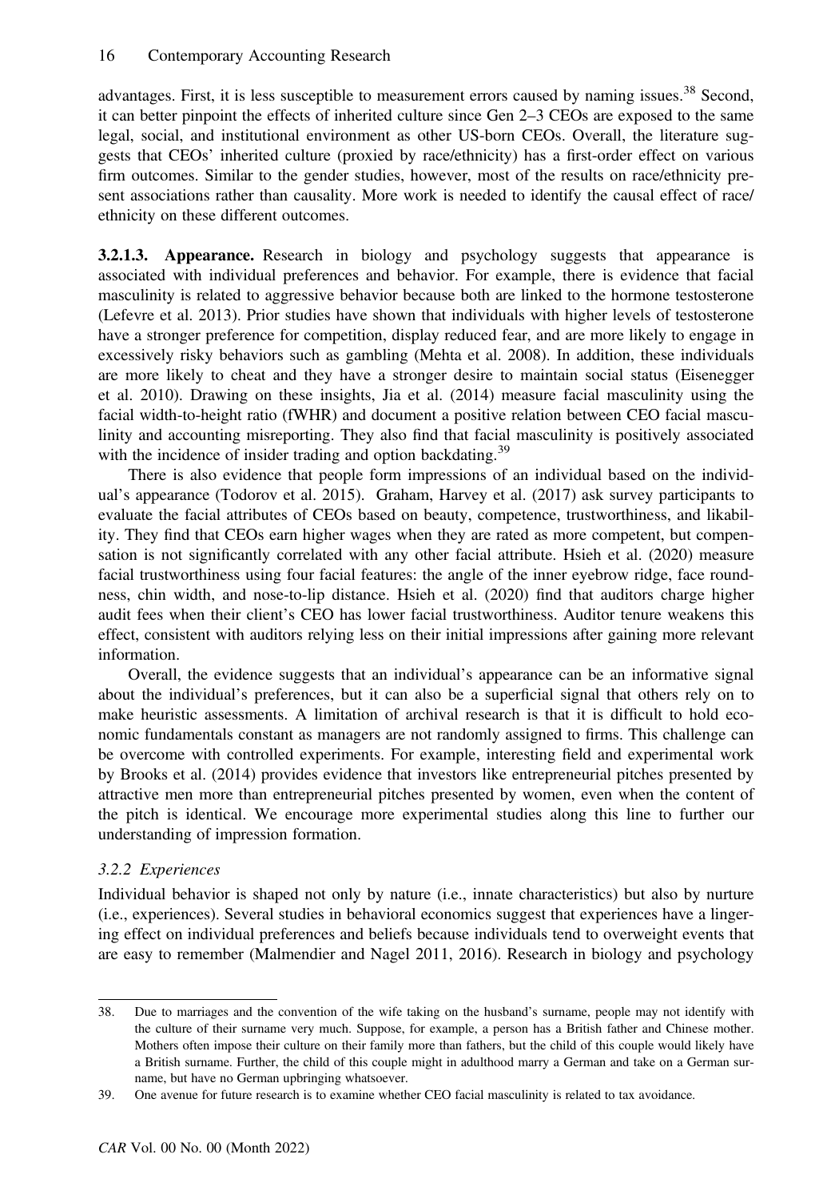advantages. First, it is less susceptible to measurement errors caused by naming issues.[38] Second, it can better pinpoint the effects of inherited culture since Gen 2–3 CEOs are exposed to the same legal, social, and institutional environment as other US-born CEOs. Overall, the literature suggests that CEOs' inherited culture (proxied by race/ethnicity) has a first-order effect on various firm outcomes. Similar to the gender studies, however, most of the results on race/ethnicity present associations rather than causality. More work is needed to identify the causal effect of race/ethnicity on these different outcomes.

**3.2.1.3. Appearance.** Research in biology and psychology suggests that appearance is associated with individual preferences and behavior. For example, there is evidence that facial masculinity is related to aggressive behavior because both are linked to the hormone testosterone (Lefevre et al. 2013). Prior studies have shown that individuals with higher levels of testosterone have a stronger preference for competition, display reduced fear, and are more likely to engage in excessively risky behaviors such as gambling (Mehta et al. 2008). In addition, these individuals are more likely to cheat and they have a stronger desire to maintain social status (Eisenegger et al. 2010). Drawing on these insights, Jia et al. (2014) measure facial masculinity using the facial width-to-height ratio (fWHR) and document a positive relation between CEO facial masculinity and accounting misreporting. They also find that facial masculinity is positively associated with the incidence of insider trading and option backdating.[39]

There is also evidence that people form impressions of an individual based on the individual's appearance (Todorov et al. 2015). Graham, Harvey et al. (2017) ask survey participants to evaluate the facial attributes of CEOs based on beauty, competence, trustworthiness, and likability. They find that CEOs earn higher wages when they are rated as more competent, but compensation is not significantly correlated with any other facial attribute. Hsieh et al. (2020) measure facial trustworthiness using four facial features: the angle of the inner eyebrow ridge, face roundness, chin width, and nose-to-lip distance. Hsieh et al. (2020) find that auditors charge higher audit fees when their client's CEO has lower facial trustworthiness. Auditor tenure weakens this effect, consistent with auditors relying less on their initial impressions after gaining more relevant information.

Overall, the evidence suggests that an individual's appearance can be an informative signal about the individual's preferences, but it can also be a superficial signal that others rely on to make heuristic assessments. A limitation of archival research is that it is difficult to hold economic fundamentals constant as managers are not randomly assigned to firms. This challenge can be overcome with controlled experiments. For example, interesting field and experimental work by Brooks et al. (2014) provides evidence that investors like entrepreneurial pitches presented by attractive men more than entrepreneurial pitches presented by women, even when the content of the pitch is identical. We encourage more experimental studies along this line to further our understanding of impression formation.

### *3.2.2 Experiences*

Individual behavior is shaped not only by nature (i.e., innate characteristics) but also by nurture (i.e., experiences). Several studies in behavioral economics suggest that experiences have a lingering effect on individual preferences and beliefs because individuals tend to overweight events that are easy to remember (Malmendier and Nagel 2011, 2016). Research in biology and psychology

---

38. Due to marriages and the convention of the wife taking on the husband's surname, people may not identify with the culture of their surname very much. Suppose, for example, a person has a British father and Chinese mother. Mothers often impose their culture on their family more than fathers, but the child of this couple would likely have a British surname. Further, the child of this couple might in adulthood marry a German and take on a German surname, but have no German upbringing whatsoever.

39. One avenue for future research is to examine whether CEO facial masculinity is related to tax avoidance.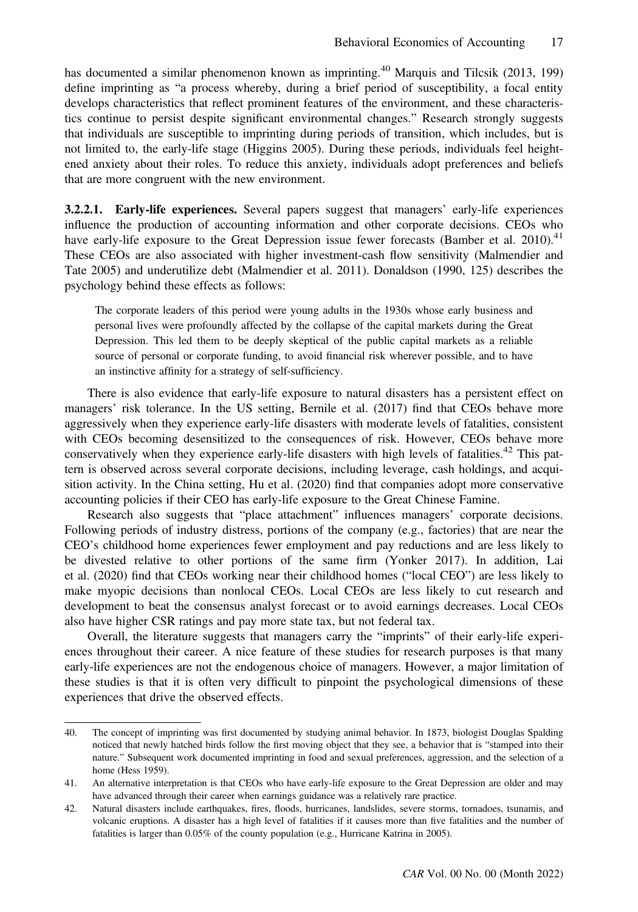has documented a similar phenomenon known as imprinting.[40] Marquis and Tilcsik (2013, 199) define imprinting as "a process whereby, during a brief period of susceptibility, a focal entity develops characteristics that reflect prominent features of the environment, and these characteristics continue to persist despite significant environmental changes." Research strongly suggests that individuals are susceptible to imprinting during periods of transition, which includes, but is not limited to, the early-life stage (Higgins 2005). During these periods, individuals feel heightened anxiety about their roles. To reduce this anxiety, individuals adopt preferences and beliefs that are more congruent with the new environment.

**3.2.2.1. Early-life experiences.** Several papers suggest that managers' early-life experiences influence the production of accounting information and other corporate decisions. CEOs who have early-life exposure to the Great Depression issue fewer forecasts (Bamber et al. 2010).[41] These CEOs are also associated with higher investment-cash flow sensitivity (Malmendier and Tate 2005) and underutilize debt (Malmendier et al. 2011). Donaldson (1990, 125) describes the psychology behind these effects as follows:

> The corporate leaders of this period were young adults in the 1930s whose early business and personal lives were profoundly affected by the collapse of the capital markets during the Great Depression. This led them to be deeply skeptical of the public capital markets as a reliable source of personal or corporate funding, to avoid financial risk wherever possible, and to have an instinctive affinity for a strategy of self-sufficiency.

There is also evidence that early-life exposure to natural disasters has a persistent effect on managers' risk tolerance. In the US setting, Bernile et al. (2017) find that CEOs behave more aggressively when they experience early-life disasters with moderate levels of fatalities, consistent with CEOs becoming desensitized to the consequences of risk. However, CEOs behave more conservatively when they experience early-life disasters with high levels of fatalities.[42] This pattern is observed across several corporate decisions, including leverage, cash holdings, and acquisition activity. In the China setting, Hu et al. (2020) find that companies adopt more conservative accounting policies if their CEO has early-life exposure to the Great Chinese Famine.

Research also suggests that "place attachment" influences managers' corporate decisions. Following periods of industry distress, portions of the company (e.g., factories) that are near the CEO's childhood home experiences fewer employment and pay reductions and are less likely to be divested relative to other portions of the same firm (Yonker 2017). In addition, Lai et al. (2020) find that CEOs working near their childhood homes ("local CEO") are less likely to make myopic decisions than nonlocal CEOs. Local CEOs are less likely to cut research and development to beat the consensus analyst forecast or to avoid earnings decreases. Local CEOs also have higher CSR ratings and pay more state tax, but not federal tax.

Overall, the literature suggests that managers carry the "imprints" of their early-life experiences throughout their career. A nice feature of these studies for research purposes is that many early-life experiences are not the endogenous choice of managers. However, a major limitation of these studies is that it is often very difficult to pinpoint the psychological dimensions of these experiences that drive the observed effects.

---

40. The concept of imprinting was first documented by studying animal behavior. In 1873, biologist Douglas Spalding noticed that newly hatched birds follow the first moving object that they see, a behavior that is "stamped into their nature." Subsequent work documented imprinting in food and sexual preferences, aggression, and the selection of a home (Hess 1959).

41. An alternative interpretation is that CEOs who have early-life exposure to the Great Depression are older and may have advanced through their career when earnings guidance was a relatively rare practice.

42. Natural disasters include earthquakes, fires, floods, hurricanes, landslides, severe storms, tornadoes, tsunamis, and volcanic eruptions. A disaster has a high level of fatalities if it causes more than five fatalities and the number of fatalities is larger than 0.05% of the county population (e.g., Hurricane Katrina in 2005).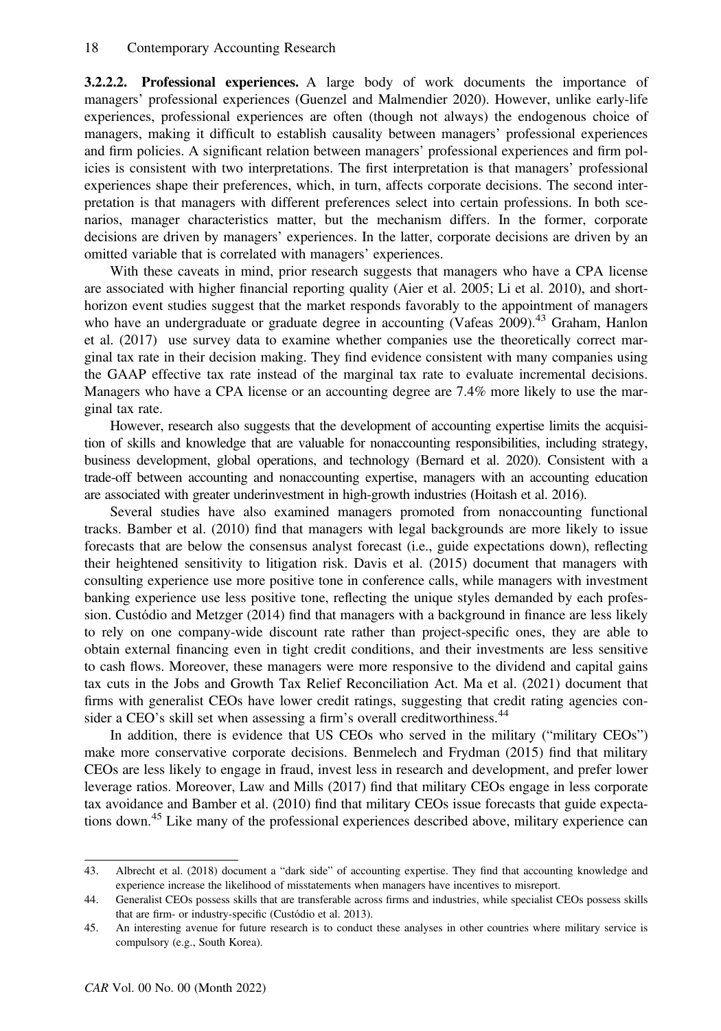**3.2.2.2. Professional experiences.** A large body of work documents the importance of managers' professional experiences (Guenzel and Malmendier 2020). However, unlike early-life experiences, professional experiences are often (though not always) the endogenous choice of managers, making it difficult to establish causality between managers' professional experiences and firm policies. A significant relation between managers' professional experiences and firm policies is consistent with two interpretations. The first interpretation is that managers' professional experiences shape their preferences, which, in turn, affects corporate decisions. The second interpretation is that managers with different preferences select into certain professions. In both scenarios, manager characteristics matter, but the mechanism differs. In the former, corporate decisions are driven by managers' experiences. In the latter, corporate decisions are driven by an omitted variable that is correlated with managers' experiences.

With these caveats in mind, prior research suggests that managers who have a CPA license are associated with higher financial reporting quality (Aier et al. 2005; Li et al. 2010), and short-horizon event studies suggest that the market responds favorably to the appointment of managers who have an undergraduate or graduate degree in accounting (Vafeas 2009).[43] Graham, Hanlon et al. (2017) use survey data to examine whether companies use the theoretically correct marginal tax rate in their decision making. They find evidence consistent with many companies using the GAAP effective tax rate instead of the marginal tax rate to evaluate incremental decisions. Managers who have a CPA license or an accounting degree are 7.4% more likely to use the marginal tax rate.

However, research also suggests that the development of accounting expertise limits the acquisition of skills and knowledge that are valuable for nonaccounting responsibilities, including strategy, business development, global operations, and technology (Bernard et al. 2020). Consistent with a trade-off between accounting and nonaccounting expertise, managers with an accounting education are associated with greater underinvestment in high-growth industries (Hoitash et al. 2016).

Several studies have also examined managers promoted from nonaccounting functional tracks. Bamber et al. (2010) find that managers with legal backgrounds are more likely to issue forecasts that are below the consensus analyst forecast (i.e., guide expectations down), reflecting their heightened sensitivity to litigation risk. Davis et al. (2015) document that managers with consulting experience use more positive tone in conference calls, while managers with investment banking experience use less positive tone, reflecting the unique styles demanded by each profession. Custódio and Metzger (2014) find that managers with a background in finance are less likely to rely on one company-wide discount rate rather than project-specific ones, they are able to obtain external financing even in tight credit conditions, and their investments are less sensitive to cash flows. Moreover, these managers were more responsive to the dividend and capital gains tax cuts in the Jobs and Growth Tax Relief Reconciliation Act. Ma et al. (2021) document that firms with generalist CEOs have lower credit ratings, suggesting that credit rating agencies consider a CEO's skill set when assessing a firm's overall creditworthiness.[44]

In addition, there is evidence that US CEOs who served in the military ("military CEOs") make more conservative corporate decisions. Benmelech and Frydman (2015) find that military CEOs are less likely to engage in fraud, invest less in research and development, and prefer lower leverage ratios. Moreover, Law and Mills (2017) find that military CEOs engage in less corporate tax avoidance and Bamber et al. (2010) find that military CEOs issue forecasts that guide expectations down.[45] Like many of the professional experiences described above, military experience can

---

43. Albrecht et al. (2018) document a "dark side" of accounting expertise. They find that accounting knowledge and experience increase the likelihood of misstatements when managers have incentives to misreport.

44. Generalist CEOs possess skills that are transferable across firms and industries, while specialist CEOs possess skills that are firm- or industry-specific (Custódio et al. 2013).

45. An interesting avenue for future research is to conduct these analyses in other countries where military service is compulsory (e.g., South Korea).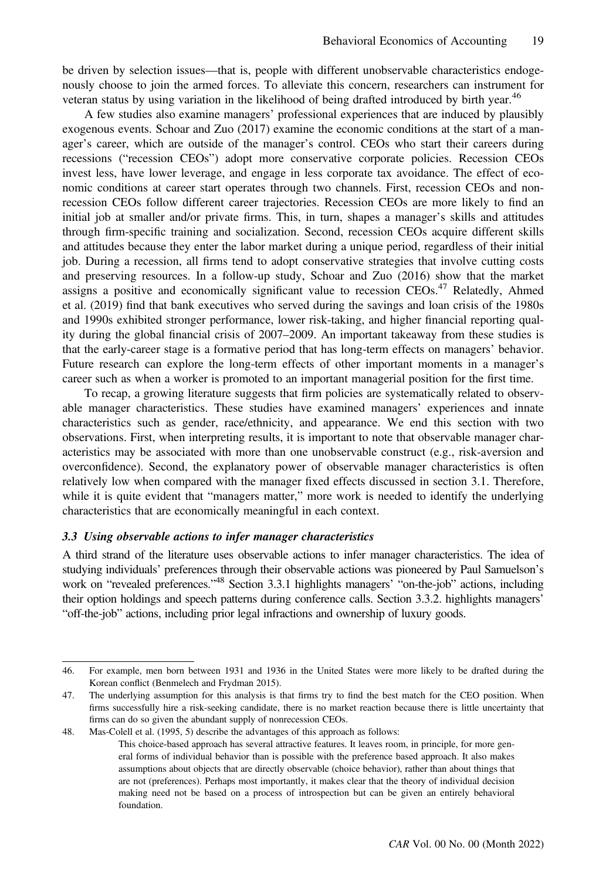be driven by selection issues—that is, people with different unobservable characteristics endogenously choose to join the armed forces. To alleviate this concern, researchers can instrument for veteran status by using variation in the likelihood of being drafted introduced by birth year.[46]

A few studies also examine managers' professional experiences that are induced by plausibly exogenous events. Schoar and Zuo (2017) examine the economic conditions at the start of a manager's career, which are outside of the manager's control. CEOs who start their careers during recessions ("recession CEOs") adopt more conservative corporate policies. Recession CEOs invest less, have lower leverage, and engage in less corporate tax avoidance. The effect of economic conditions at career start operates through two channels. First, recession CEOs and nonrecession CEOs follow different career trajectories. Recession CEOs are more likely to find an initial job at smaller and/or private firms. This, in turn, shapes a manager's skills and attitudes through firm-specific training and socialization. Second, recession CEOs acquire different skills and attitudes because they enter the labor market during a unique period, regardless of their initial job. During a recession, all firms tend to adopt conservative strategies that involve cutting costs and preserving resources. In a follow-up study, Schoar and Zuo (2016) show that the market assigns a positive and economically significant value to recession CEOs.[47] Relatedly, Ahmed et al. (2019) find that bank executives who served during the savings and loan crisis of the 1980s and 1990s exhibited stronger performance, lower risk-taking, and higher financial reporting quality during the global financial crisis of 2007–2009. An important takeaway from these studies is that the early-career stage is a formative period that has long-term effects on managers' behavior. Future research can explore the long-term effects of other important moments in a manager's career such as when a worker is promoted to an important managerial position for the first time.

To recap, a growing literature suggests that firm policies are systematically related to observable manager characteristics. These studies have examined managers' experiences and innate characteristics such as gender, race/ethnicity, and appearance. We end this section with two observations. First, when interpreting results, it is important to note that observable manager characteristics may be associated with more than one unobservable construct (e.g., risk-aversion and overconfidence). Second, the explanatory power of observable manager characteristics is often relatively low when compared with the manager fixed effects discussed in section 3.1. Therefore, while it is quite evident that "managers matter," more work is needed to identify the underlying characteristics that are economically meaningful in each context.

### *3.3 Using observable actions to infer manager characteristics*

A third strand of the literature uses observable actions to infer manager characteristics. The idea of studying individuals' preferences through their observable actions was pioneered by Paul Samuelson's work on "revealed preferences."[48] Section 3.3.1 highlights managers' "on-the-job" actions, including their option holdings and speech patterns during conference calls. Section 3.3.2. highlights managers' "off-the-job" actions, including prior legal infractions and ownership of luxury goods.

---

46. For example, men born between 1931 and 1936 in the United States were more likely to be drafted during the Korean conflict (Benmelech and Frydman 2015).

47. The underlying assumption for this analysis is that firms try to find the best match for the CEO position. When firms successfully hire a risk-seeking candidate, there is no market reaction because there is little uncertainty that firms can do so given the abundant supply of nonrecession CEOs.

48. Mas-Colell et al. (1995, 5) describe the advantages of this approach as follows:

> This choice-based approach has several attractive features. It leaves room, in principle, for more general forms of individual behavior than is possible with the preference based approach. It also makes assumptions about objects that are directly observable (choice behavior), rather than about things that are not (preferences). Perhaps most importantly, it makes clear that the theory of individual decision making need not be based on a process of introspection but can be given an entirely behavioral foundation.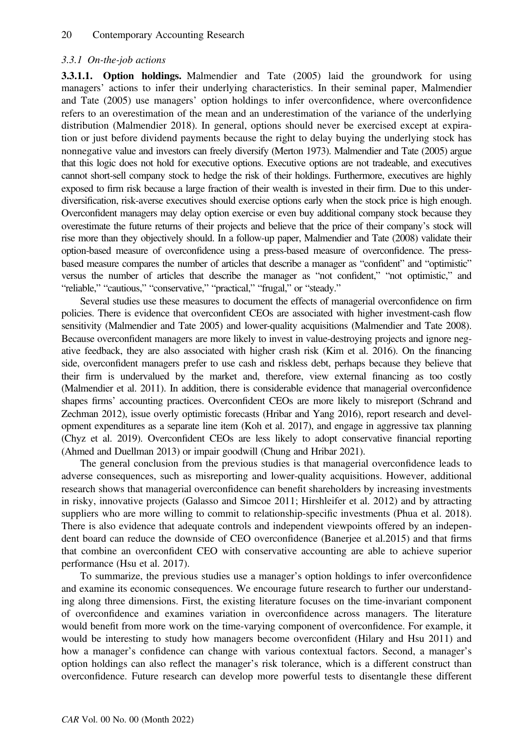#### *3.3.1 On-the-job actions*

**3.3.1.1. Option holdings.** Malmendier and Tate (2005) laid the groundwork for using managers' actions to infer their underlying characteristics. In their seminal paper, Malmendier and Tate (2005) use managers' option holdings to infer overconfidence, where overconfidence refers to an overestimation of the mean and an underestimation of the variance of the underlying distribution (Malmendier 2018). In general, options should never be exercised except at expiration or just before dividend payments because the right to delay buying the underlying stock has nonnegative value and investors can freely diversify (Merton 1973). Malmendier and Tate (2005) argue that this logic does not hold for executive options. Executive options are not tradeable, and executives cannot short-sell company stock to hedge the risk of their holdings. Furthermore, executives are highly exposed to firm risk because a large fraction of their wealth is invested in their firm. Due to this under-diversification, risk-averse executives should exercise options early when the stock price is high enough. Overconfident managers may delay option exercise or even buy additional company stock because they overestimate the future returns of their projects and believe that the price of their company's stock will rise more than they objectively should. In a follow-up paper, Malmendier and Tate (2008) validate their option-based measure of overconfidence using a press-based measure of overconfidence. The press-based measure compares the number of articles that describe a manager as "confident" and "optimistic" versus the number of articles that describe the manager as "not confident," "not optimistic," and "reliable," "cautious," "conservative," "practical," "frugal," or "steady."

Several studies use these measures to document the effects of managerial overconfidence on firm policies. There is evidence that overconfident CEOs are associated with higher investment-cash flow sensitivity (Malmendier and Tate 2005) and lower-quality acquisitions (Malmendier and Tate 2008). Because overconfident managers are more likely to invest in value-destroying projects and ignore negative feedback, they are also associated with higher crash risk (Kim et al. 2016). On the financing side, overconfident managers prefer to use cash and riskless debt, perhaps because they believe that their firm is undervalued by the market and, therefore, view external financing as too costly (Malmendier et al. 2011). In addition, there is considerable evidence that managerial overconfidence shapes firms' accounting practices. Overconfident CEOs are more likely to misreport (Schrand and Zechman 2012), issue overly optimistic forecasts (Hribar and Yang 2016), report research and development expenditures as a separate line item (Koh et al. 2017), and engage in aggressive tax planning (Chyz et al. 2019). Overconfident CEOs are less likely to adopt conservative financial reporting (Ahmed and Duellman 2013) or impair goodwill (Chung and Hribar 2021).

The general conclusion from the previous studies is that managerial overconfidence leads to adverse consequences, such as misreporting and lower-quality acquisitions. However, additional research shows that managerial overconfidence can benefit shareholders by increasing investments in risky, innovative projects (Galasso and Simcoe 2011; Hirshleifer et al. 2012) and by attracting suppliers who are more willing to commit to relationship-specific investments (Phua et al. 2018). There is also evidence that adequate controls and independent viewpoints offered by an independent board can reduce the downside of CEO overconfidence (Banerjee et al.2015) and that firms that combine an overconfident CEO with conservative accounting are able to achieve superior performance (Hsu et al. 2017).

To summarize, the previous studies use a manager's option holdings to infer overconfidence and examine its economic consequences. We encourage future research to further our understanding along three dimensions. First, the existing literature focuses on the time-invariant component of overconfidence and examines variation in overconfidence across managers. The literature would benefit from more work on the time-varying component of overconfidence. For example, it would be interesting to study how managers become overconfident (Hilary and Hsu 2011) and how a manager's confidence can change with various contextual factors. Second, a manager's option holdings can also reflect the manager's risk tolerance, which is a different construct than overconfidence. Future research can develop more powerful tests to disentangle these different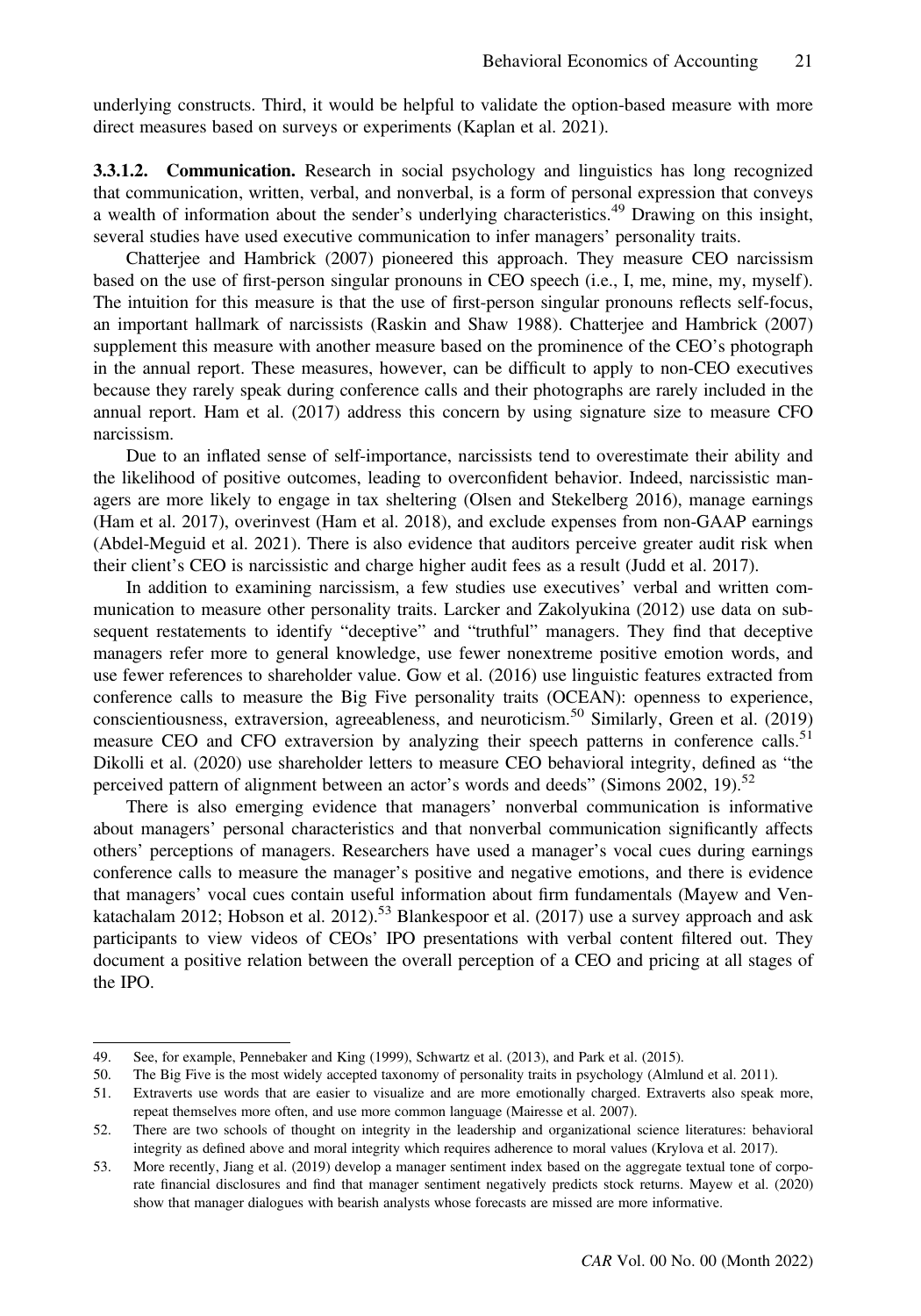underlying constructs. Third, it would be helpful to validate the option-based measure with more direct measures based on surveys or experiments (Kaplan et al. 2021).

**3.3.1.2. Communication.** Research in social psychology and linguistics has long recognized that communication, written, verbal, and nonverbal, is a form of personal expression that conveys a wealth of information about the sender's underlying characteristics.[49] Drawing on this insight, several studies have used executive communication to infer managers' personality traits.

Chatterjee and Hambrick (2007) pioneered this approach. They measure CEO narcissism based on the use of first-person singular pronouns in CEO speech (i.e., I, me, mine, my, myself). The intuition for this measure is that the use of first-person singular pronouns reflects self-focus, an important hallmark of narcissists (Raskin and Shaw 1988). Chatterjee and Hambrick (2007) supplement this measure with another measure based on the prominence of the CEO's photograph in the annual report. These measures, however, can be difficult to apply to non-CEO executives because they rarely speak during conference calls and their photographs are rarely included in the annual report. Ham et al. (2017) address this concern by using signature size to measure CFO narcissism.

Due to an inflated sense of self-importance, narcissists tend to overestimate their ability and the likelihood of positive outcomes, leading to overconfident behavior. Indeed, narcissistic managers are more likely to engage in tax sheltering (Olsen and Stekelberg 2016), manage earnings (Ham et al. 2017), overinvest (Ham et al. 2018), and exclude expenses from non-GAAP earnings (Abdel-Meguid et al. 2021). There is also evidence that auditors perceive greater audit risk when their client's CEO is narcissistic and charge higher audit fees as a result (Judd et al. 2017).

In addition to examining narcissism, a few studies use executives' verbal and written communication to measure other personality traits. Larcker and Zakolyukina (2012) use data on subsequent restatements to identify "deceptive" and "truthful" managers. They find that deceptive managers refer more to general knowledge, use fewer nonextreme positive emotion words, and use fewer references to shareholder value. Gow et al. (2016) use linguistic features extracted from conference calls to measure the Big Five personality traits (OCEAN): openness to experience, conscientiousness, extraversion, agreeableness, and neuroticism.[50] Similarly, Green et al. (2019) measure CEO and CFO extraversion by analyzing their speech patterns in conference calls.[51] Dikolli et al. (2020) use shareholder letters to measure CEO behavioral integrity, defined as "the perceived pattern of alignment between an actor's words and deeds" (Simons 2002, 19).[52]

There is also emerging evidence that managers' nonverbal communication is informative about managers' personal characteristics and that nonverbal communication significantly affects others' perceptions of managers. Researchers have used a manager's vocal cues during earnings conference calls to measure the manager's positive and negative emotions, and there is evidence that managers' vocal cues contain useful information about firm fundamentals (Mayew and Venkatachalam 2012; Hobson et al. 2012).[53] Blankespoor et al. (2017) use a survey approach and ask participants to view videos of CEOs' IPO presentations with verbal content filtered out. They document a positive relation between the overall perception of a CEO and pricing at all stages of the IPO.

---

49. See, for example, Pennebaker and King (1999), Schwartz et al. (2013), and Park et al. (2015).

50. The Big Five is the most widely accepted taxonomy of personality traits in psychology (Almlund et al. 2011).

51. Extraverts use words that are easier to visualize and are more emotionally charged. Extraverts also speak more, repeat themselves more often, and use more common language (Mairesse et al. 2007).

52. There are two schools of thought on integrity in the leadership and organizational science literatures: behavioral integrity as defined above and moral integrity which requires adherence to moral values (Krylova et al. 2017).

53. More recently, Jiang et al. (2019) develop a manager sentiment index based on the aggregate textual tone of corporate financial disclosures and find that manager sentiment negatively predicts stock returns. Mayew et al. (2020) show that manager dialogues with bearish analysts whose forecasts are missed are more informative.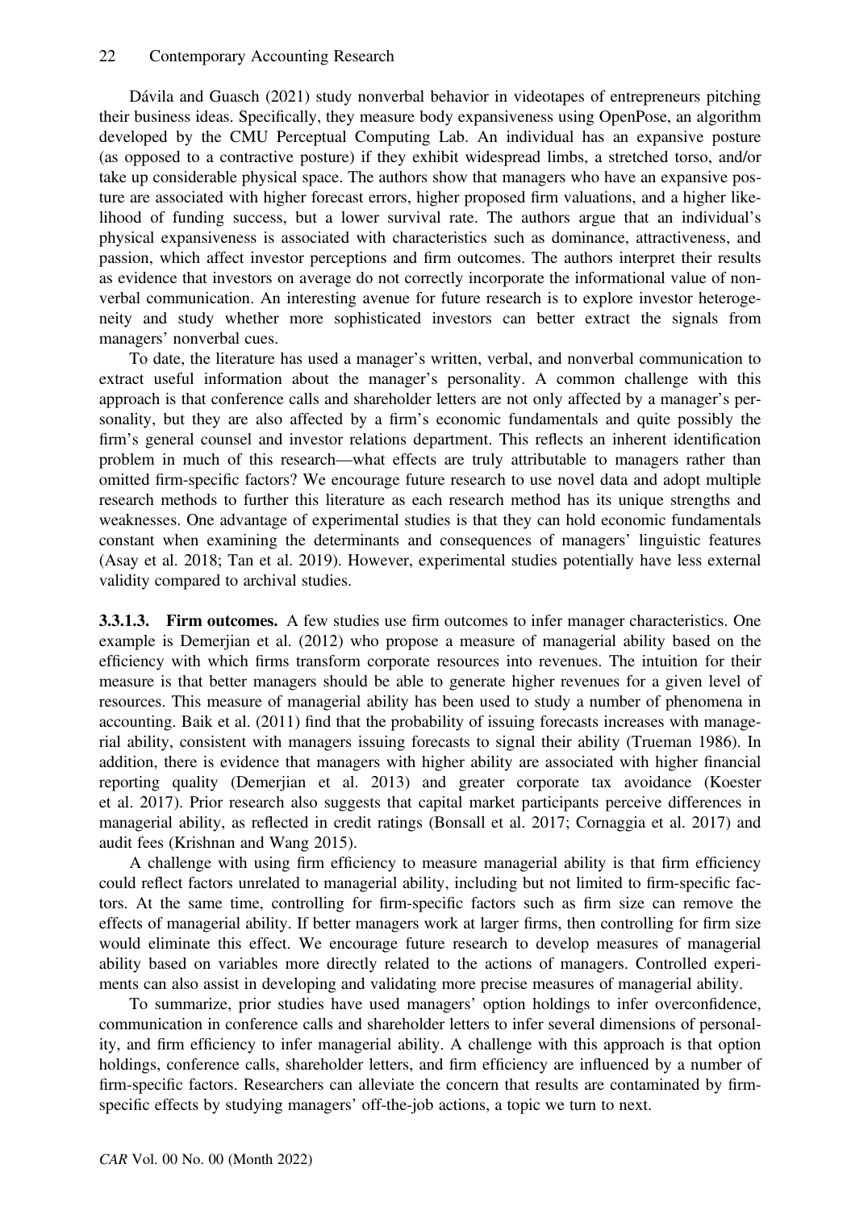Dávila and Guasch (2021) study nonverbal behavior in videotapes of entrepreneurs pitching their business ideas. Specifically, they measure body expansiveness using OpenPose, an algorithm developed by the CMU Perceptual Computing Lab. An individual has an expansive posture (as opposed to a contractive posture) if they exhibit widespread limbs, a stretched torso, and/or take up considerable physical space. The authors show that managers who have an expansive posture are associated with higher forecast errors, higher proposed firm valuations, and a higher likelihood of funding success, but a lower survival rate. The authors argue that an individual's physical expansiveness is associated with characteristics such as dominance, attractiveness, and passion, which affect investor perceptions and firm outcomes. The authors interpret their results as evidence that investors on average do not correctly incorporate the informational value of nonverbal communication. An interesting avenue for future research is to explore investor heterogeneity and study whether more sophisticated investors can better extract the signals from managers' nonverbal cues.

To date, the literature has used a manager's written, verbal, and nonverbal communication to extract useful information about the manager's personality. A common challenge with this approach is that conference calls and shareholder letters are not only affected by a manager's personality, but they are also affected by a firm's economic fundamentals and quite possibly the firm's general counsel and investor relations department. This reflects an inherent identification problem in much of this research—what effects are truly attributable to managers rather than omitted firm-specific factors? We encourage future research to use novel data and adopt multiple research methods to further this literature as each research method has its unique strengths and weaknesses. One advantage of experimental studies is that they can hold economic fundamentals constant when examining the determinants and consequences of managers' linguistic features (Asay et al. 2018; Tan et al. 2019). However, experimental studies potentially have less external validity compared to archival studies.

**3.3.1.3. Firm outcomes.** A few studies use firm outcomes to infer manager characteristics. One example is Demerjian et al. (2012) who propose a measure of managerial ability based on the efficiency with which firms transform corporate resources into revenues. The intuition for their measure is that better managers should be able to generate higher revenues for a given level of resources. This measure of managerial ability has been used to study a number of phenomena in accounting. Baik et al. (2011) find that the probability of issuing forecasts increases with managerial ability, consistent with managers issuing forecasts to signal their ability (Trueman 1986). In addition, there is evidence that managers with higher ability are associated with higher financial reporting quality (Demerjian et al. 2013) and greater corporate tax avoidance (Koester et al. 2017). Prior research also suggests that capital market participants perceive differences in managerial ability, as reflected in credit ratings (Bonsall et al. 2017; Cornaggia et al. 2017) and audit fees (Krishnan and Wang 2015).

A challenge with using firm efficiency to measure managerial ability is that firm efficiency could reflect factors unrelated to managerial ability, including but not limited to firm-specific factors. At the same time, controlling for firm-specific factors such as firm size can remove the effects of managerial ability. If better managers work at larger firms, then controlling for firm size would eliminate this effect. We encourage future research to develop measures of managerial ability based on variables more directly related to the actions of managers. Controlled experiments can also assist in developing and validating more precise measures of managerial ability.

To summarize, prior studies have used managers' option holdings to infer overconfidence, communication in conference calls and shareholder letters to infer several dimensions of personality, and firm efficiency to infer managerial ability. A challenge with this approach is that option holdings, conference calls, shareholder letters, and firm efficiency are influenced by a number of firm-specific factors. Researchers can alleviate the concern that results are contaminated by firm-specific effects by studying managers' off-the-job actions, a topic we turn to next.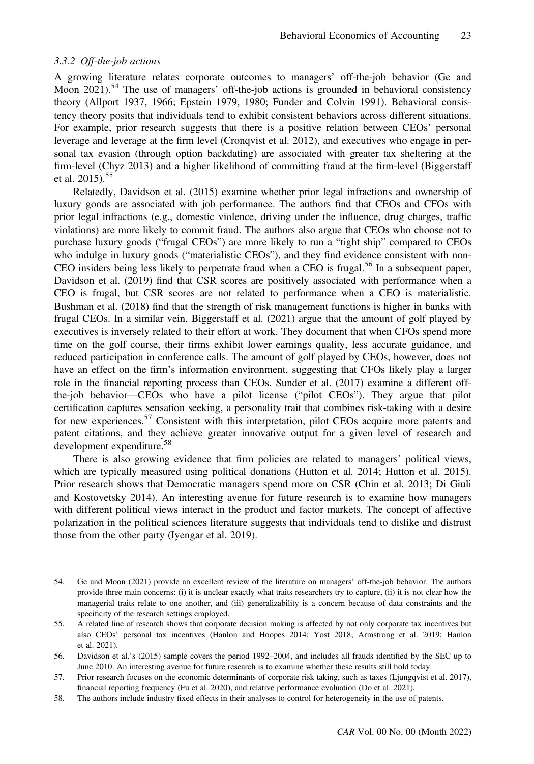### 3.3.2 *Off-the-job actions*

A growing literature relates corporate outcomes to managers' off-the-job behavior (Ge and Moon 2021).[54] The use of managers' off-the-job actions is grounded in behavioral consistency theory (Allport 1937, 1966; Epstein 1979, 1980; Funder and Colvin 1991). Behavioral consistency theory posits that individuals tend to exhibit consistent behaviors across different situations. For example, prior research suggests that there is a positive relation between CEOs' personal leverage and leverage at the firm level (Cronqvist et al. 2012), and executives who engage in personal tax evasion (through option backdating) are associated with greater tax sheltering at the firm-level (Chyz 2013) and a higher likelihood of committing fraud at the firm-level (Biggerstaff et al. 2015).[55]

Relatedly, Davidson et al. (2015) examine whether prior legal infractions and ownership of luxury goods are associated with job performance. The authors find that CEOs and CFOs with prior legal infractions (e.g., domestic violence, driving under the influence, drug charges, traffic violations) are more likely to commit fraud. The authors also argue that CEOs who choose not to purchase luxury goods ("frugal CEOs") are more likely to run a "tight ship" compared to CEOs who indulge in luxury goods ("materialistic CEOs"), and they find evidence consistent with non-CEO insiders being less likely to perpetrate fraud when a CEO is frugal.[56] In a subsequent paper, Davidson et al. (2019) find that CSR scores are positively associated with performance when a CEO is frugal, but CSR scores are not related to performance when a CEO is materialistic. Bushman et al. (2018) find that the strength of risk management functions is higher in banks with frugal CEOs. In a similar vein, Biggerstaff et al. (2021) argue that the amount of golf played by executives is inversely related to their effort at work. They document that when CFOs spend more time on the golf course, their firms exhibit lower earnings quality, less accurate guidance, and reduced participation in conference calls. The amount of golf played by CEOs, however, does not have an effect on the firm's information environment, suggesting that CFOs likely play a larger role in the financial reporting process than CEOs. Sunder et al. (2017) examine a different off-the-job behavior—CEOs who have a pilot license ("pilot CEOs"). They argue that pilot certification captures sensation seeking, a personality trait that combines risk-taking with a desire for new experiences.[57] Consistent with this interpretation, pilot CEOs acquire more patents and patent citations, and they achieve greater innovative output for a given level of research and development expenditure.[58]

There is also growing evidence that firm policies are related to managers' political views, which are typically measured using political donations (Hutton et al. 2014; Hutton et al. 2015). Prior research shows that Democratic managers spend more on CSR (Chin et al. 2013; Di Giuli and Kostovetsky 2014). An interesting avenue for future research is to examine how managers with different political views interact in the product and factor markets. The concept of affective polarization in the political sciences literature suggests that individuals tend to dislike and distrust those from the other party (Iyengar et al. 2019).

---

54. Ge and Moon (2021) provide an excellent review of the literature on managers' off-the-job behavior. The authors provide three main concerns: (i) it is unclear exactly what traits researchers try to capture, (ii) it is not clear how the managerial traits relate to one another, and (iii) generalizability is a concern because of data constraints and the specificity of the research settings employed.
55. A related line of research shows that corporate decision making is affected by not only corporate tax incentives but also CEOs' personal tax incentives (Hanlon and Hoopes 2014; Yost 2018; Armstrong et al. 2019; Hanlon et al. 2021).
56. Davidson et al.'s (2015) sample covers the period 1992–2004, and includes all frauds identified by the SEC up to June 2010. An interesting avenue for future research is to examine whether these results still hold today.
57. Prior research focuses on the economic determinants of corporate risk taking, such as taxes (Ljungqvist et al. 2017), financial reporting frequency (Fu et al. 2020), and relative performance evaluation (Do et al. 2021).
58. The authors include industry fixed effects in their analyses to control for heterogeneity in the use of patents.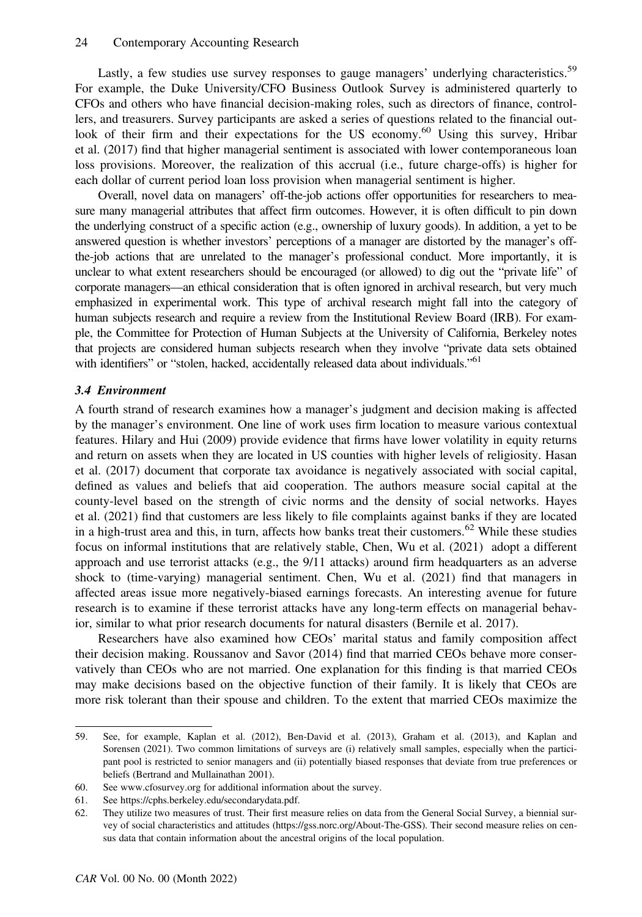Lastly, a few studies use survey responses to gauge managers' underlying characteristics.[59] For example, the Duke University/CFO Business Outlook Survey is administered quarterly to CFOs and others who have financial decision-making roles, such as directors of finance, controllers, and treasurers. Survey participants are asked a series of questions related to the financial outlook of their firm and their expectations for the US economy.[60] Using this survey, Hribar et al. (2017) find that higher managerial sentiment is associated with lower contemporaneous loan loss provisions. Moreover, the realization of this accrual (i.e., future charge-offs) is higher for each dollar of current period loan loss provision when managerial sentiment is higher.

Overall, novel data on managers' off-the-job actions offer opportunities for researchers to measure many managerial attributes that affect firm outcomes. However, it is often difficult to pin down the underlying construct of a specific action (e.g., ownership of luxury goods). In addition, a yet to be answered question is whether investors' perceptions of a manager are distorted by the manager's off-the-job actions that are unrelated to the manager's professional conduct. More importantly, it is unclear to what extent researchers should be encouraged (or allowed) to dig out the "private life" of corporate managers—an ethical consideration that is often ignored in archival research, but very much emphasized in experimental work. This type of archival research might fall into the category of human subjects research and require a review from the Institutional Review Board (IRB). For example, the Committee for Protection of Human Subjects at the University of California, Berkeley notes that projects are considered human subjects research when they involve "private data sets obtained with identifiers" or "stolen, hacked, accidentally released data about individuals."[61]

### *3.4 Environment*

A fourth strand of research examines how a manager's judgment and decision making is affected by the manager's environment. One line of work uses firm location to measure various contextual features. Hilary and Hui (2009) provide evidence that firms have lower volatility in equity returns and return on assets when they are located in US counties with higher levels of religiosity. Hasan et al. (2017) document that corporate tax avoidance is negatively associated with social capital, defined as values and beliefs that aid cooperation. The authors measure social capital at the county-level based on the strength of civic norms and the density of social networks. Hayes et al. (2021) find that customers are less likely to file complaints against banks if they are located in a high-trust area and this, in turn, affects how banks treat their customers.[62] While these studies focus on informal institutions that are relatively stable, Chen, Wu et al. (2021) adopt a different approach and use terrorist attacks (e.g., the 9/11 attacks) around firm headquarters as an adverse shock to (time-varying) managerial sentiment. Chen, Wu et al. (2021) find that managers in affected areas issue more negatively-biased earnings forecasts. An interesting avenue for future research is to examine if these terrorist attacks have any long-term effects on managerial behavior, similar to what prior research documents for natural disasters (Bernile et al. 2017).

Researchers have also examined how CEOs' marital status and family composition affect their decision making. Roussanov and Savor (2014) find that married CEOs behave more conservatively than CEOs who are not married. One explanation for this finding is that married CEOs may make decisions based on the objective function of their family. It is likely that CEOs are more risk tolerant than their spouse and children. To the extent that married CEOs maximize the

---

59. See, for example, Kaplan et al. (2012), Ben-David et al. (2013), Graham et al. (2013), and Kaplan and Sorensen (2021). Two common limitations of surveys are (i) relatively small samples, especially when the participant pool is restricted to senior managers and (ii) potentially biased responses that deviate from true preferences or beliefs (Bertrand and Mullainathan 2001).

60. See www.cfosurvey.org for additional information about the survey.

61. See https://cphs.berkeley.edu/secondarydata.pdf.

62. They utilize two measures of trust. Their first measure relies on data from the General Social Survey, a biennial survey of social characteristics and attitudes (https://gss.norc.org/About-The-GSS). Their second measure relies on census data that contain information about the ancestral origins of the local population.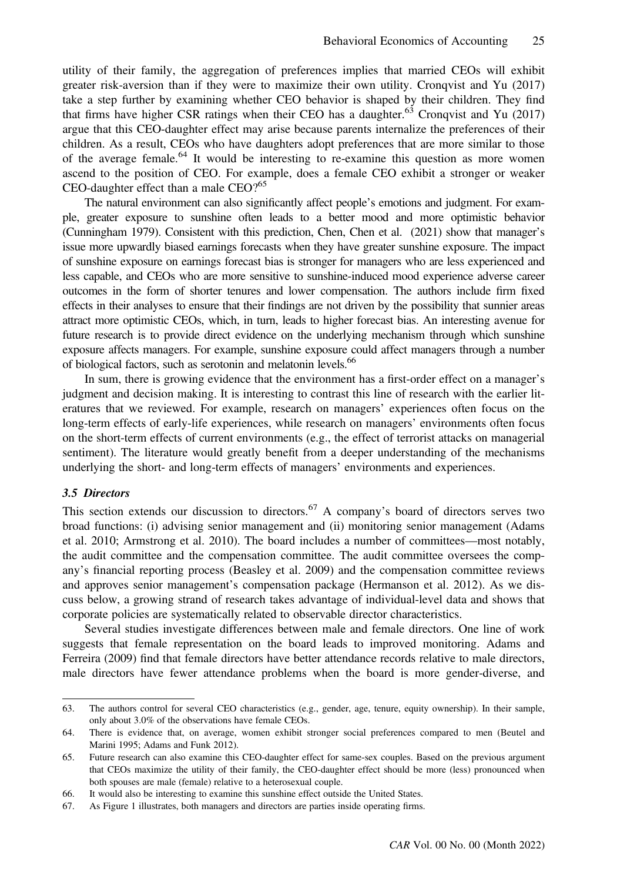utility of their family, the aggregation of preferences implies that married CEOs will exhibit greater risk-aversion than if they were to maximize their own utility. Cronqvist and Yu (2017) take a step further by examining whether CEO behavior is shaped by their children. They find that firms have higher CSR ratings when their CEO has a daughter.[63] Cronqvist and Yu (2017) argue that this CEO-daughter effect may arise because parents internalize the preferences of their children. As a result, CEOs who have daughters adopt preferences that are more similar to those of the average female.[64] It would be interesting to re-examine this question as more women ascend to the position of CEO. For example, does a female CEO exhibit a stronger or weaker CEO-daughter effect than a male CEO?[65]

The natural environment can also significantly affect people's emotions and judgment. For example, greater exposure to sunshine often leads to a better mood and more optimistic behavior (Cunningham 1979). Consistent with this prediction, Chen, Chen et al. (2021) show that manager's issue more upwardly biased earnings forecasts when they have greater sunshine exposure. The impact of sunshine exposure on earnings forecast bias is stronger for managers who are less experienced and less capable, and CEOs who are more sensitive to sunshine-induced mood experience adverse career outcomes in the form of shorter tenures and lower compensation. The authors include firm fixed effects in their analyses to ensure that their findings are not driven by the possibility that sunnier areas attract more optimistic CEOs, which, in turn, leads to higher forecast bias. An interesting avenue for future research is to provide direct evidence on the underlying mechanism through which sunshine exposure affects managers. For example, sunshine exposure could affect managers through a number of biological factors, such as serotonin and melatonin levels.[66]

In sum, there is growing evidence that the environment has a first-order effect on a manager's judgment and decision making. It is interesting to contrast this line of research with the earlier literatures that we reviewed. For example, research on managers' experiences often focus on the long-term effects of early-life experiences, while research on managers' environments often focus on the short-term effects of current environments (e.g., the effect of terrorist attacks on managerial sentiment). The literature would greatly benefit from a deeper understanding of the mechanisms underlying the short- and long-term effects of managers' environments and experiences.

### *3.5 Directors*

This section extends our discussion to directors.[67] A company's board of directors serves two broad functions: (i) advising senior management and (ii) monitoring senior management (Adams et al. 2010; Armstrong et al. 2010). The board includes a number of committees—most notably, the audit committee and the compensation committee. The audit committee oversees the company's financial reporting process (Beasley et al. 2009) and the compensation committee reviews and approves senior management's compensation package (Hermanson et al. 2012). As we discuss below, a growing strand of research takes advantage of individual-level data and shows that corporate policies are systematically related to observable director characteristics.

Several studies investigate differences between male and female directors. One line of work suggests that female representation on the board leads to improved monitoring. Adams and Ferreira (2009) find that female directors have better attendance records relative to male directors, male directors have fewer attendance problems when the board is more gender-diverse, and

---

63. The authors control for several CEO characteristics (e.g., gender, age, tenure, equity ownership). In their sample, only about 3.0% of the observations have female CEOs.
64. There is evidence that, on average, women exhibit stronger social preferences compared to men (Beutel and Marini 1995; Adams and Funk 2012).
65. Future research can also examine this CEO-daughter effect for same-sex couples. Based on the previous argument that CEOs maximize the utility of their family, the CEO-daughter effect should be more (less) pronounced when both spouses are male (female) relative to a heterosexual couple.
66. It would also be interesting to examine this sunshine effect outside the United States.
67. As Figure 1 illustrates, both managers and directors are parties inside operating firms.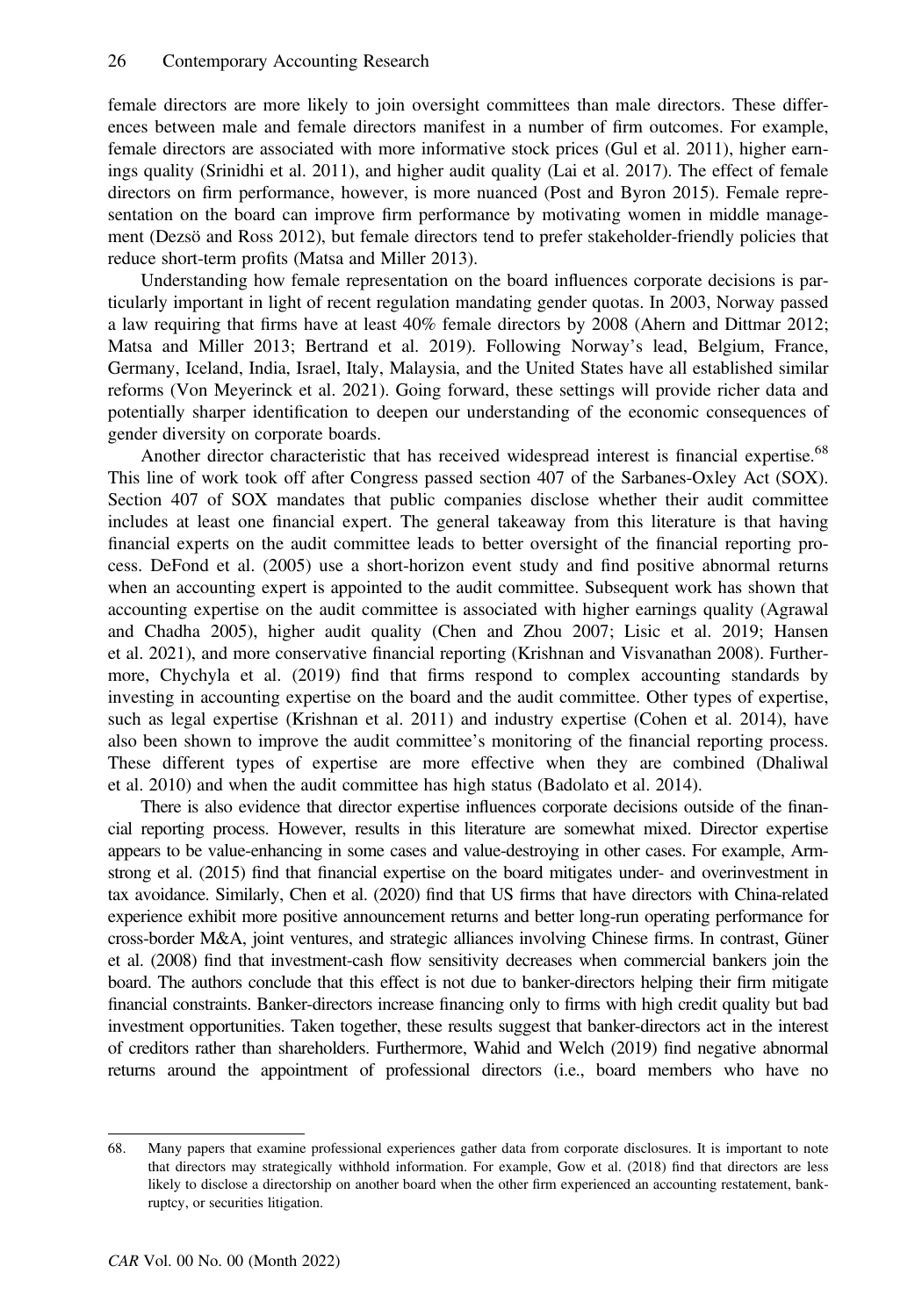female directors are more likely to join oversight committees than male directors. These differences between male and female directors manifest in a number of firm outcomes. For example, female directors are associated with more informative stock prices (Gul et al. 2011), higher earnings quality (Srinidhi et al. 2011), and higher audit quality (Lai et al. 2017). The effect of female directors on firm performance, however, is more nuanced (Post and Byron 2015). Female representation on the board can improve firm performance by motivating women in middle management (Dezsö and Ross 2012), but female directors tend to prefer stakeholder-friendly policies that reduce short-term profits (Matsa and Miller 2013).

Understanding how female representation on the board influences corporate decisions is particularly important in light of recent regulation mandating gender quotas. In 2003, Norway passed a law requiring that firms have at least 40% female directors by 2008 (Ahern and Dittmar 2012; Matsa and Miller 2013; Bertrand et al. 2019). Following Norway's lead, Belgium, France, Germany, Iceland, India, Israel, Italy, Malaysia, and the United States have all established similar reforms (Von Meyerinck et al. 2021). Going forward, these settings will provide richer data and potentially sharper identification to deepen our understanding of the economic consequences of gender diversity on corporate boards.

Another director characteristic that has received widespread interest is financial expertise.[68] This line of work took off after Congress passed section 407 of the Sarbanes-Oxley Act (SOX). Section 407 of SOX mandates that public companies disclose whether their audit committee includes at least one financial expert. The general takeaway from this literature is that having financial experts on the audit committee leads to better oversight of the financial reporting process. DeFond et al. (2005) use a short-horizon event study and find positive abnormal returns when an accounting expert is appointed to the audit committee. Subsequent work has shown that accounting expertise on the audit committee is associated with higher earnings quality (Agrawal and Chadha 2005), higher audit quality (Chen and Zhou 2007; Lisic et al. 2019; Hansen et al. 2021), and more conservative financial reporting (Krishnan and Visvanathan 2008). Furthermore, Chychyla et al. (2019) find that firms respond to complex accounting standards by investing in accounting expertise on the board and the audit committee. Other types of expertise, such as legal expertise (Krishnan et al. 2011) and industry expertise (Cohen et al. 2014), have also been shown to improve the audit committee's monitoring of the financial reporting process. These different types of expertise are more effective when they are combined (Dhaliwal et al. 2010) and when the audit committee has high status (Badolato et al. 2014).

There is also evidence that director expertise influences corporate decisions outside of the financial reporting process. However, results in this literature are somewhat mixed. Director expertise appears to be value-enhancing in some cases and value-destroying in other cases. For example, Armstrong et al. (2015) find that financial expertise on the board mitigates under- and overinvestment in tax avoidance. Similarly, Chen et al. (2020) find that US firms that have directors with China-related experience exhibit more positive announcement returns and better long-run operating performance for cross-border M&A, joint ventures, and strategic alliances involving Chinese firms. In contrast, Güner et al. (2008) find that investment-cash flow sensitivity decreases when commercial bankers join the board. The authors conclude that this effect is not due to banker-directors helping their firm mitigate financial constraints. Banker-directors increase financing only to firms with high credit quality but bad investment opportunities. Taken together, these results suggest that banker-directors act in the interest of creditors rather than shareholders. Furthermore, Wahid and Welch (2019) find negative abnormal returns around the appointment of professional directors (i.e., board members who have no

---

68. Many papers that examine professional experiences gather data from corporate disclosures. It is important to note that directors may strategically withhold information. For example, Gow et al. (2018) find that directors are less likely to disclose a directorship on another board when the other firm experienced an accounting restatement, bankruptcy, or securities litigation.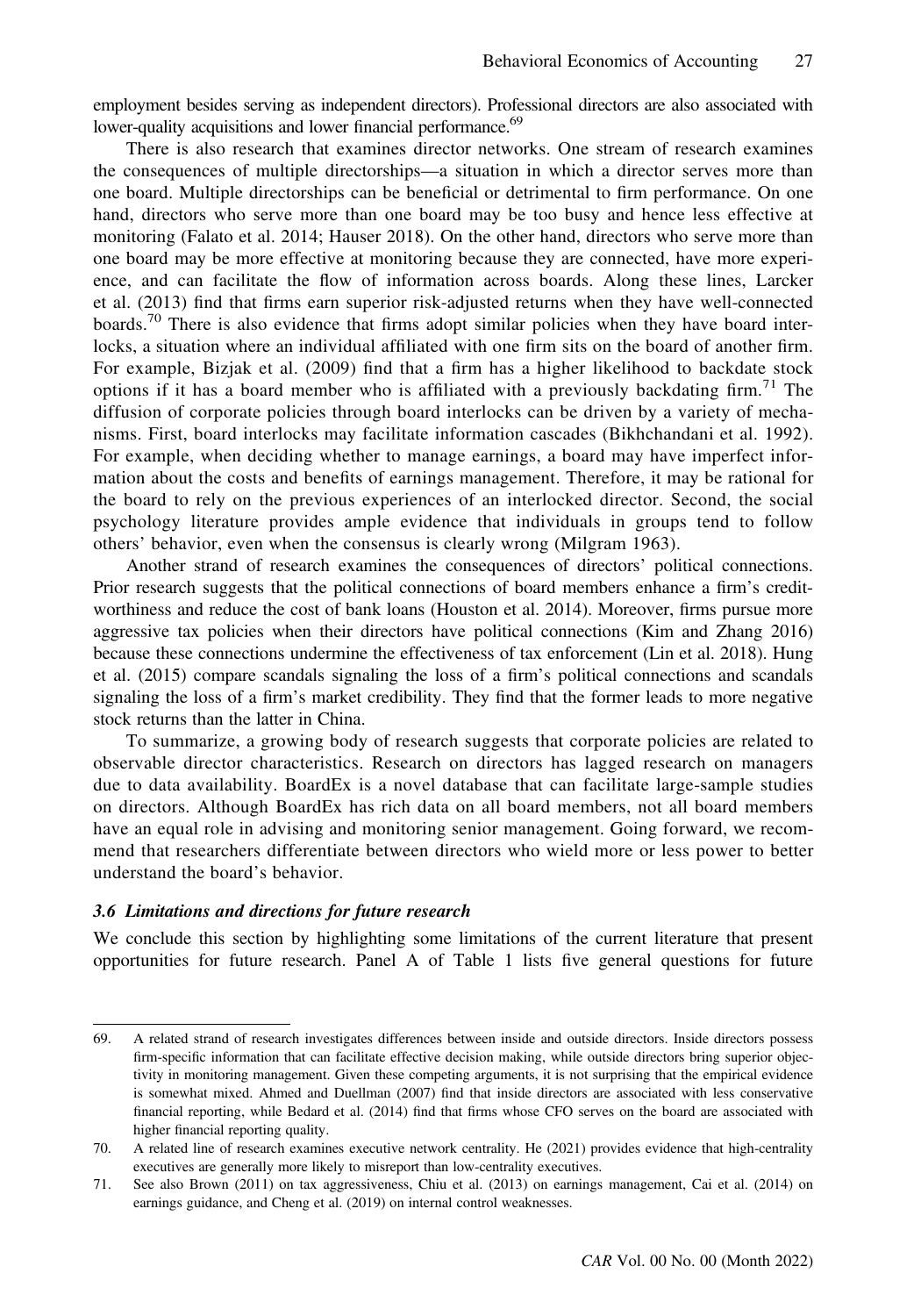employment besides serving as independent directors). Professional directors are also associated with lower-quality acquisitions and lower financial performance.[69]

There is also research that examines director networks. One stream of research examines the consequences of multiple directorships—a situation in which a director serves more than one board. Multiple directorships can be beneficial or detrimental to firm performance. On one hand, directors who serve more than one board may be too busy and hence less effective at monitoring (Falato et al. 2014; Hauser 2018). On the other hand, directors who serve more than one board may be more effective at monitoring because they are connected, have more experience, and can facilitate the flow of information across boards. Along these lines, Larcker et al. (2013) find that firms earn superior risk-adjusted returns when they have well-connected boards.[70] There is also evidence that firms adopt similar policies when they have board interlocks, a situation where an individual affiliated with one firm sits on the board of another firm. For example, Bizjak et al. (2009) find that a firm has a higher likelihood to backdate stock options if it has a board member who is affiliated with a previously backdating firm.[71] The diffusion of corporate policies through board interlocks can be driven by a variety of mechanisms. First, board interlocks may facilitate information cascades (Bikhchandani et al. 1992). For example, when deciding whether to manage earnings, a board may have imperfect information about the costs and benefits of earnings management. Therefore, it may be rational for the board to rely on the previous experiences of an interlocked director. Second, the social psychology literature provides ample evidence that individuals in groups tend to follow others' behavior, even when the consensus is clearly wrong (Milgram 1963).

Another strand of research examines the consequences of directors' political connections. Prior research suggests that the political connections of board members enhance a firm's creditworthiness and reduce the cost of bank loans (Houston et al. 2014). Moreover, firms pursue more aggressive tax policies when their directors have political connections (Kim and Zhang 2016) because these connections undermine the effectiveness of tax enforcement (Lin et al. 2018). Hung et al. (2015) compare scandals signaling the loss of a firm's political connections and scandals signaling the loss of a firm's market credibility. They find that the former leads to more negative stock returns than the latter in China.

To summarize, a growing body of research suggests that corporate policies are related to observable director characteristics. Research on directors has lagged research on managers due to data availability. BoardEx is a novel database that can facilitate large-sample studies on directors. Although BoardEx has rich data on all board members, not all board members have an equal role in advising and monitoring senior management. Going forward, we recommend that researchers differentiate between directors who wield more or less power to better understand the board's behavior.

### *3.6 Limitations and directions for future research*

We conclude this section by highlighting some limitations of the current literature that present opportunities for future research. Panel A of Table 1 lists five general questions for future

---

69. A related strand of research investigates differences between inside and outside directors. Inside directors possess firm-specific information that can facilitate effective decision making, while outside directors bring superior objectivity in monitoring management. Given these competing arguments, it is not surprising that the empirical evidence is somewhat mixed. Ahmed and Duellman (2007) find that inside directors are associated with less conservative financial reporting, while Bedard et al. (2014) find that firms whose CFO serves on the board are associated with higher financial reporting quality.

70. A related line of research examines executive network centrality. He (2021) provides evidence that high-centrality executives are generally more likely to misreport than low-centrality executives.

71. See also Brown (2011) on tax aggressiveness, Chiu et al. (2013) on earnings management, Cai et al. (2014) on earnings guidance, and Cheng et al. (2019) on internal control weaknesses.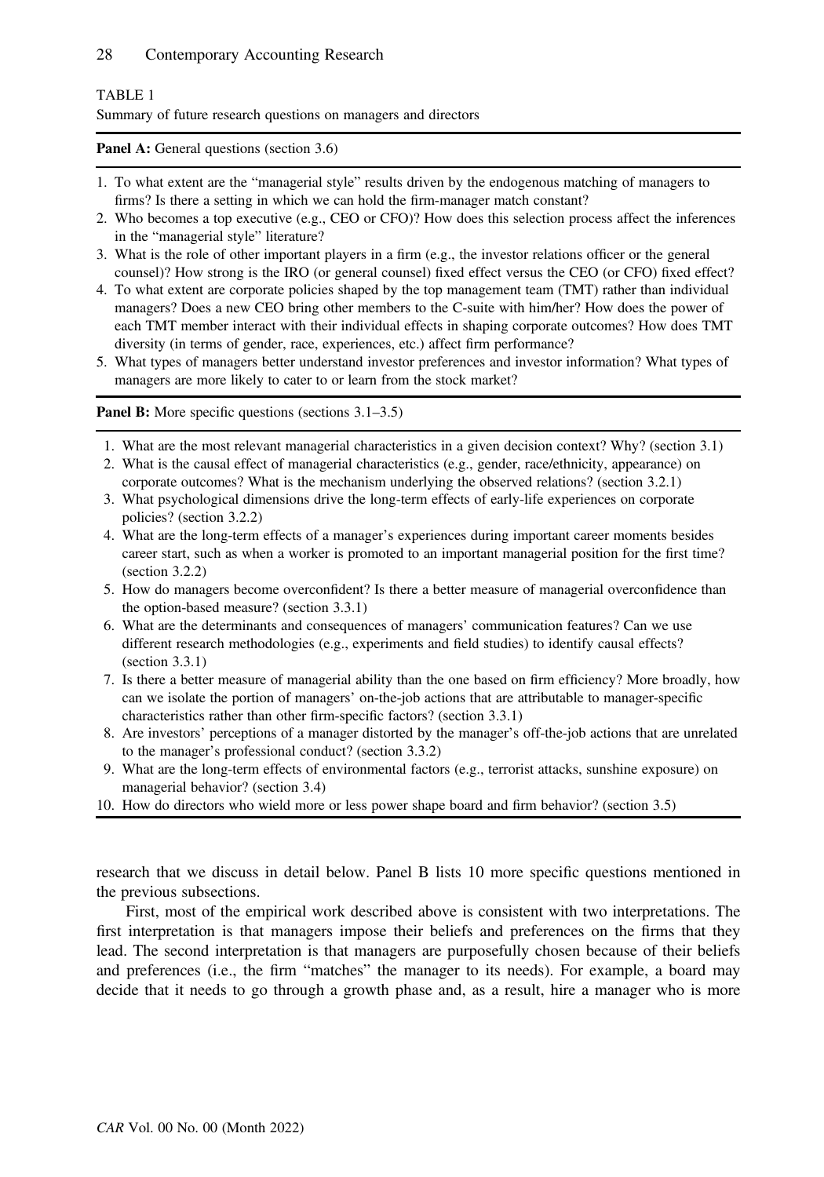TABLE 1

Summary of future research questions on managers and directors

**Panel A:** General questions (section 3.6)

1. To what extent are the "managerial style" results driven by the endogenous matching of managers to firms? Is there a setting in which we can hold the firm-manager match constant?
2. Who becomes a top executive (e.g., CEO or CFO)? How does this selection process affect the inferences in the "managerial style" literature?
3. What is the role of other important players in a firm (e.g., the investor relations officer or the general counsel)? How strong is the IRO (or general counsel) fixed effect versus the CEO (or CFO) fixed effect?
4. To what extent are corporate policies shaped by the top management team (TMT) rather than individual managers? Does a new CEO bring other members to the C-suite with him/her? How does the power of each TMT member interact with their individual effects in shaping corporate outcomes? How does TMT diversity (in terms of gender, race, experiences, etc.) affect firm performance?
5. What types of managers better understand investor preferences and investor information? What types of managers are more likely to cater to or learn from the stock market?

**Panel B:** More specific questions (sections 3.1–3.5)

1. What are the most relevant managerial characteristics in a given decision context? Why? (section 3.1)
2. What is the causal effect of managerial characteristics (e.g., gender, race/ethnicity, appearance) on corporate outcomes? What is the mechanism underlying the observed relations? (section 3.2.1)
3. What psychological dimensions drive the long-term effects of early-life experiences on corporate policies? (section 3.2.2)
4. What are the long-term effects of a manager's experiences during important career moments besides career start, such as when a worker is promoted to an important managerial position for the first time? (section 3.2.2)
5. How do managers become overconfident? Is there a better measure of managerial overconfidence than the option-based measure? (section 3.3.1)
6. What are the determinants and consequences of managers' communication features? Can we use different research methodologies (e.g., experiments and field studies) to identify causal effects? (section 3.3.1)
7. Is there a better measure of managerial ability than the one based on firm efficiency? More broadly, how can we isolate the portion of managers' on-the-job actions that are attributable to manager-specific characteristics rather than other firm-specific factors? (section 3.3.1)
8. Are investors' perceptions of a manager distorted by the manager's off-the-job actions that are unrelated to the manager's professional conduct? (section 3.3.2)
9. What are the long-term effects of environmental factors (e.g., terrorist attacks, sunshine exposure) on managerial behavior? (section 3.4)
10. How do directors who wield more or less power shape board and firm behavior? (section 3.5)

research that we discuss in detail below. Panel B lists 10 more specific questions mentioned in the previous subsections.

First, most of the empirical work described above is consistent with two interpretations. The first interpretation is that managers impose their beliefs and preferences on the firms that they lead. The second interpretation is that managers are purposefully chosen because of their beliefs and preferences (i.e., the firm "matches" the manager to its needs). For example, a board may decide that it needs to go through a growth phase and, as a result, hire a manager who is more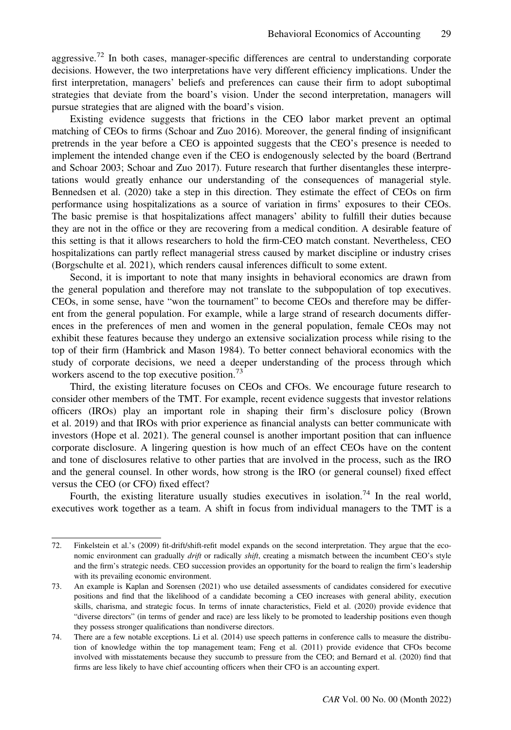aggressive.[72] In both cases, manager-specific differences are central to understanding corporate decisions. However, the two interpretations have very different efficiency implications. Under the first interpretation, managers' beliefs and preferences can cause their firm to adopt suboptimal strategies that deviate from the board's vision. Under the second interpretation, managers will pursue strategies that are aligned with the board's vision.

Existing evidence suggests that frictions in the CEO labor market prevent an optimal matching of CEOs to firms (Schoar and Zuo 2016). Moreover, the general finding of insignificant pretrends in the year before a CEO is appointed suggests that the CEO's presence is needed to implement the intended change even if the CEO is endogenously selected by the board (Bertrand and Schoar 2003; Schoar and Zuo 2017). Future research that further disentangles these interpretations would greatly enhance our understanding of the consequences of managerial style. Bennedsen et al. (2020) take a step in this direction. They estimate the effect of CEOs on firm performance using hospitalizations as a source of variation in firms' exposures to their CEOs. The basic premise is that hospitalizations affect managers' ability to fulfill their duties because they are not in the office or they are recovering from a medical condition. A desirable feature of this setting is that it allows researchers to hold the firm-CEO match constant. Nevertheless, CEO hospitalizations can partly reflect managerial stress caused by market discipline or industry crises (Borgschulte et al. 2021), which renders causal inferences difficult to some extent.

Second, it is important to note that many insights in behavioral economics are drawn from the general population and therefore may not translate to the subpopulation of top executives. CEOs, in some sense, have "won the tournament" to become CEOs and therefore may be different from the general population. For example, while a large strand of research documents differences in the preferences of men and women in the general population, female CEOs may not exhibit these features because they undergo an extensive socialization process while rising to the top of their firm (Hambrick and Mason 1984). To better connect behavioral economics with the study of corporate decisions, we need a deeper understanding of the process through which workers ascend to the top executive position.[73]

Third, the existing literature focuses on CEOs and CFOs. We encourage future research to consider other members of the TMT. For example, recent evidence suggests that investor relations officers (IROs) play an important role in shaping their firm's disclosure policy (Brown et al. 2019) and that IROs with prior experience as financial analysts can better communicate with investors (Hope et al. 2021). The general counsel is another important position that can influence corporate disclosure. A lingering question is how much of an effect CEOs have on the content and tone of disclosures relative to other parties that are involved in the process, such as the IRO and the general counsel. In other words, how strong is the IRO (or general counsel) fixed effect versus the CEO (or CFO) fixed effect?

Fourth, the existing literature usually studies executives in isolation.[74] In the real world, executives work together as a team. A shift in focus from individual managers to the TMT is a

---

72. Finkelstein et al.'s (2009) fit-drift/shift-refit model expands on the second interpretation. They argue that the economic environment can gradually *drift* or radically *shift*, creating a mismatch between the incumbent CEO's style and the firm's strategic needs. CEO succession provides an opportunity for the board to realign the firm's leadership with its prevailing economic environment.

73. An example is Kaplan and Sorensen (2021) who use detailed assessments of candidates considered for executive positions and find that the likelihood of a candidate becoming a CEO increases with general ability, execution skills, charisma, and strategic focus. In terms of innate characteristics, Field et al. (2020) provide evidence that "diverse directors" (in terms of gender and race) are less likely to be promoted to leadership positions even though they possess stronger qualifications than nondiverse directors.

74. There are a few notable exceptions. Li et al. (2014) use speech patterns in conference calls to measure the distribution of knowledge within the top management team; Feng et al. (2011) provide evidence that CFOs become involved with misstatements because they succumb to pressure from the CEO; and Bernard et al. (2020) find that firms are less likely to have chief accounting officers when their CFO is an accounting expert.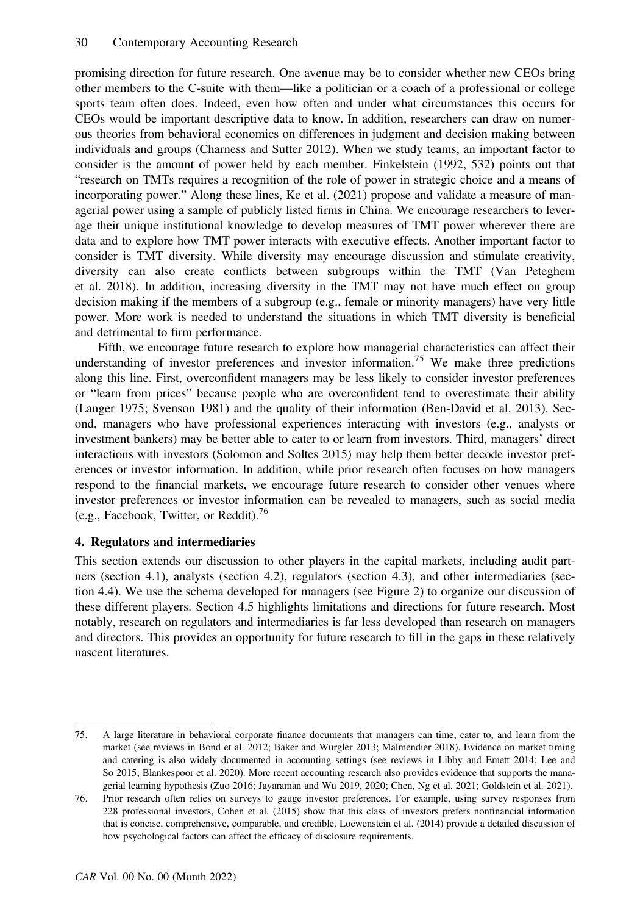promising direction for future research. One avenue may be to consider whether new CEOs bring other members to the C-suite with them—like a politician or a coach of a professional or college sports team often does. Indeed, even how often and under what circumstances this occurs for CEOs would be important descriptive data to know. In addition, researchers can draw on numerous theories from behavioral economics on differences in judgment and decision making between individuals and groups (Charness and Sutter 2012). When we study teams, an important factor to consider is the amount of power held by each member. Finkelstein (1992, 532) points out that "research on TMTs requires a recognition of the role of power in strategic choice and a means of incorporating power." Along these lines, Ke et al. (2021) propose and validate a measure of managerial power using a sample of publicly listed firms in China. We encourage researchers to leverage their unique institutional knowledge to develop measures of TMT power wherever there are data and to explore how TMT power interacts with executive effects. Another important factor to consider is TMT diversity. While diversity may encourage discussion and stimulate creativity, diversity can also create conflicts between subgroups within the TMT (Van Peteghem et al. 2018). In addition, increasing diversity in the TMT may not have much effect on group decision making if the members of a subgroup (e.g., female or minority managers) have very little power. More work is needed to understand the situations in which TMT diversity is beneficial and detrimental to firm performance.

Fifth, we encourage future research to explore how managerial characteristics can affect their understanding of investor preferences and investor information.[75] We make three predictions along this line. First, overconfident managers may be less likely to consider investor preferences or "learn from prices" because people who are overconfident tend to overestimate their ability (Langer 1975; Svenson 1981) and the quality of their information (Ben-David et al. 2013). Second, managers who have professional experiences interacting with investors (e.g., analysts or investment bankers) may be better able to cater to or learn from investors. Third, managers' direct interactions with investors (Solomon and Soltes 2015) may help them better decode investor preferences or investor information. In addition, while prior research often focuses on how managers respond to the financial markets, we encourage future research to consider other venues where investor preferences or investor information can be revealed to managers, such as social media (e.g., Facebook, Twitter, or Reddit).[76]

## 4. Regulators and intermediaries

This section extends our discussion to other players in the capital markets, including audit partners (section 4.1), analysts (section 4.2), regulators (section 4.3), and other intermediaries (section 4.4). We use the schema developed for managers (see Figure 2) to organize our discussion of these different players. Section 4.5 highlights limitations and directions for future research. Most notably, research on regulators and intermediaries is far less developed than research on managers and directors. This provides an opportunity for future research to fill in the gaps in these relatively nascent literatures.

---

75. A large literature in behavioral corporate finance documents that managers can time, cater to, and learn from the market (see reviews in Bond et al. 2012; Baker and Wurgler 2013; Malmendier 2018). Evidence on market timing and catering is also widely documented in accounting settings (see reviews in Libby and Emett 2014; Lee and So 2015; Blankespoor et al. 2020). More recent accounting research also provides evidence that supports the managerial learning hypothesis (Zuo 2016; Jayaraman and Wu 2019, 2020; Chen, Ng et al. 2021; Goldstein et al. 2021).

76. Prior research often relies on surveys to gauge investor preferences. For example, using survey responses from 228 professional investors, Cohen et al. (2015) show that this class of investors prefers nonfinancial information that is concise, comprehensive, comparable, and credible. Loewenstein et al. (2014) provide a detailed discussion of how psychological factors can affect the efficacy of disclosure requirements.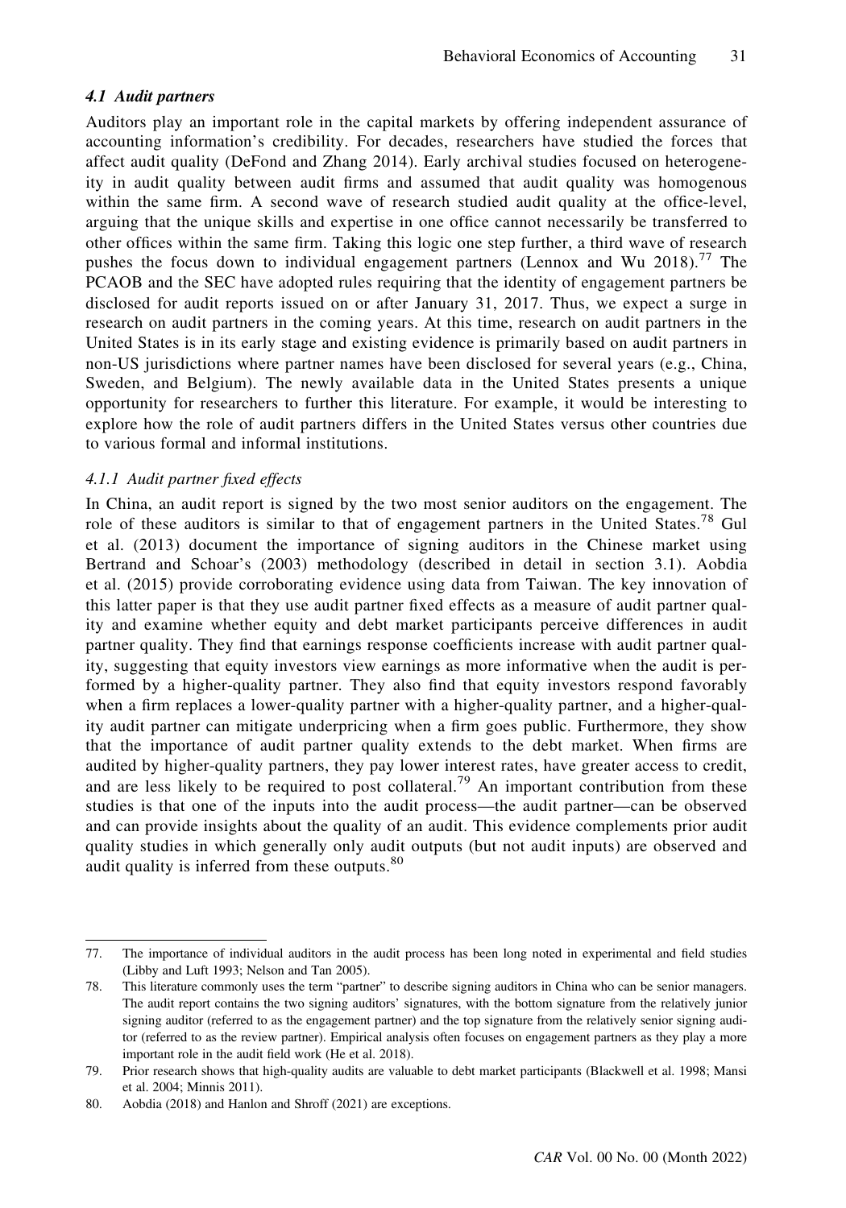### *4.1 Audit partners*

Auditors play an important role in the capital markets by offering independent assurance of accounting information's credibility. For decades, researchers have studied the forces that affect audit quality (DeFond and Zhang 2014). Early archival studies focused on heterogeneity in audit quality between audit firms and assumed that audit quality was homogenous within the same firm. A second wave of research studied audit quality at the office-level, arguing that the unique skills and expertise in one office cannot necessarily be transferred to other offices within the same firm. Taking this logic one step further, a third wave of research pushes the focus down to individual engagement partners (Lennox and Wu 2018).[77] The PCAOB and the SEC have adopted rules requiring that the identity of engagement partners be disclosed for audit reports issued on or after January 31, 2017. Thus, we expect a surge in research on audit partners in the coming years. At this time, research on audit partners in the United States is in its early stage and existing evidence is primarily based on audit partners in non-US jurisdictions where partner names have been disclosed for several years (e.g., China, Sweden, and Belgium). The newly available data in the United States presents a unique opportunity for researchers to further this literature. For example, it would be interesting to explore how the role of audit partners differs in the United States versus other countries due to various formal and informal institutions.

#### *4.1.1 Audit partner fixed effects*

In China, an audit report is signed by the two most senior auditors on the engagement. The role of these auditors is similar to that of engagement partners in the United States.[78] Gul et al. (2013) document the importance of signing auditors in the Chinese market using Bertrand and Schoar's (2003) methodology (described in detail in section 3.1). Aobdia et al. (2015) provide corroborating evidence using data from Taiwan. The key innovation of this latter paper is that they use audit partner fixed effects as a measure of audit partner quality and examine whether equity and debt market participants perceive differences in audit partner quality. They find that earnings response coefficients increase with audit partner quality, suggesting that equity investors view earnings as more informative when the audit is performed by a higher-quality partner. They also find that equity investors respond favorably when a firm replaces a lower-quality partner with a higher-quality partner, and a higher-quality audit partner can mitigate underpricing when a firm goes public. Furthermore, they show that the importance of audit partner quality extends to the debt market. When firms are audited by higher-quality partners, they pay lower interest rates, have greater access to credit, and are less likely to be required to post collateral.[79] An important contribution from these studies is that one of the inputs into the audit process—the audit partner—can be observed and can provide insights about the quality of an audit. This evidence complements prior audit quality studies in which generally only audit outputs (but not audit inputs) are observed and audit quality is inferred from these outputs.[80]

---

77. The importance of individual auditors in the audit process has been long noted in experimental and field studies (Libby and Luft 1993; Nelson and Tan 2005).

78. This literature commonly uses the term "partner" to describe signing auditors in China who can be senior managers. The audit report contains the two signing auditors' signatures, with the bottom signature from the relatively junior signing auditor (referred to as the engagement partner) and the top signature from the relatively senior signing auditor (referred to as the review partner). Empirical analysis often focuses on engagement partners as they play a more important role in the audit field work (He et al. 2018).

79. Prior research shows that high-quality audits are valuable to debt market participants (Blackwell et al. 1998; Mansi et al. 2004; Minnis 2011).

80. Aobdia (2018) and Hanlon and Shroff (2021) are exceptions.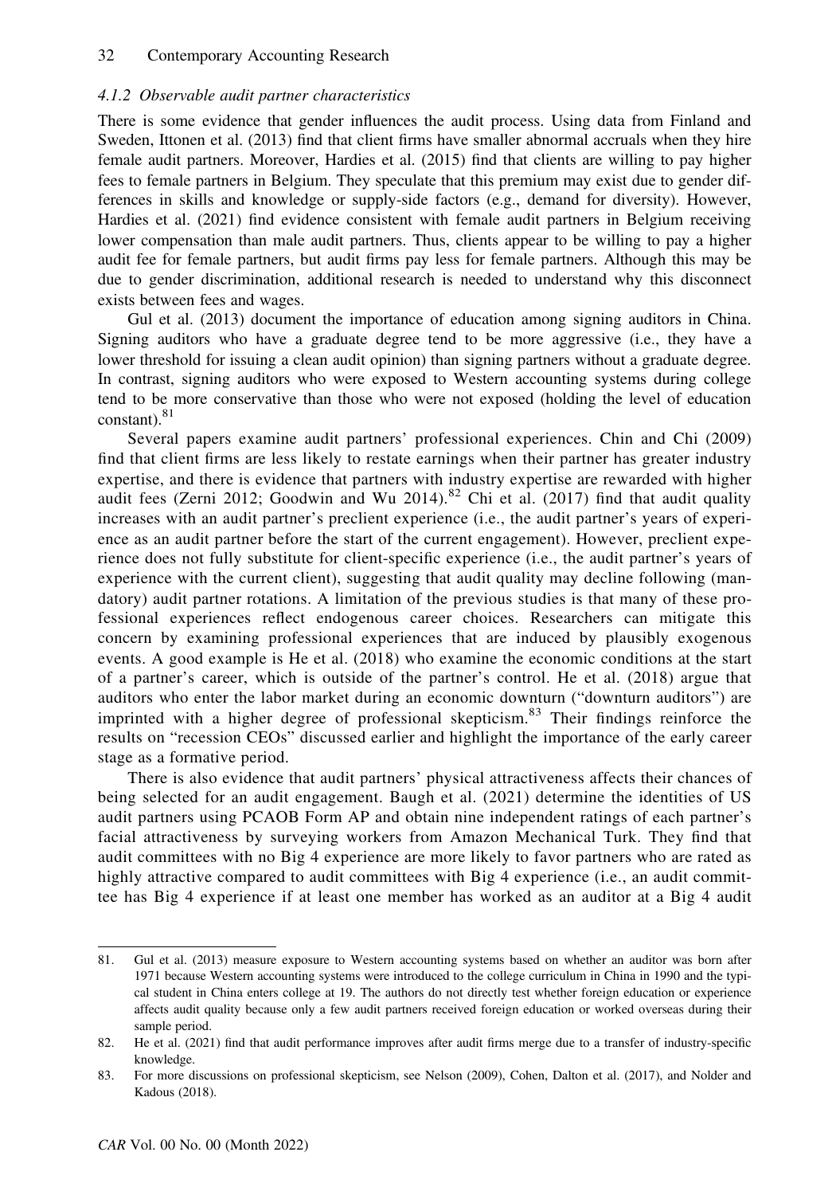#### 4.1.2 Observable audit partner characteristics

There is some evidence that gender influences the audit process. Using data from Finland and Sweden, Ittonen et al. (2013) find that client firms have smaller abnormal accruals when they hire female audit partners. Moreover, Hardies et al. (2015) find that clients are willing to pay higher fees to female partners in Belgium. They speculate that this premium may exist due to gender differences in skills and knowledge or supply-side factors (e.g., demand for diversity). However, Hardies et al. (2021) find evidence consistent with female audit partners in Belgium receiving lower compensation than male audit partners. Thus, clients appear to be willing to pay a higher audit fee for female partners, but audit firms pay less for female partners. Although this may be due to gender discrimination, additional research is needed to understand why this disconnect exists between fees and wages.

Gul et al. (2013) document the importance of education among signing auditors in China. Signing auditors who have a graduate degree tend to be more aggressive (i.e., they have a lower threshold for issuing a clean audit opinion) than signing partners without a graduate degree. In contrast, signing auditors who were exposed to Western accounting systems during college tend to be more conservative than those who were not exposed (holding the level of education constant).[81]

Several papers examine audit partners' professional experiences. Chin and Chi (2009) find that client firms are less likely to restate earnings when their partner has greater industry expertise, and there is evidence that partners with industry expertise are rewarded with higher audit fees (Zerni 2012; Goodwin and Wu 2014).[82] Chi et al. (2017) find that audit quality increases with an audit partner's preclient experience (i.e., the audit partner's years of experience as an audit partner before the start of the current engagement). However, preclient experience does not fully substitute for client-specific experience (i.e., the audit partner's years of experience with the current client), suggesting that audit quality may decline following (mandatory) audit partner rotations. A limitation of the previous studies is that many of these professional experiences reflect endogenous career choices. Researchers can mitigate this concern by examining professional experiences that are induced by plausibly exogenous events. A good example is He et al. (2018) who examine the economic conditions at the start of a partner's career, which is outside of the partner's control. He et al. (2018) argue that auditors who enter the labor market during an economic downturn ("downturn auditors") are imprinted with a higher degree of professional skepticism.[83] Their findings reinforce the results on "recession CEOs" discussed earlier and highlight the importance of the early career stage as a formative period.

There is also evidence that audit partners' physical attractiveness affects their chances of being selected for an audit engagement. Baugh et al. (2021) determine the identities of US audit partners using PCAOB Form AP and obtain nine independent ratings of each partner's facial attractiveness by surveying workers from Amazon Mechanical Turk. They find that audit committees with no Big 4 experience are more likely to favor partners who are rated as highly attractive compared to audit committees with Big 4 experience (i.e., an audit committee has Big 4 experience if at least one member has worked as an auditor at a Big 4 audit

---

81. Gul et al. (2013) measure exposure to Western accounting systems based on whether an auditor was born after 1971 because Western accounting systems were introduced to the college curriculum in China in 1990 and the typical student in China enters college at 19. The authors do not directly test whether foreign education or experience affects audit quality because only a few audit partners received foreign education or worked overseas during their sample period.

82. He et al. (2021) find that audit performance improves after audit firms merge due to a transfer of industry-specific knowledge.

83. For more discussions on professional skepticism, see Nelson (2009), Cohen, Dalton et al. (2017), and Nolder and Kadous (2018).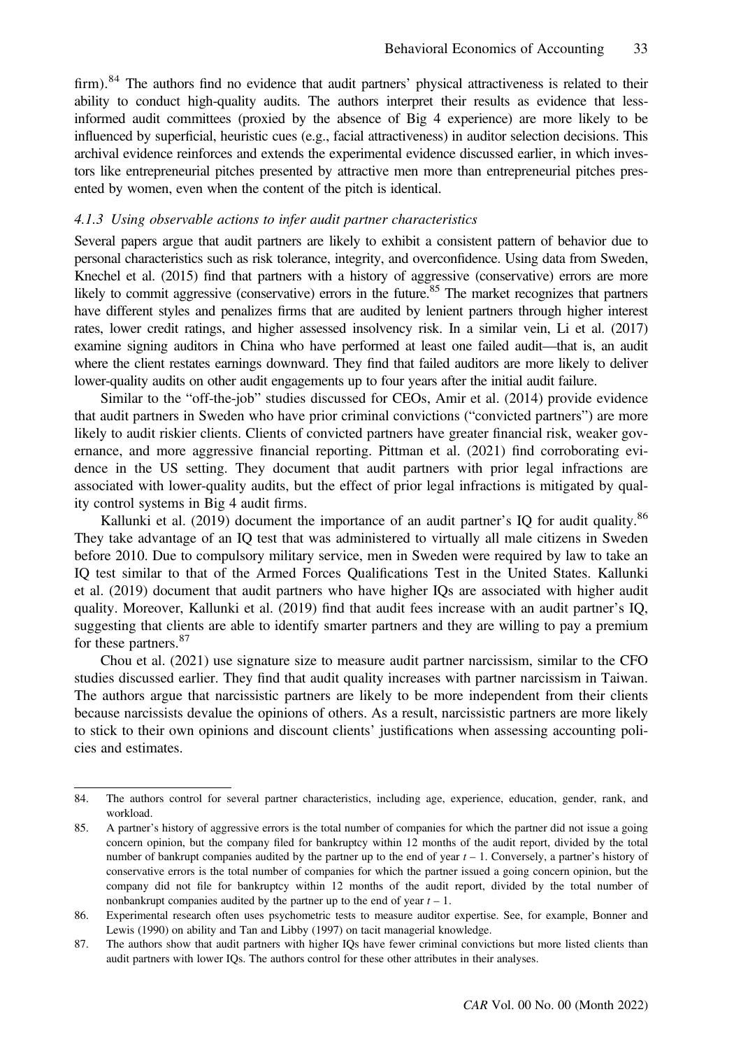firm).[84] The authors find no evidence that audit partners' physical attractiveness is related to their ability to conduct high-quality audits. The authors interpret their results as evidence that less-informed audit committees (proxied by the absence of Big 4 experience) are more likely to be influenced by superficial, heuristic cues (e.g., facial attractiveness) in auditor selection decisions. This archival evidence reinforces and extends the experimental evidence discussed earlier, in which investors like entrepreneurial pitches presented by attractive men more than entrepreneurial pitches presented by women, even when the content of the pitch is identical.

#### *4.1.3 Using observable actions to infer audit partner characteristics*

Several papers argue that audit partners are likely to exhibit a consistent pattern of behavior due to personal characteristics such as risk tolerance, integrity, and overconfidence. Using data from Sweden, Knechel et al. (2015) find that partners with a history of aggressive (conservative) errors are more likely to commit aggressive (conservative) errors in the future.[85] The market recognizes that partners have different styles and penalizes firms that are audited by lenient partners through higher interest rates, lower credit ratings, and higher assessed insolvency risk. In a similar vein, Li et al. (2017) examine signing auditors in China who have performed at least one failed audit—that is, an audit where the client restates earnings downward. They find that failed auditors are more likely to deliver lower-quality audits on other audit engagements up to four years after the initial audit failure.

Similar to the "off-the-job" studies discussed for CEOs, Amir et al. (2014) provide evidence that audit partners in Sweden who have prior criminal convictions ("convicted partners") are more likely to audit riskier clients. Clients of convicted partners have greater financial risk, weaker governance, and more aggressive financial reporting. Pittman et al. (2021) find corroborating evidence in the US setting. They document that audit partners with prior legal infractions are associated with lower-quality audits, but the effect of prior legal infractions is mitigated by quality control systems in Big 4 audit firms.

Kallunki et al. (2019) document the importance of an audit partner's IQ for audit quality.[86] They take advantage of an IQ test that was administered to virtually all male citizens in Sweden before 2010. Due to compulsory military service, men in Sweden were required by law to take an IQ test similar to that of the Armed Forces Qualifications Test in the United States. Kallunki et al. (2019) document that audit partners who have higher IQs are associated with higher audit quality. Moreover, Kallunki et al. (2019) find that audit fees increase with an audit partner's IQ, suggesting that clients are able to identify smarter partners and they are willing to pay a premium for these partners.[87]

Chou et al. (2021) use signature size to measure audit partner narcissism, similar to the CFO studies discussed earlier. They find that audit quality increases with partner narcissism in Taiwan. The authors argue that narcissistic partners are likely to be more independent from their clients because narcissists devalue the opinions of others. As a result, narcissistic partners are more likely to stick to their own opinions and discount clients' justifications when assessing accounting policies and estimates.

---

84. The authors control for several partner characteristics, including age, experience, education, gender, rank, and workload.

85. A partner's history of aggressive errors is the total number of companies for which the partner did not issue a going concern opinion, but the company filed for bankruptcy within 12 months of the audit report, divided by the total number of bankrupt companies audited by the partner up to the end of year $t - 1$. Conversely, a partner's history of conservative errors is the total number of companies for which the partner issued a going concern opinion, but the company did not file for bankruptcy within 12 months of the audit report, divided by the total number of nonbankrupt companies audited by the partner up to the end of year $t - 1$.

86. Experimental research often uses psychometric tests to measure auditor expertise. See, for example, Bonner and Lewis (1990) on ability and Tan and Libby (1997) on tacit managerial knowledge.

87. The authors show that audit partners with higher IQs have fewer criminal convictions but more listed clients than audit partners with lower IQs. The authors control for these other attributes in their analyses.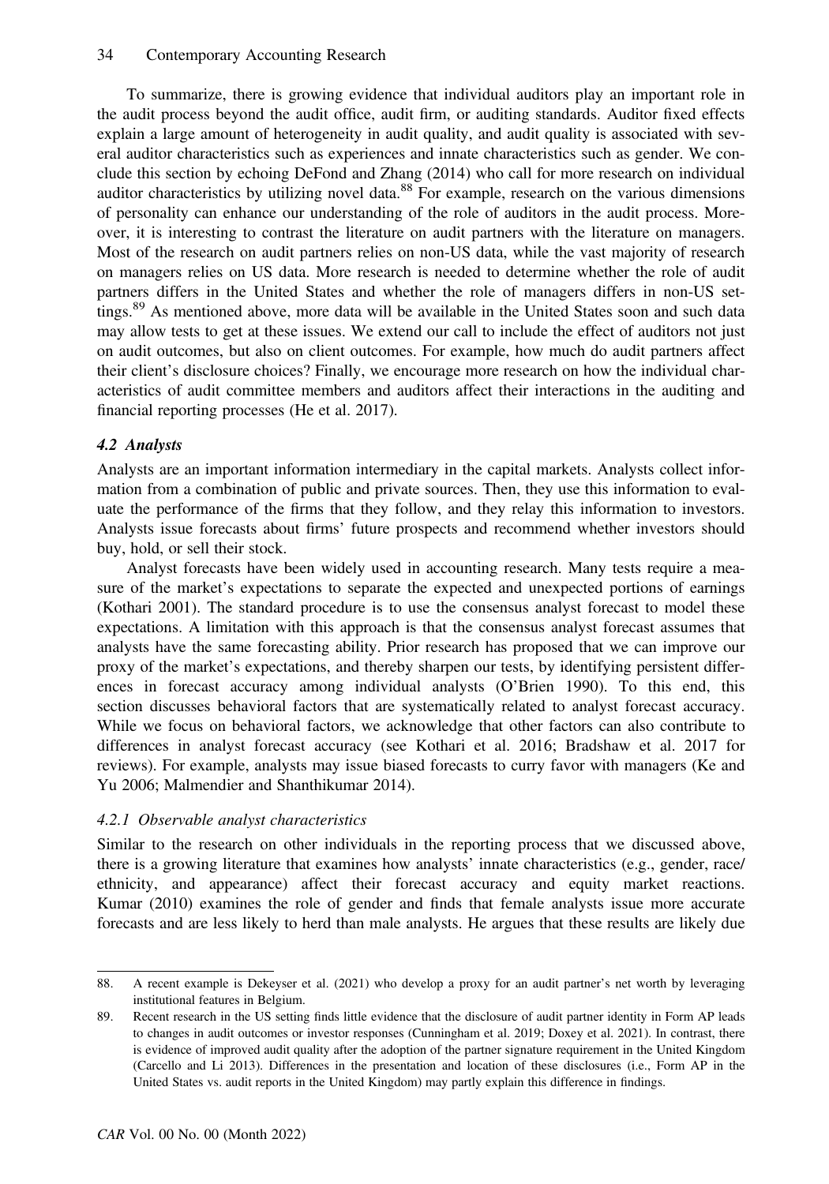To summarize, there is growing evidence that individual auditors play an important role in the audit process beyond the audit office, audit firm, or auditing standards. Auditor fixed effects explain a large amount of heterogeneity in audit quality, and audit quality is associated with several auditor characteristics such as experiences and innate characteristics such as gender. We conclude this section by echoing DeFond and Zhang (2014) who call for more research on individual auditor characteristics by utilizing novel data.[88] For example, research on the various dimensions of personality can enhance our understanding of the role of auditors in the audit process. Moreover, it is interesting to contrast the literature on audit partners with the literature on managers. Most of the research on audit partners relies on non-US data, while the vast majority of research on managers relies on US data. More research is needed to determine whether the role of audit partners differs in the United States and whether the role of managers differs in non-US settings.[89] As mentioned above, more data will be available in the United States soon and such data may allow tests to get at these issues. We extend our call to include the effect of auditors not just on audit outcomes, but also on client outcomes. For example, how much do audit partners affect their client's disclosure choices? Finally, we encourage more research on how the individual characteristics of audit committee members and auditors affect their interactions in the auditing and financial reporting processes (He et al. 2017).

### *4.2 Analysts*

Analysts are an important information intermediary in the capital markets. Analysts collect information from a combination of public and private sources. Then, they use this information to evaluate the performance of the firms that they follow, and they relay this information to investors. Analysts issue forecasts about firms' future prospects and recommend whether investors should buy, hold, or sell their stock.

Analyst forecasts have been widely used in accounting research. Many tests require a measure of the market's expectations to separate the expected and unexpected portions of earnings (Kothari 2001). The standard procedure is to use the consensus analyst forecast to model these expectations. A limitation with this approach is that the consensus analyst forecast assumes that analysts have the same forecasting ability. Prior research has proposed that we can improve our proxy of the market's expectations, and thereby sharpen our tests, by identifying persistent differences in forecast accuracy among individual analysts (O'Brien 1990). To this end, this section discusses behavioral factors that are systematically related to analyst forecast accuracy. While we focus on behavioral factors, we acknowledge that other factors can also contribute to differences in analyst forecast accuracy (see Kothari et al. 2016; Bradshaw et al. 2017 for reviews). For example, analysts may issue biased forecasts to curry favor with managers (Ke and Yu 2006; Malmendier and Shanthikumar 2014).

#### *4.2.1 Observable analyst characteristics*

Similar to the research on other individuals in the reporting process that we discussed above, there is a growing literature that examines how analysts' innate characteristics (e.g., gender, race/ethnicity, and appearance) affect their forecast accuracy and equity market reactions. Kumar (2010) examines the role of gender and finds that female analysts issue more accurate forecasts and are less likely to herd than male analysts. He argues that these results are likely due

---

88. A recent example is Dekeyser et al. (2021) who develop a proxy for an audit partner's net worth by leveraging institutional features in Belgium.

89. Recent research in the US setting finds little evidence that the disclosure of audit partner identity in Form AP leads to changes in audit outcomes or investor responses (Cunningham et al. 2019; Doxey et al. 2021). In contrast, there is evidence of improved audit quality after the adoption of the partner signature requirement in the United Kingdom (Carcello and Li 2013). Differences in the presentation and location of these disclosures (i.e., Form AP in the United States vs. audit reports in the United Kingdom) may partly explain this difference in findings.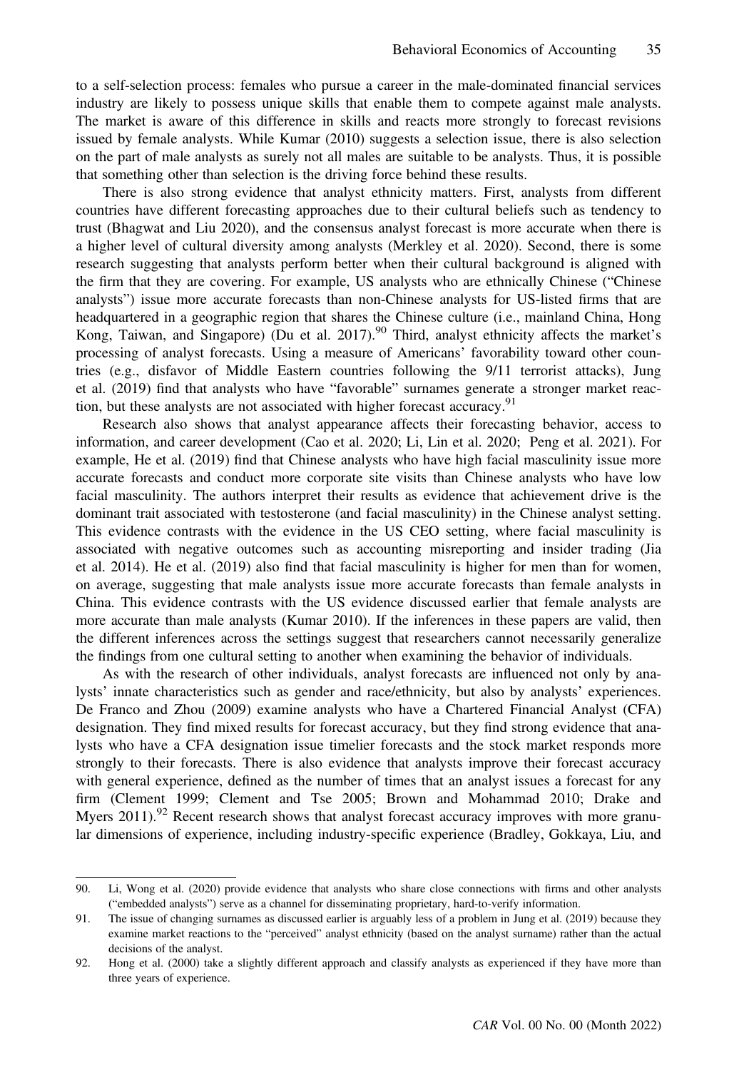to a self-selection process: females who pursue a career in the male-dominated financial services industry are likely to possess unique skills that enable them to compete against male analysts. The market is aware of this difference in skills and reacts more strongly to forecast revisions issued by female analysts. While Kumar (2010) suggests a selection issue, there is also selection on the part of male analysts as surely not all males are suitable to be analysts. Thus, it is possible that something other than selection is the driving force behind these results.

There is also strong evidence that analyst ethnicity matters. First, analysts from different countries have different forecasting approaches due to their cultural beliefs such as tendency to trust (Bhagwat and Liu 2020), and the consensus analyst forecast is more accurate when there is a higher level of cultural diversity among analysts (Merkley et al. 2020). Second, there is some research suggesting that analysts perform better when their cultural background is aligned with the firm that they are covering. For example, US analysts who are ethnically Chinese ("Chinese analysts") issue more accurate forecasts than non-Chinese analysts for US-listed firms that are headquartered in a geographic region that shares the Chinese culture (i.e., mainland China, Hong Kong, Taiwan, and Singapore) (Du et al. 2017).[90] Third, analyst ethnicity affects the market's processing of analyst forecasts. Using a measure of Americans' favorability toward other countries (e.g., disfavor of Middle Eastern countries following the 9/11 terrorist attacks), Jung et al. (2019) find that analysts who have "favorable" surnames generate a stronger market reaction, but these analysts are not associated with higher forecast accuracy.[91]

Research also shows that analyst appearance affects their forecasting behavior, access to information, and career development (Cao et al. 2020; Li, Lin et al. 2020; Peng et al. 2021). For example, He et al. (2019) find that Chinese analysts who have high facial masculinity issue more accurate forecasts and conduct more corporate site visits than Chinese analysts who have low facial masculinity. The authors interpret their results as evidence that achievement drive is the dominant trait associated with testosterone (and facial masculinity) in the Chinese analyst setting. This evidence contrasts with the evidence in the US CEO setting, where facial masculinity is associated with negative outcomes such as accounting misreporting and insider trading (Jia et al. 2014). He et al. (2019) also find that facial masculinity is higher for men than for women, on average, suggesting that male analysts issue more accurate forecasts than female analysts in China. This evidence contrasts with the US evidence discussed earlier that female analysts are more accurate than male analysts (Kumar 2010). If the inferences in these papers are valid, then the different inferences across the settings suggest that researchers cannot necessarily generalize the findings from one cultural setting to another when examining the behavior of individuals.

As with the research of other individuals, analyst forecasts are influenced not only by analysts' innate characteristics such as gender and race/ethnicity, but also by analysts' experiences. De Franco and Zhou (2009) examine analysts who have a Chartered Financial Analyst (CFA) designation. They find mixed results for forecast accuracy, but they find strong evidence that analysts who have a CFA designation issue timelier forecasts and the stock market responds more strongly to their forecasts. There is also evidence that analysts improve their forecast accuracy with general experience, defined as the number of times that an analyst issues a forecast for any firm (Clement 1999; Clement and Tse 2005; Brown and Mohammad 2010; Drake and Myers 2011).[92] Recent research shows that analyst forecast accuracy improves with more granular dimensions of experience, including industry-specific experience (Bradley, Gokkaya, Liu, and

90. Li, Wong et al. (2020) provide evidence that analysts who share close connections with firms and other analysts ("embedded analysts") serve as a channel for disseminating proprietary, hard-to-verify information.

91. The issue of changing surnames as discussed earlier is arguably less of a problem in Jung et al. (2019) because they examine market reactions to the "perceived" analyst ethnicity (based on the analyst surname) rather than the actual decisions of the analyst.

92. Hong et al. (2000) take a slightly different approach and classify analysts as experienced if they have more than three years of experience.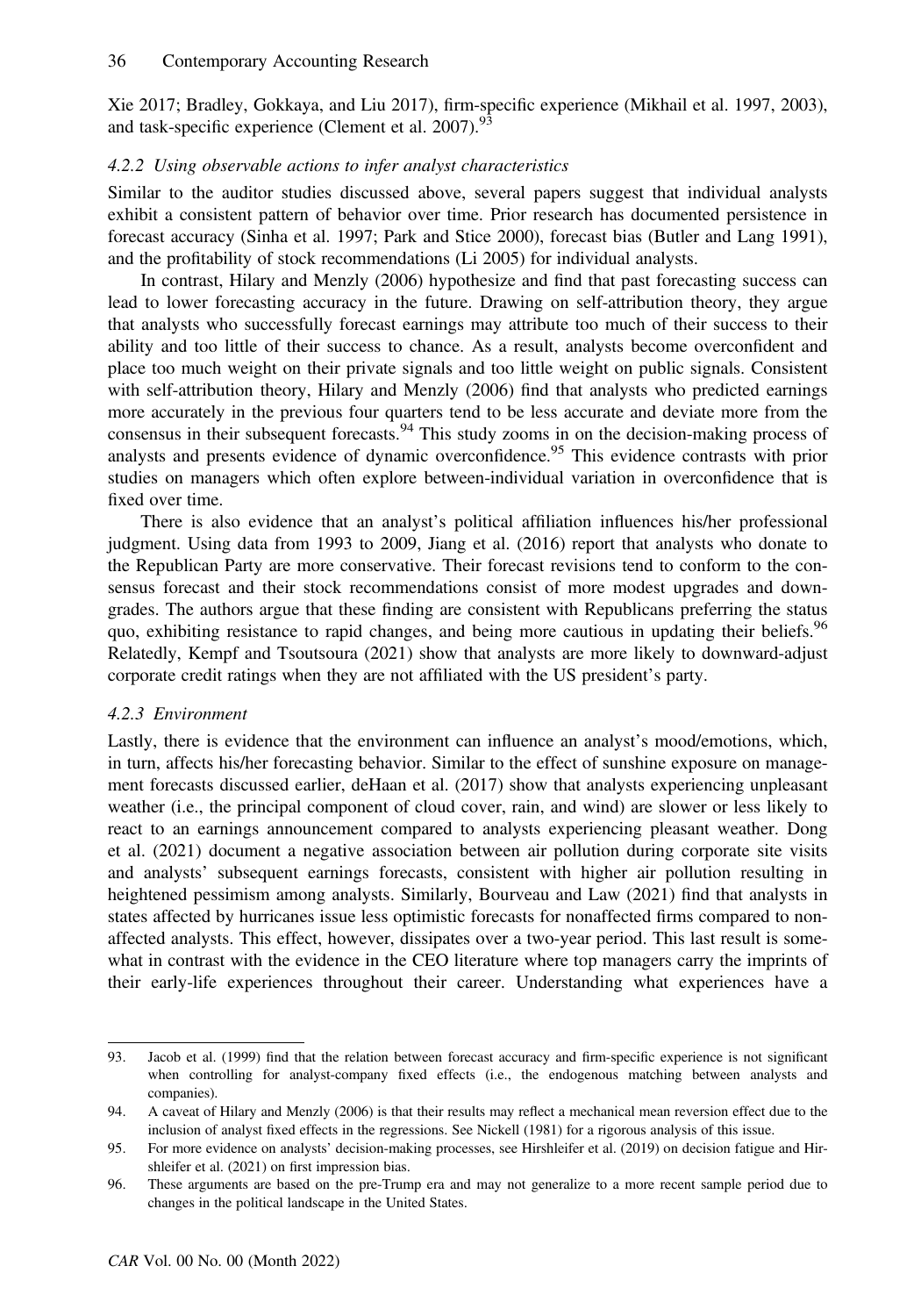Xie 2017; Bradley, Gokkaya, and Liu 2017), firm-specific experience (Mikhail et al. 1997, 2003), and task-specific experience (Clement et al. 2007).[93]

#### 4.2.2 *Using observable actions to infer analyst characteristics*

Similar to the auditor studies discussed above, several papers suggest that individual analysts exhibit a consistent pattern of behavior over time. Prior research has documented persistence in forecast accuracy (Sinha et al. 1997; Park and Stice 2000), forecast bias (Butler and Lang 1991), and the profitability of stock recommendations (Li 2005) for individual analysts.

In contrast, Hilary and Menzly (2006) hypothesize and find that past forecasting success can lead to lower forecasting accuracy in the future. Drawing on self-attribution theory, they argue that analysts who successfully forecast earnings may attribute too much of their success to their ability and too little of their success to chance. As a result, analysts become overconfident and place too much weight on their private signals and too little weight on public signals. Consistent with self-attribution theory, Hilary and Menzly (2006) find that analysts who predicted earnings more accurately in the previous four quarters tend to be less accurate and deviate more from the consensus in their subsequent forecasts.[94] This study zooms in on the decision-making process of analysts and presents evidence of dynamic overconfidence.[95] This evidence contrasts with prior studies on managers which often explore between-individual variation in overconfidence that is fixed over time.

There is also evidence that an analyst's political affiliation influences his/her professional judgment. Using data from 1993 to 2009, Jiang et al. (2016) report that analysts who donate to the Republican Party are more conservative. Their forecast revisions tend to conform to the consensus forecast and their stock recommendations consist of more modest upgrades and downgrades. The authors argue that these finding are consistent with Republicans preferring the status quo, exhibiting resistance to rapid changes, and being more cautious in updating their beliefs.[96] Relatedly, Kempf and Tsoutsoura (2021) show that analysts are more likely to downward-adjust corporate credit ratings when they are not affiliated with the US president's party.

#### 4.2.3 *Environment*

Lastly, there is evidence that the environment can influence an analyst's mood/emotions, which, in turn, affects his/her forecasting behavior. Similar to the effect of sunshine exposure on management forecasts discussed earlier, deHaan et al. (2017) show that analysts experiencing unpleasant weather (i.e., the principal component of cloud cover, rain, and wind) are slower or less likely to react to an earnings announcement compared to analysts experiencing pleasant weather. Dong et al. (2021) document a negative association between air pollution during corporate site visits and analysts' subsequent earnings forecasts, consistent with higher air pollution resulting in heightened pessimism among analysts. Similarly, Bourveau and Law (2021) find that analysts in states affected by hurricanes issue less optimistic forecasts for nonaffected firms compared to nonaffected analysts. This effect, however, dissipates over a two-year period. This last result is somewhat in contrast with the evidence in the CEO literature where top managers carry the imprints of their early-life experiences throughout their career. Understanding what experiences have a

---

93. Jacob et al. (1999) find that the relation between forecast accuracy and firm-specific experience is not significant when controlling for analyst-company fixed effects (i.e., the endogenous matching between analysts and companies).

94. A caveat of Hilary and Menzly (2006) is that their results may reflect a mechanical mean reversion effect due to the inclusion of analyst fixed effects in the regressions. See Nickell (1981) for a rigorous analysis of this issue.

95. For more evidence on analysts' decision-making processes, see Hirshleifer et al. (2019) on decision fatigue and Hirshleifer et al. (2021) on first impression bias.

96. These arguments are based on the pre-Trump era and may not generalize to a more recent sample period due to changes in the political landscape in the United States.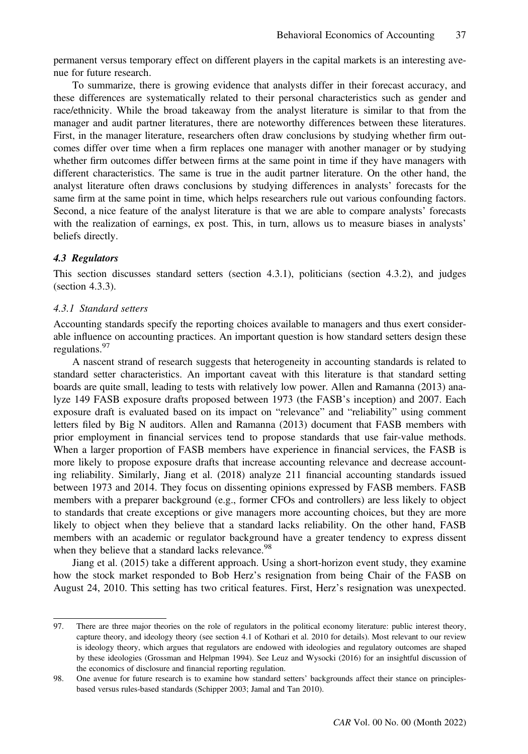permanent versus temporary effect on different players in the capital markets is an interesting avenue for future research.

To summarize, there is growing evidence that analysts differ in their forecast accuracy, and these differences are systematically related to their personal characteristics such as gender and race/ethnicity. While the broad takeaway from the analyst literature is similar to that from the manager and audit partner literatures, there are noteworthy differences between these literatures. First, in the manager literature, researchers often draw conclusions by studying whether firm outcomes differ over time when a firm replaces one manager with another manager or by studying whether firm outcomes differ between firms at the same point in time if they have managers with different characteristics. The same is true in the audit partner literature. On the other hand, the analyst literature often draws conclusions by studying differences in analysts' forecasts for the same firm at the same point in time, which helps researchers rule out various confounding factors. Second, a nice feature of the analyst literature is that we are able to compare analysts' forecasts with the realization of earnings, ex post. This, in turn, allows us to measure biases in analysts' beliefs directly.

### *4.3 Regulators*

This section discusses standard setters (section 4.3.1), politicians (section 4.3.2), and judges (section 4.3.3).

#### *4.3.1 Standard setters*

Accounting standards specify the reporting choices available to managers and thus exert considerable influence on accounting practices. An important question is how standard setters design these regulations.[97]

A nascent strand of research suggests that heterogeneity in accounting standards is related to standard setter characteristics. An important caveat with this literature is that standard setting boards are quite small, leading to tests with relatively low power. Allen and Ramanna (2013) analyze 149 FASB exposure drafts proposed between 1973 (the FASB's inception) and 2007. Each exposure draft is evaluated based on its impact on "relevance" and "reliability" using comment letters filed by Big N auditors. Allen and Ramanna (2013) document that FASB members with prior employment in financial services tend to propose standards that use fair-value methods. When a larger proportion of FASB members have experience in financial services, the FASB is more likely to propose exposure drafts that increase accounting relevance and decrease accounting reliability. Similarly, Jiang et al. (2018) analyze 211 financial accounting standards issued between 1973 and 2014. They focus on dissenting opinions expressed by FASB members. FASB members with a preparer background (e.g., former CFOs and controllers) are less likely to object to standards that create exceptions or give managers more accounting choices, but they are more likely to object when they believe that a standard lacks reliability. On the other hand, FASB members with an academic or regulator background have a greater tendency to express dissent when they believe that a standard lacks relevance.[98]

Jiang et al. (2015) take a different approach. Using a short-horizon event study, they examine how the stock market responded to Bob Herz's resignation from being Chair of the FASB on August 24, 2010. This setting has two critical features. First, Herz's resignation was unexpected.

---

97. There are three major theories on the role of regulators in the political economy literature: public interest theory, capture theory, and ideology theory (see section 4.1 of Kothari et al. 2010 for details). Most relevant to our review is ideology theory, which argues that regulators are endowed with ideologies and regulatory outcomes are shaped by these ideologies (Grossman and Helpman 1994). See Leuz and Wysocki (2016) for an insightful discussion of the economics of disclosure and financial reporting regulation.

98. One avenue for future research is to examine how standard setters' backgrounds affect their stance on principles-based versus rules-based standards (Schipper 2003; Jamal and Tan 2010).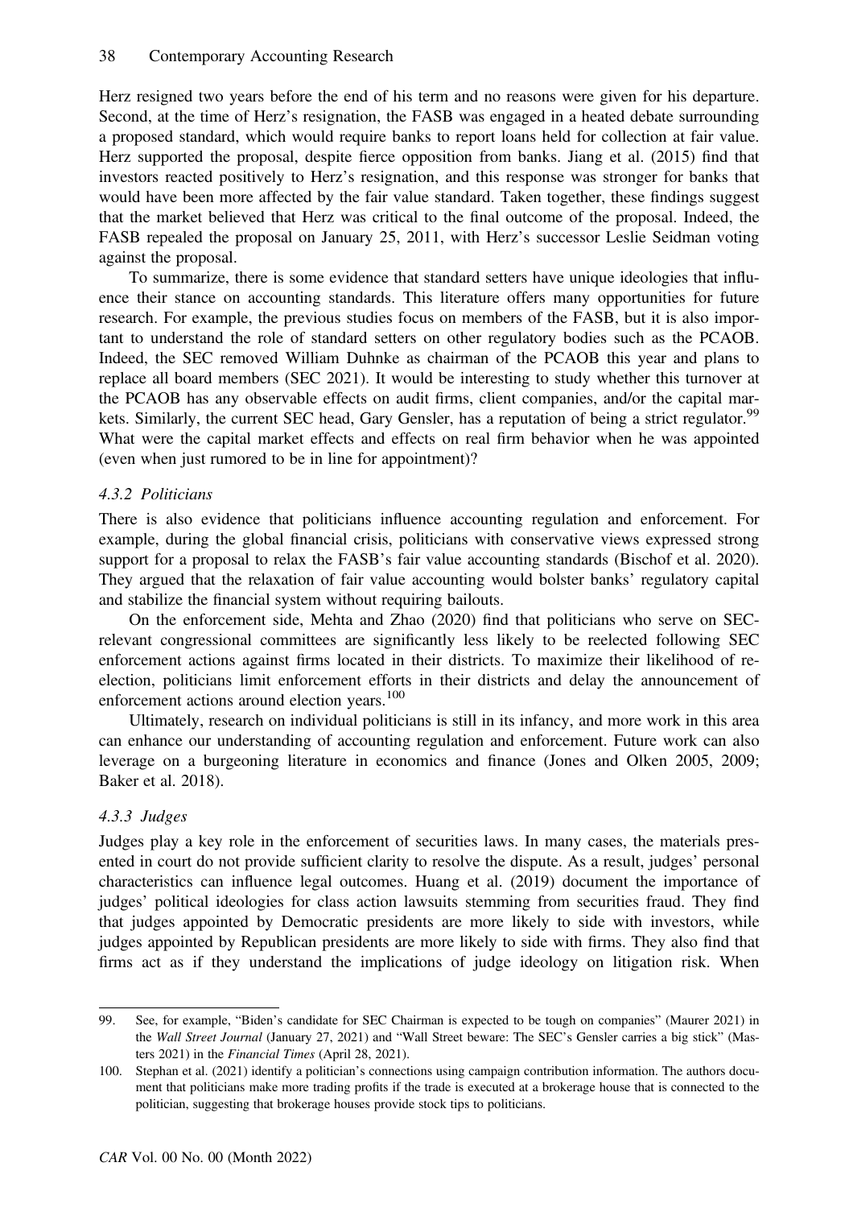Herz resigned two years before the end of his term and no reasons were given for his departure. Second, at the time of Herz's resignation, the FASB was engaged in a heated debate surrounding a proposed standard, which would require banks to report loans held for collection at fair value. Herz supported the proposal, despite fierce opposition from banks. Jiang et al. (2015) find that investors reacted positively to Herz's resignation, and this response was stronger for banks that would have been more affected by the fair value standard. Taken together, these findings suggest that the market believed that Herz was critical to the final outcome of the proposal. Indeed, the FASB repealed the proposal on January 25, 2011, with Herz's successor Leslie Seidman voting against the proposal.

To summarize, there is some evidence that standard setters have unique ideologies that influence their stance on accounting standards. This literature offers many opportunities for future research. For example, the previous studies focus on members of the FASB, but it is also important to understand the role of standard setters on other regulatory bodies such as the PCAOB. Indeed, the SEC removed William Duhnke as chairman of the PCAOB this year and plans to replace all board members (SEC 2021). It would be interesting to study whether this turnover at the PCAOB has any observable effects on audit firms, client companies, and/or the capital markets. Similarly, the current SEC head, Gary Gensler, has a reputation of being a strict regulator.[99] What were the capital market effects and effects on real firm behavior when he was appointed (even when just rumored to be in line for appointment)?

### *4.3.2 Politicians*

There is also evidence that politicians influence accounting regulation and enforcement. For example, during the global financial crisis, politicians with conservative views expressed strong support for a proposal to relax the FASB's fair value accounting standards (Bischof et al. 2020). They argued that the relaxation of fair value accounting would bolster banks' regulatory capital and stabilize the financial system without requiring bailouts.

On the enforcement side, Mehta and Zhao (2020) find that politicians who serve on SEC-relevant congressional committees are significantly less likely to be reelected following SEC enforcement actions against firms located in their districts. To maximize their likelihood of re-election, politicians limit enforcement efforts in their districts and delay the announcement of enforcement actions around election years.[100]

Ultimately, research on individual politicians is still in its infancy, and more work in this area can enhance our understanding of accounting regulation and enforcement. Future work can also leverage on a burgeoning literature in economics and finance (Jones and Olken 2005, 2009; Baker et al. 2018).

### *4.3.3 Judges*

Judges play a key role in the enforcement of securities laws. In many cases, the materials presented in court do not provide sufficient clarity to resolve the dispute. As a result, judges' personal characteristics can influence legal outcomes. Huang et al. (2019) document the importance of judges' political ideologies for class action lawsuits stemming from securities fraud. They find that judges appointed by Democratic presidents are more likely to side with investors, while judges appointed by Republican presidents are more likely to side with firms. They also find that firms act as if they understand the implications of judge ideology on litigation risk. When

---

99. See, for example, "Biden's candidate for SEC Chairman is expected to be tough on companies" (Maurer 2021) in the *Wall Street Journal* (January 27, 2021) and "Wall Street beware: The SEC's Gensler carries a big stick" (Masters 2021) in the *Financial Times* (April 28, 2021).

100. Stephan et al. (2021) identify a politician's connections using campaign contribution information. The authors document that politicians make more trading profits if the trade is executed at a brokerage house that is connected to the politician, suggesting that brokerage houses provide stock tips to politicians.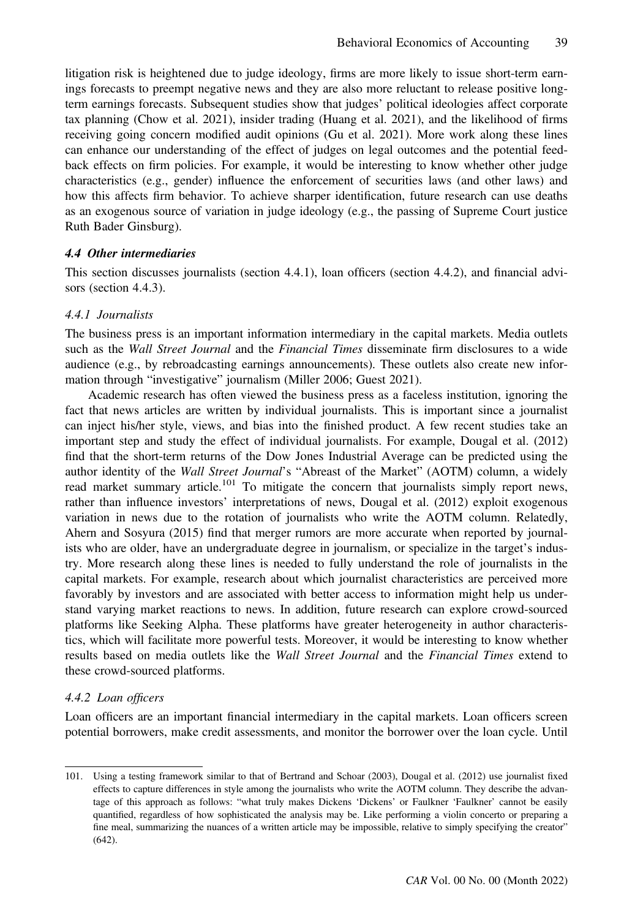litigation risk is heightened due to judge ideology, firms are more likely to issue short-term earnings forecasts to preempt negative news and they are also more reluctant to release positive long-term earnings forecasts. Subsequent studies show that judges' political ideologies affect corporate tax planning (Chow et al. 2021), insider trading (Huang et al. 2021), and the likelihood of firms receiving going concern modified audit opinions (Gu et al. 2021). More work along these lines can enhance our understanding of the effect of judges on legal outcomes and the potential feedback effects on firm policies. For example, it would be interesting to know whether other judge characteristics (e.g., gender) influence the enforcement of securities laws (and other laws) and how this affects firm behavior. To achieve sharper identification, future research can use deaths as an exogenous source of variation in judge ideology (e.g., the passing of Supreme Court justice Ruth Bader Ginsburg).

### *4.4 Other intermediaries*

This section discusses journalists (section 4.4.1), loan officers (section 4.4.2), and financial advisors (section 4.4.3).

#### *4.4.1 Journalists*

The business press is an important information intermediary in the capital markets. Media outlets such as the *Wall Street Journal* and the *Financial Times* disseminate firm disclosures to a wide audience (e.g., by rebroadcasting earnings announcements). These outlets also create new information through "investigative" journalism (Miller 2006; Guest 2021).

Academic research has often viewed the business press as a faceless institution, ignoring the fact that news articles are written by individual journalists. This is important since a journalist can inject his/her style, views, and bias into the finished product. A few recent studies take an important step and study the effect of individual journalists. For example, Dougal et al. (2012) find that the short-term returns of the Dow Jones Industrial Average can be predicted using the author identity of the *Wall Street Journal*'s "Abreast of the Market" (AOTM) column, a widely read market summary article.[101] To mitigate the concern that journalists simply report news, rather than influence investors' interpretations of news, Dougal et al. (2012) exploit exogenous variation in news due to the rotation of journalists who write the AOTM column. Relatedly, Ahern and Sosyura (2015) find that merger rumors are more accurate when reported by journalists who are older, have an undergraduate degree in journalism, or specialize in the target's industry. More research along these lines is needed to fully understand the role of journalists in the capital markets. For example, research about which journalist characteristics are perceived more favorably by investors and are associated with better access to information might help us understand varying market reactions to news. In addition, future research can explore crowd-sourced platforms like Seeking Alpha. These platforms have greater heterogeneity in author characteristics, which will facilitate more powerful tests. Moreover, it would be interesting to know whether results based on media outlets like the *Wall Street Journal* and the *Financial Times* extend to these crowd-sourced platforms.

#### *4.4.2 Loan officers*

Loan officers are an important financial intermediary in the capital markets. Loan officers screen potential borrowers, make credit assessments, and monitor the borrower over the loan cycle. Until

---

101. Using a testing framework similar to that of Bertrand and Schoar (2003), Dougal et al. (2012) use journalist fixed effects to capture differences in style among the journalists who write the AOTM column. They describe the advantage of this approach as follows: "what truly makes Dickens 'Dickens' or Faulkner 'Faulkner' cannot be easily quantified, regardless of how sophisticated the analysis may be. Like performing a violin concerto or preparing a fine meal, summarizing the nuances of a written article may be impossible, relative to simply specifying the creator" (642).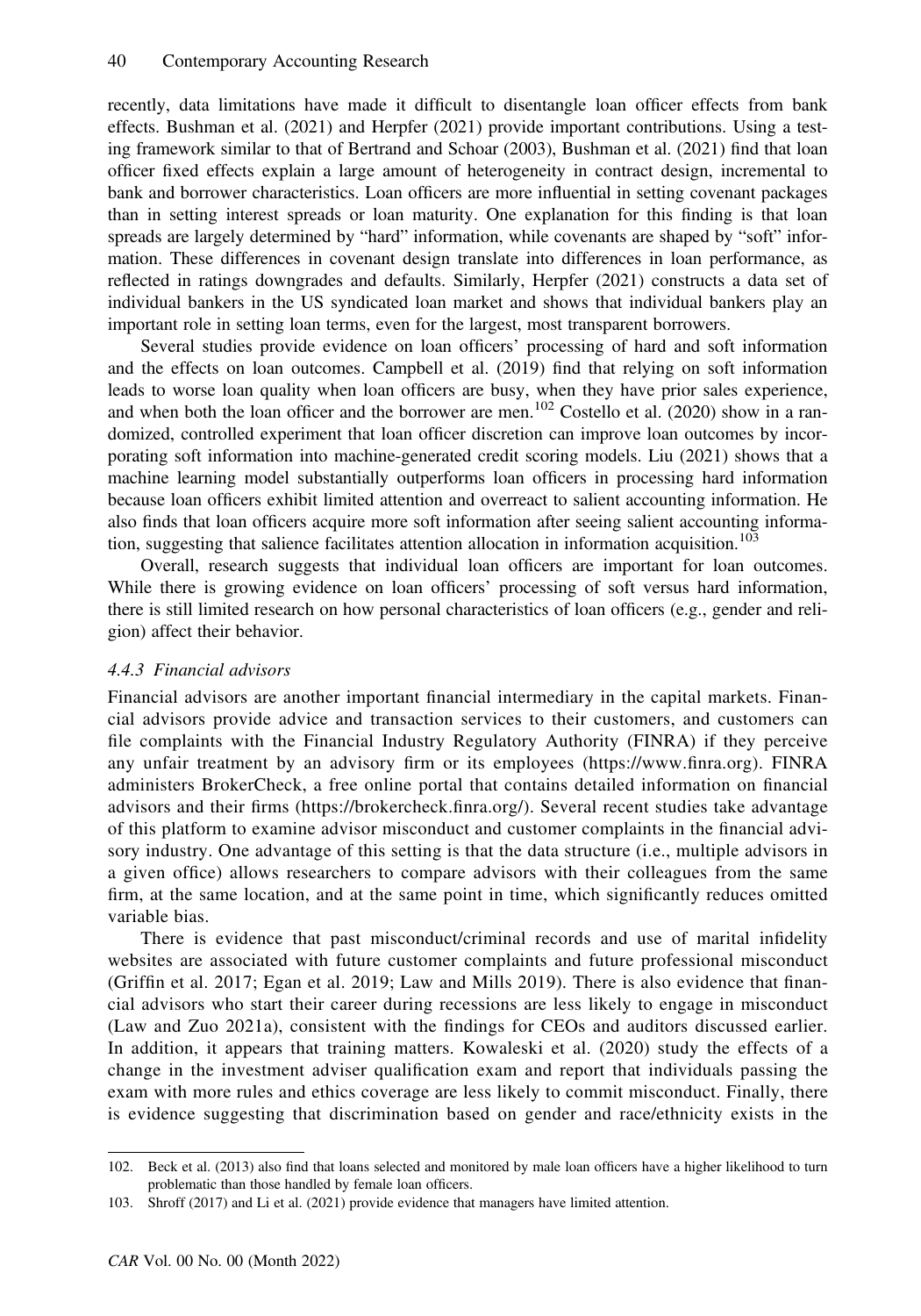recently, data limitations have made it difficult to disentangle loan officer effects from bank effects. Bushman et al. (2021) and Herpfer (2021) provide important contributions. Using a testing framework similar to that of Bertrand and Schoar (2003), Bushman et al. (2021) find that loan officer fixed effects explain a large amount of heterogeneity in contract design, incremental to bank and borrower characteristics. Loan officers are more influential in setting covenant packages than in setting interest spreads or loan maturity. One explanation for this finding is that loan spreads are largely determined by "hard" information, while covenants are shaped by "soft" information. These differences in covenant design translate into differences in loan performance, as reflected in ratings downgrades and defaults. Similarly, Herpfer (2021) constructs a data set of individual bankers in the US syndicated loan market and shows that individual bankers play an important role in setting loan terms, even for the largest, most transparent borrowers.

Several studies provide evidence on loan officers' processing of hard and soft information and the effects on loan outcomes. Campbell et al. (2019) find that relying on soft information leads to worse loan quality when loan officers are busy, when they have prior sales experience, and when both the loan officer and the borrower are men.[102] Costello et al. (2020) show in a randomized, controlled experiment that loan officer discretion can improve loan outcomes by incorporating soft information into machine-generated credit scoring models. Liu (2021) shows that a machine learning model substantially outperforms loan officers in processing hard information because loan officers exhibit limited attention and overreact to salient accounting information. He also finds that loan officers acquire more soft information after seeing salient accounting information, suggesting that salience facilitates attention allocation in information acquisition.[103]

Overall, research suggests that individual loan officers are important for loan outcomes. While there is growing evidence on loan officers' processing of soft versus hard information, there is still limited research on how personal characteristics of loan officers (e.g., gender and religion) affect their behavior.

#### *4.4.3 Financial advisors*

Financial advisors are another important financial intermediary in the capital markets. Financial advisors provide advice and transaction services to their customers, and customers can file complaints with the Financial Industry Regulatory Authority (FINRA) if they perceive any unfair treatment by an advisory firm or its employees (https://www.finra.org). FINRA administers BrokerCheck, a free online portal that contains detailed information on financial advisors and their firms (https://brokercheck.finra.org/). Several recent studies take advantage of this platform to examine advisor misconduct and customer complaints in the financial advisory industry. One advantage of this setting is that the data structure (i.e., multiple advisors in a given office) allows researchers to compare advisors with their colleagues from the same firm, at the same location, and at the same point in time, which significantly reduces omitted variable bias.

There is evidence that past misconduct/criminal records and use of marital infidelity websites are associated with future customer complaints and future professional misconduct (Griffin et al. 2017; Egan et al. 2019; Law and Mills 2019). There is also evidence that financial advisors who start their career during recessions are less likely to engage in misconduct (Law and Zuo 2021a), consistent with the findings for CEOs and auditors discussed earlier. In addition, it appears that training matters. Kowaleski et al. (2020) study the effects of a change in the investment adviser qualification exam and report that individuals passing the exam with more rules and ethics coverage are less likely to commit misconduct. Finally, there is evidence suggesting that discrimination based on gender and race/ethnicity exists in the

---

102. Beck et al. (2013) also find that loans selected and monitored by male loan officers have a higher likelihood to turn problematic than those handled by female loan officers.

103. Shroff (2017) and Li et al. (2021) provide evidence that managers have limited attention.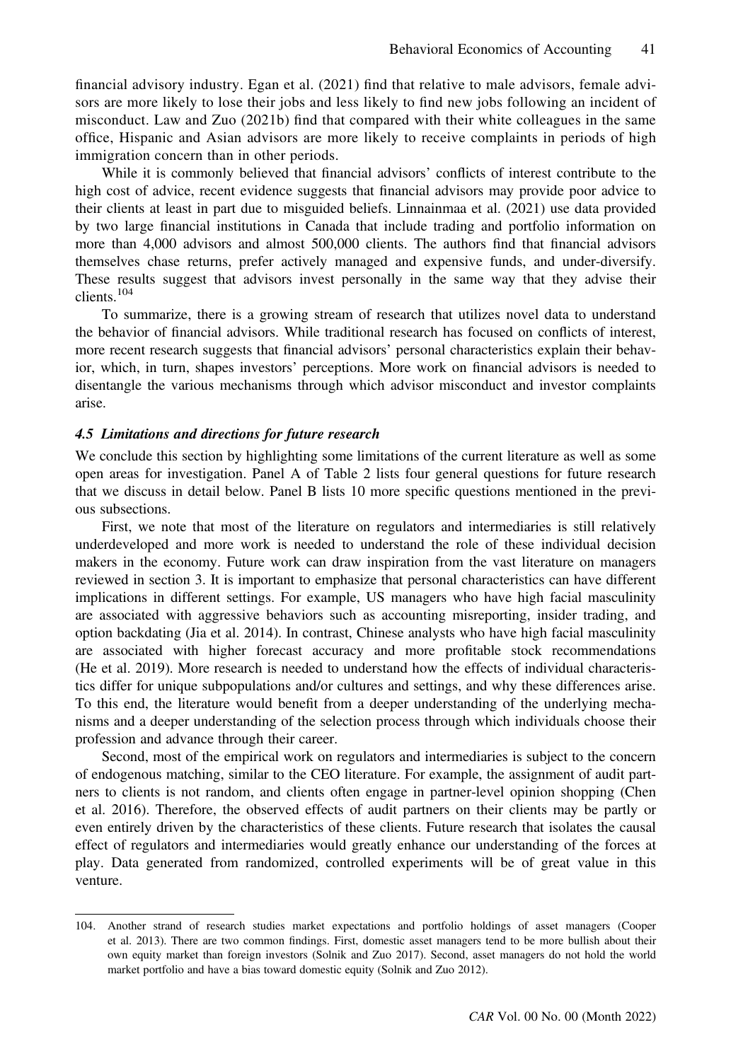financial advisory industry. Egan et al. (2021) find that relative to male advisors, female advisors are more likely to lose their jobs and less likely to find new jobs following an incident of misconduct. Law and Zuo (2021b) find that compared with their white colleagues in the same office, Hispanic and Asian advisors are more likely to receive complaints in periods of high immigration concern than in other periods.

While it is commonly believed that financial advisors' conflicts of interest contribute to the high cost of advice, recent evidence suggests that financial advisors may provide poor advice to their clients at least in part due to misguided beliefs. Linnainmaa et al. (2021) use data provided by two large financial institutions in Canada that include trading and portfolio information on more than 4,000 advisors and almost 500,000 clients. The authors find that financial advisors themselves chase returns, prefer actively managed and expensive funds, and under-diversify. These results suggest that advisors invest personally in the same way that they advise their clients.[104]

To summarize, there is a growing stream of research that utilizes novel data to understand the behavior of financial advisors. While traditional research has focused on conflicts of interest, more recent research suggests that financial advisors' personal characteristics explain their behavior, which, in turn, shapes investors' perceptions. More work on financial advisors is needed to disentangle the various mechanisms through which advisor misconduct and investor complaints arise.

### *4.5 Limitations and directions for future research*

We conclude this section by highlighting some limitations of the current literature as well as some open areas for investigation. Panel A of Table 2 lists four general questions for future research that we discuss in detail below. Panel B lists 10 more specific questions mentioned in the previous subsections.

First, we note that most of the literature on regulators and intermediaries is still relatively underdeveloped and more work is needed to understand the role of these individual decision makers in the economy. Future work can draw inspiration from the vast literature on managers reviewed in section 3. It is important to emphasize that personal characteristics can have different implications in different settings. For example, US managers who have high facial masculinity are associated with aggressive behaviors such as accounting misreporting, insider trading, and option backdating (Jia et al. 2014). In contrast, Chinese analysts who have high facial masculinity are associated with higher forecast accuracy and more profitable stock recommendations (He et al. 2019). More research is needed to understand how the effects of individual characteristics differ for unique subpopulations and/or cultures and settings, and why these differences arise. To this end, the literature would benefit from a deeper understanding of the underlying mechanisms and a deeper understanding of the selection process through which individuals choose their profession and advance through their career.

Second, most of the empirical work on regulators and intermediaries is subject to the concern of endogenous matching, similar to the CEO literature. For example, the assignment of audit partners to clients is not random, and clients often engage in partner-level opinion shopping (Chen et al. 2016). Therefore, the observed effects of audit partners on their clients may be partly or even entirely driven by the characteristics of these clients. Future research that isolates the causal effect of regulators and intermediaries would greatly enhance our understanding of the forces at play. Data generated from randomized, controlled experiments will be of great value in this venture.

---

104. Another strand of research studies market expectations and portfolio holdings of asset managers (Cooper et al. 2013). There are two common findings. First, domestic asset managers tend to be more bullish about their own equity market than foreign investors (Solnik and Zuo 2017). Second, asset managers do not hold the world market portfolio and have a bias toward domestic equity (Solnik and Zuo 2012).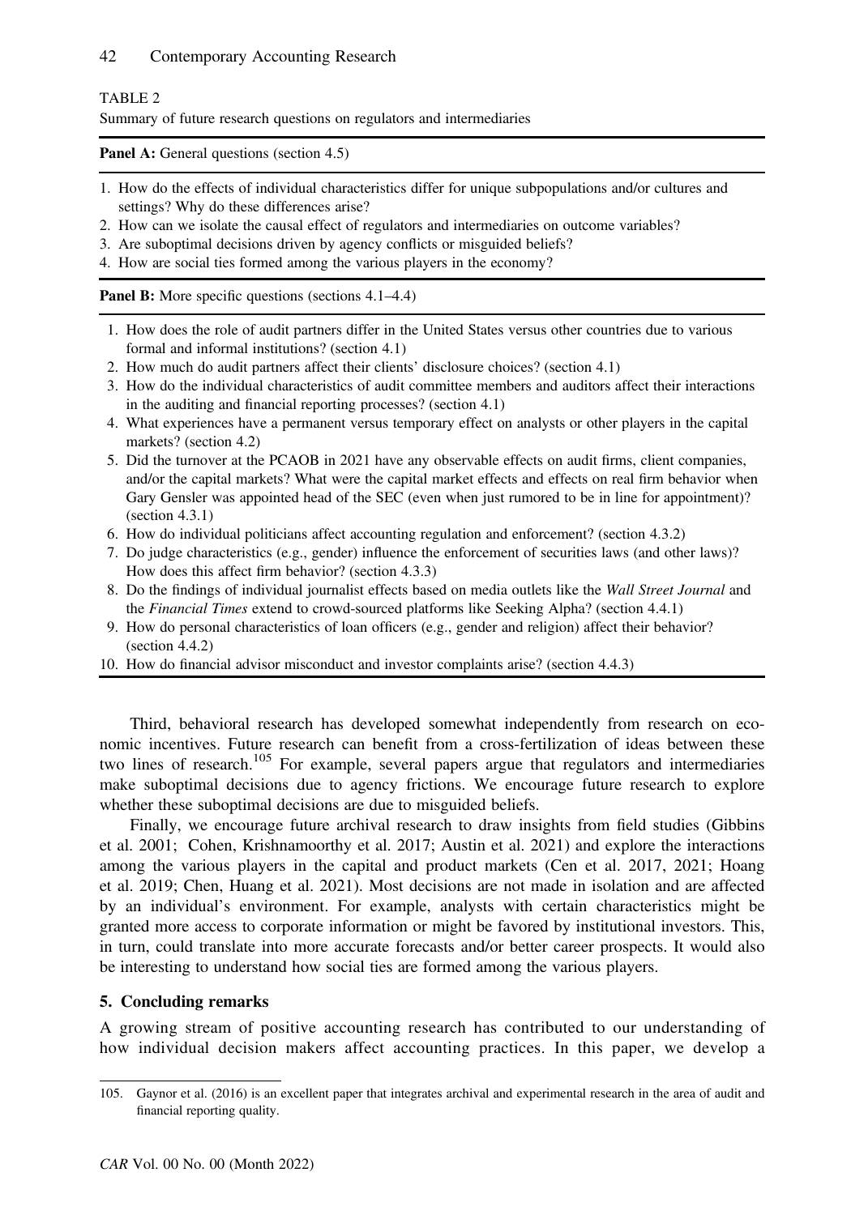TABLE 2

Summary of future research questions on regulators and intermediaries

**Panel A:** General questions (section 4.5)

1. How do the effects of individual characteristics differ for unique subpopulations and/or cultures and settings? Why do these differences arise?
2. How can we isolate the causal effect of regulators and intermediaries on outcome variables?
3. Are suboptimal decisions driven by agency conflicts or misguided beliefs?
4. How are social ties formed among the various players in the economy?

**Panel B:** More specific questions (sections 4.1–4.4)

1. How does the role of audit partners differ in the United States versus other countries due to various formal and informal institutions? (section 4.1)
2. How much do audit partners affect their clients' disclosure choices? (section 4.1)
3. How do the individual characteristics of audit committee members and auditors affect their interactions in the auditing and financial reporting processes? (section 4.1)
4. What experiences have a permanent versus temporary effect on analysts or other players in the capital markets? (section 4.2)
5. Did the turnover at the PCAOB in 2021 have any observable effects on audit firms, client companies, and/or the capital markets? What were the capital market effects and effects on real firm behavior when Gary Gensler was appointed head of the SEC (even when just rumored to be in line for appointment)? (section 4.3.1)
6. How do individual politicians affect accounting regulation and enforcement? (section 4.3.2)
7. Do judge characteristics (e.g., gender) influence the enforcement of securities laws (and other laws)? How does this affect firm behavior? (section 4.3.3)
8. Do the findings of individual journalist effects based on media outlets like the *Wall Street Journal* and the *Financial Times* extend to crowd-sourced platforms like Seeking Alpha? (section 4.4.1)
9. How do personal characteristics of loan officers (e.g., gender and religion) affect their behavior? (section 4.4.2)
10. How do financial advisor misconduct and investor complaints arise? (section 4.4.3)

Third, behavioral research has developed somewhat independently from research on economic incentives. Future research can benefit from a cross-fertilization of ideas between these two lines of research.[105] For example, several papers argue that regulators and intermediaries make suboptimal decisions due to agency frictions. We encourage future research to explore whether these suboptimal decisions are due to misguided beliefs.

Finally, we encourage future archival research to draw insights from field studies (Gibbins et al. 2001; Cohen, Krishnamoorthy et al. 2017; Austin et al. 2021) and explore the interactions among the various players in the capital and product markets (Cen et al. 2017, 2021; Hoang et al. 2019; Chen, Huang et al. 2021). Most decisions are not made in isolation and are affected by an individual's environment. For example, analysts with certain characteristics might be granted more access to corporate information or might be favored by institutional investors. This, in turn, could translate into more accurate forecasts and/or better career prospects. It would also be interesting to understand how social ties are formed among the various players.

## 5. Concluding remarks

A growing stream of positive accounting research has contributed to our understanding of how individual decision makers affect accounting practices. In this paper, we develop a

105. Gaynor et al. (2016) is an excellent paper that integrates archival and experimental research in the area of audit and financial reporting quality.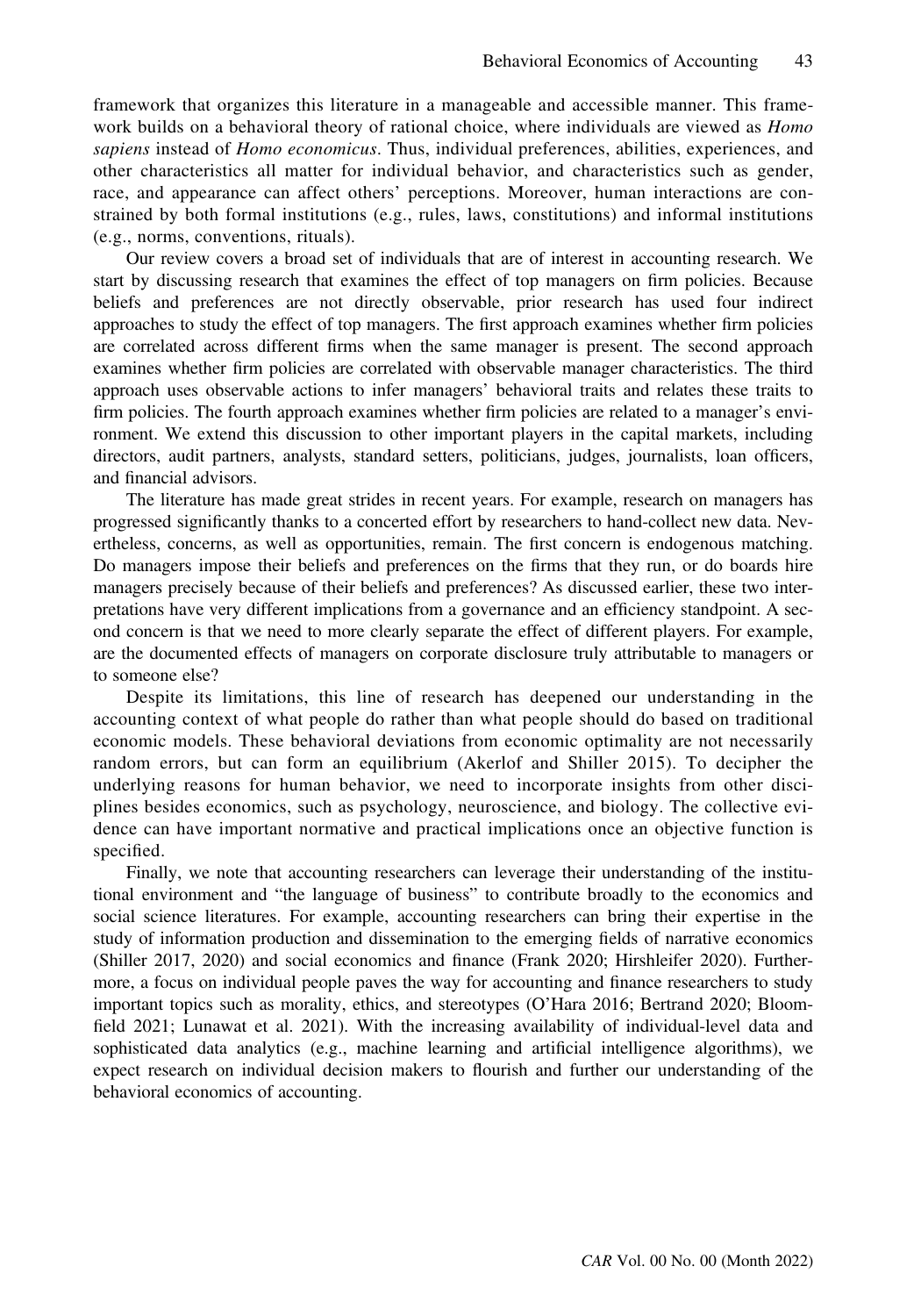framework that organizes this literature in a manageable and accessible manner. This framework builds on a behavioral theory of rational choice, where individuals are viewed as *Homo sapiens* instead of *Homo economicus*. Thus, individual preferences, abilities, experiences, and other characteristics all matter for individual behavior, and characteristics such as gender, race, and appearance can affect others' perceptions. Moreover, human interactions are constrained by both formal institutions (e.g., rules, laws, constitutions) and informal institutions (e.g., norms, conventions, rituals).

Our review covers a broad set of individuals that are of interest in accounting research. We start by discussing research that examines the effect of top managers on firm policies. Because beliefs and preferences are not directly observable, prior research has used four indirect approaches to study the effect of top managers. The first approach examines whether firm policies are correlated across different firms when the same manager is present. The second approach examines whether firm policies are correlated with observable manager characteristics. The third approach uses observable actions to infer managers' behavioral traits and relates these traits to firm policies. The fourth approach examines whether firm policies are related to a manager's environment. We extend this discussion to other important players in the capital markets, including directors, audit partners, analysts, standard setters, politicians, judges, journalists, loan officers, and financial advisors.

The literature has made great strides in recent years. For example, research on managers has progressed significantly thanks to a concerted effort by researchers to hand-collect new data. Nevertheless, concerns, as well as opportunities, remain. The first concern is endogenous matching. Do managers impose their beliefs and preferences on the firms that they run, or do boards hire managers precisely because of their beliefs and preferences? As discussed earlier, these two interpretations have very different implications from a governance and an efficiency standpoint. A second concern is that we need to more clearly separate the effect of different players. For example, are the documented effects of managers on corporate disclosure truly attributable to managers or to someone else?

Despite its limitations, this line of research has deepened our understanding in the accounting context of what people do rather than what people should do based on traditional economic models. These behavioral deviations from economic optimality are not necessarily random errors, but can form an equilibrium (Akerlof and Shiller 2015). To decipher the underlying reasons for human behavior, we need to incorporate insights from other disciplines besides economics, such as psychology, neuroscience, and biology. The collective evidence can have important normative and practical implications once an objective function is specified.

Finally, we note that accounting researchers can leverage their understanding of the institutional environment and "the language of business" to contribute broadly to the economics and social science literatures. For example, accounting researchers can bring their expertise in the study of information production and dissemination to the emerging fields of narrative economics (Shiller 2017, 2020) and social economics and finance (Frank 2020; Hirshleifer 2020). Furthermore, a focus on individual people paves the way for accounting and finance researchers to study important topics such as morality, ethics, and stereotypes (O'Hara 2016; Bertrand 2020; Bloomfield 2021; Lunawat et al. 2021). With the increasing availability of individual-level data and sophisticated data analytics (e.g., machine learning and artificial intelligence algorithms), we expect research on individual decision makers to flourish and further our understanding of the behavioral economics of accounting.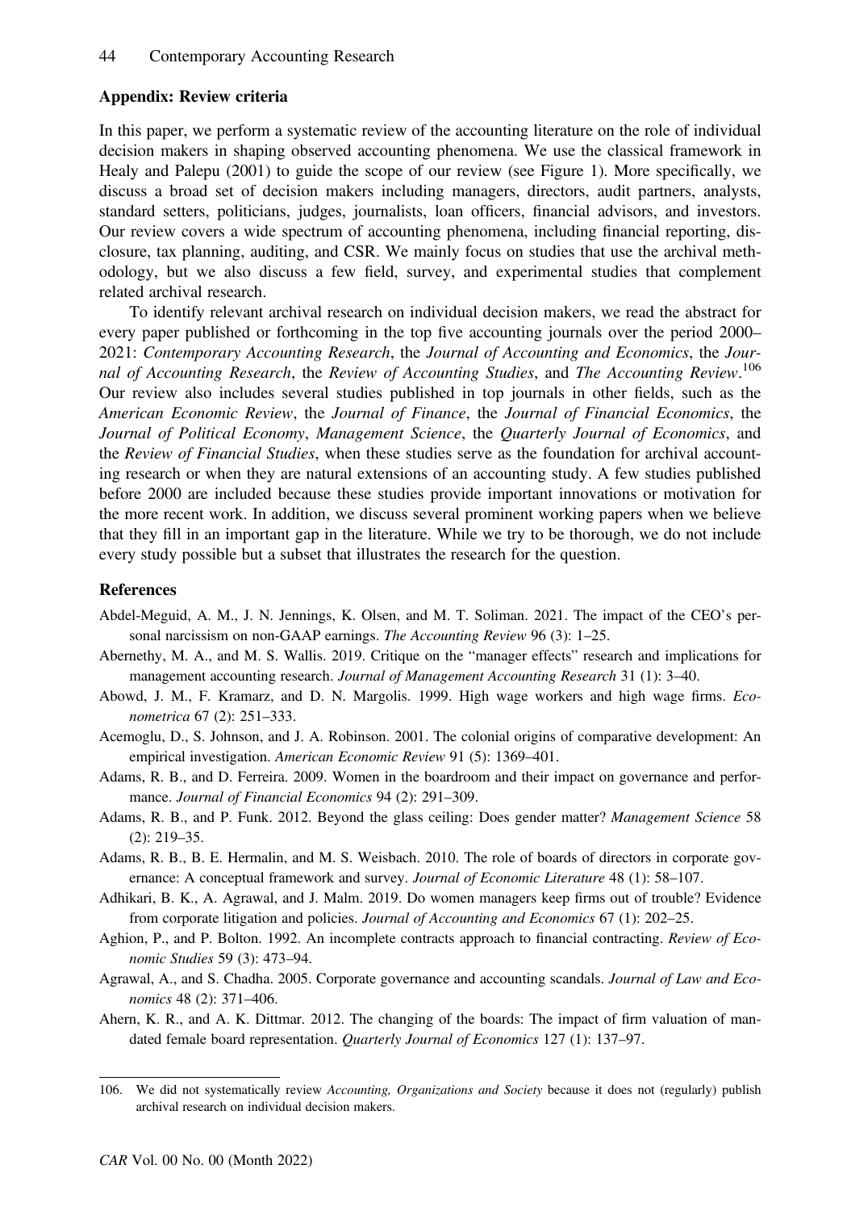## Appendix: Review criteria

In this paper, we perform a systematic review of the accounting literature on the role of individual decision makers in shaping observed accounting phenomena. We use the classical framework in Healy and Palepu (2001) to guide the scope of our review (see Figure 1). More specifically, we discuss a broad set of decision makers including managers, directors, audit partners, analysts, standard setters, politicians, judges, journalists, loan officers, financial advisors, and investors. Our review covers a wide spectrum of accounting phenomena, including financial reporting, disclosure, tax planning, auditing, and CSR. We mainly focus on studies that use the archival methodology, but we also discuss a few field, survey, and experimental studies that complement related archival research.

To identify relevant archival research on individual decision makers, we read the abstract for every paper published or forthcoming in the top five accounting journals over the period 2000–2021: *Contemporary Accounting Research*, the *Journal of Accounting and Economics*, the *Journal of Accounting Research*, the *Review of Accounting Studies*, and *The Accounting Review*.[106] Our review also includes several studies published in top journals in other fields, such as the *American Economic Review*, the *Journal of Finance*, the *Journal of Financial Economics*, the *Journal of Political Economy*, *Management Science*, the *Quarterly Journal of Economics*, and the *Review of Financial Studies*, when these studies serve as the foundation for archival accounting research or when they are natural extensions of an accounting study. A few studies published before 2000 are included because these studies provide important innovations or motivation for the more recent work. In addition, we discuss several prominent working papers when we believe that they fill in an important gap in the literature. While we try to be thorough, we do not include every study possible but a subset that illustrates the research for the question.

## References

Abdel-Meguid, A. M., J. N. Jennings, K. Olsen, and M. T. Soliman. 2021. The impact of the CEO's personal narcissism on non-GAAP earnings. *The Accounting Review* 96 (3): 1–25.

Abernethy, M. A., and M. S. Wallis. 2019. Critique on the "manager effects" research and implications for management accounting research. *Journal of Management Accounting Research* 31 (1): 3–40.

Abowd, J. M., F. Kramarz, and D. N. Margolis. 1999. High wage workers and high wage firms. *Econometrica* 67 (2): 251–333.

Acemoglu, D., S. Johnson, and J. A. Robinson. 2001. The colonial origins of comparative development: An empirical investigation. *American Economic Review* 91 (5): 1369–401.

Adams, R. B., and D. Ferreira. 2009. Women in the boardroom and their impact on governance and performance. *Journal of Financial Economics* 94 (2): 291–309.

Adams, R. B., and P. Funk. 2012. Beyond the glass ceiling: Does gender matter? *Management Science* 58 (2): 219–35.

Adams, R. B., B. E. Hermalin, and M. S. Weisbach. 2010. The role of boards of directors in corporate governance: A conceptual framework and survey. *Journal of Economic Literature* 48 (1): 58–107.

Adhikari, B. K., A. Agrawal, and J. Malm. 2019. Do women managers keep firms out of trouble? Evidence from corporate litigation and policies. *Journal of Accounting and Economics* 67 (1): 202–25.

Aghion, P., and P. Bolton. 1992. An incomplete contracts approach to financial contracting. *Review of Economic Studies* 59 (3): 473–94.

Agrawal, A., and S. Chadha. 2005. Corporate governance and accounting scandals. *Journal of Law and Economics* 48 (2): 371–406.

Ahern, K. R., and A. K. Dittmar. 2012. The changing of the boards: The impact of firm valuation of mandated female board representation. *Quarterly Journal of Economics* 127 (1): 137–97.

106. We did not systematically review *Accounting, Organizations and Society* because it does not (regularly) publish archival research on individual decision makers.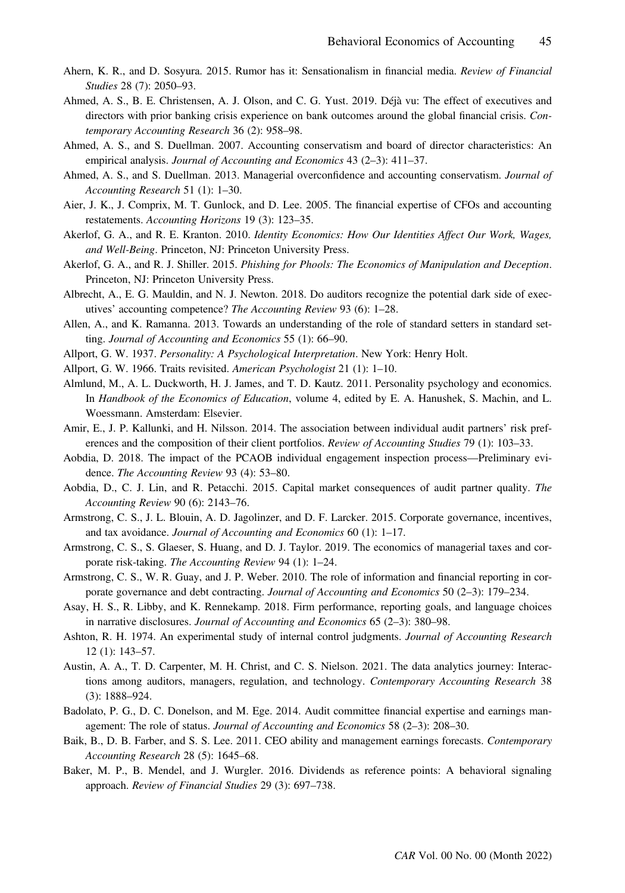Ahern, K. R., and D. Sosyura. 2015. Rumor has it: Sensationalism in financial media. *Review of Financial Studies* 28 (7): 2050–93.

Ahmed, A. S., B. E. Christensen, A. J. Olson, and C. G. Yust. 2019. Déjà vu: The effect of executives and directors with prior banking crisis experience on bank outcomes around the global financial crisis. *Contemporary Accounting Research* 36 (2): 958–98.

Ahmed, A. S., and S. Duellman. 2007. Accounting conservatism and board of director characteristics: An empirical analysis. *Journal of Accounting and Economics* 43 (2–3): 411–37.

Ahmed, A. S., and S. Duellman. 2013. Managerial overconfidence and accounting conservatism. *Journal of Accounting Research* 51 (1): 1–30.

Aier, J. K., J. Comprix, M. T. Gunlock, and D. Lee. 2005. The financial expertise of CFOs and accounting restatements. *Accounting Horizons* 19 (3): 123–35.

Akerlof, G. A., and R. E. Kranton. 2010. *Identity Economics: How Our Identities Affect Our Work, Wages, and Well-Being*. Princeton, NJ: Princeton University Press.

Akerlof, G. A., and R. J. Shiller. 2015. *Phishing for Phools: The Economics of Manipulation and Deception*. Princeton, NJ: Princeton University Press.

Albrecht, A., E. G. Mauldin, and N. J. Newton. 2018. Do auditors recognize the potential dark side of executives' accounting competence? *The Accounting Review* 93 (6): 1–28.

Allen, A., and K. Ramanna. 2013. Towards an understanding of the role of standard setters in standard setting. *Journal of Accounting and Economics* 55 (1): 66–90.

Allport, G. W. 1937. *Personality: A Psychological Interpretation*. New York: Henry Holt.

Allport, G. W. 1966. Traits revisited. *American Psychologist* 21 (1): 1–10.

Almlund, M., A. L. Duckworth, H. J. James, and T. D. Kautz. 2011. Personality psychology and economics. In *Handbook of the Economics of Education*, volume 4, edited by E. A. Hanushek, S. Machin, and L. Woessmann. Amsterdam: Elsevier.

Amir, E., J. P. Kallunki, and H. Nilsson. 2014. The association between individual audit partners' risk preferences and the composition of their client portfolios. *Review of Accounting Studies* 79 (1): 103–33.

Aobdia, D. 2018. The impact of the PCAOB individual engagement inspection process—Preliminary evidence. *The Accounting Review* 93 (4): 53–80.

Aobdia, D., C. J. Lin, and R. Petacchi. 2015. Capital market consequences of audit partner quality. *The Accounting Review* 90 (6): 2143–76.

Armstrong, C. S., J. L. Blouin, A. D. Jagolinzer, and D. F. Larcker. 2015. Corporate governance, incentives, and tax avoidance. *Journal of Accounting and Economics* 60 (1): 1–17.

Armstrong, C. S., S. Glaeser, S. Huang, and D. J. Taylor. 2019. The economics of managerial taxes and corporate risk-taking. *The Accounting Review* 94 (1): 1–24.

Armstrong, C. S., W. R. Guay, and J. P. Weber. 2010. The role of information and financial reporting in corporate governance and debt contracting. *Journal of Accounting and Economics* 50 (2–3): 179–234.

Asay, H. S., R. Libby, and K. Rennekamp. 2018. Firm performance, reporting goals, and language choices in narrative disclosures. *Journal of Accounting and Economics* 65 (2–3): 380–98.

Ashton, R. H. 1974. An experimental study of internal control judgments. *Journal of Accounting Research* 12 (1): 143–57.

Austin, A. A., T. D. Carpenter, M. H. Christ, and C. S. Nielson. 2021. The data analytics journey: Interactions among auditors, managers, regulation, and technology. *Contemporary Accounting Research* 38 (3): 1888–924.

Badolato, P. G., D. C. Donelson, and M. Ege. 2014. Audit committee financial expertise and earnings management: The role of status. *Journal of Accounting and Economics* 58 (2–3): 208–30.

Baik, B., D. B. Farber, and S. S. Lee. 2011. CEO ability and management earnings forecasts. *Contemporary Accounting Research* 28 (5): 1645–68.

Baker, M. P., B. Mendel, and J. Wurgler. 2016. Dividends as reference points: A behavioral signaling approach. *Review of Financial Studies* 29 (3): 697–738.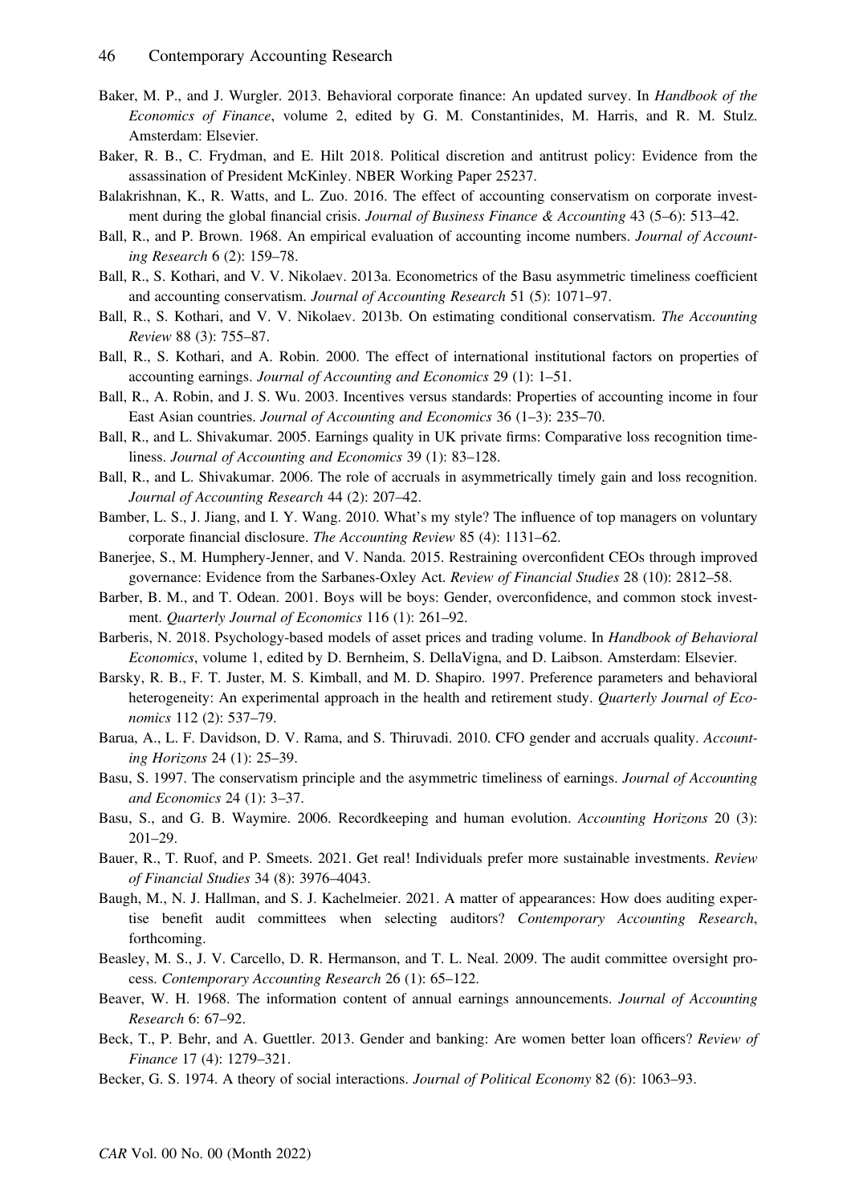Baker, M. P., and J. Wurgler. 2013. Behavioral corporate finance: An updated survey. In *Handbook of the Economics of Finance*, volume 2, edited by G. M. Constantinides, M. Harris, and R. M. Stulz. Amsterdam: Elsevier.

Baker, R. B., C. Frydman, and E. Hilt 2018. Political discretion and antitrust policy: Evidence from the assassination of President McKinley. NBER Working Paper 25237.

Balakrishnan, K., R. Watts, and L. Zuo. 2016. The effect of accounting conservatism on corporate investment during the global financial crisis. *Journal of Business Finance & Accounting* 43 (5–6): 513–42.

Ball, R., and P. Brown. 1968. An empirical evaluation of accounting income numbers. *Journal of Accounting Research* 6 (2): 159–78.

Ball, R., S. Kothari, and V. V. Nikolaev. 2013a. Econometrics of the Basu asymmetric timeliness coefficient and accounting conservatism. *Journal of Accounting Research* 51 (5): 1071–97.

Ball, R., S. Kothari, and V. V. Nikolaev. 2013b. On estimating conditional conservatism. *The Accounting Review* 88 (3): 755–87.

Ball, R., S. Kothari, and A. Robin. 2000. The effect of international institutional factors on properties of accounting earnings. *Journal of Accounting and Economics* 29 (1): 1–51.

Ball, R., A. Robin, and J. S. Wu. 2003. Incentives versus standards: Properties of accounting income in four East Asian countries. *Journal of Accounting and Economics* 36 (1–3): 235–70.

Ball, R., and L. Shivakumar. 2005. Earnings quality in UK private firms: Comparative loss recognition timeliness. *Journal of Accounting and Economics* 39 (1): 83–128.

Ball, R., and L. Shivakumar. 2006. The role of accruals in asymmetrically timely gain and loss recognition. *Journal of Accounting Research* 44 (2): 207–42.

Bamber, L. S., J. Jiang, and I. Y. Wang. 2010. What's my style? The influence of top managers on voluntary corporate financial disclosure. *The Accounting Review* 85 (4): 1131–62.

Banerjee, S., M. Humphery-Jenner, and V. Nanda. 2015. Restraining overconfident CEOs through improved governance: Evidence from the Sarbanes-Oxley Act. *Review of Financial Studies* 28 (10): 2812–58.

Barber, B. M., and T. Odean. 2001. Boys will be boys: Gender, overconfidence, and common stock investment. *Quarterly Journal of Economics* 116 (1): 261–92.

Barberis, N. 2018. Psychology-based models of asset prices and trading volume. In *Handbook of Behavioral Economics*, volume 1, edited by D. Bernheim, S. DellaVigna, and D. Laibson. Amsterdam: Elsevier.

Barsky, R. B., F. T. Juster, M. S. Kimball, and M. D. Shapiro. 1997. Preference parameters and behavioral heterogeneity: An experimental approach in the health and retirement study. *Quarterly Journal of Economics* 112 (2): 537–79.

Barua, A., L. F. Davidson, D. V. Rama, and S. Thiruvadi. 2010. CFO gender and accruals quality. *Accounting Horizons* 24 (1): 25–39.

Basu, S. 1997. The conservatism principle and the asymmetric timeliness of earnings. *Journal of Accounting and Economics* 24 (1): 3–37.

Basu, S., and G. B. Waymire. 2006. Recordkeeping and human evolution. *Accounting Horizons* 20 (3): 201–29.

Bauer, R., T. Ruof, and P. Smeets. 2021. Get real! Individuals prefer more sustainable investments. *Review of Financial Studies* 34 (8): 3976–4043.

Baugh, M., N. J. Hallman, and S. J. Kachelmeier. 2021. A matter of appearances: How does auditing expertise benefit audit committees when selecting auditors? *Contemporary Accounting Research*, forthcoming.

Beasley, M. S., J. V. Carcello, D. R. Hermanson, and T. L. Neal. 2009. The audit committee oversight process. *Contemporary Accounting Research* 26 (1): 65–122.

Beaver, W. H. 1968. The information content of annual earnings announcements. *Journal of Accounting Research* 6: 67–92.

Beck, T., P. Behr, and A. Guettler. 2013. Gender and banking: Are women better loan officers? *Review of Finance* 17 (4): 1279–321.

Becker, G. S. 1974. A theory of social interactions. *Journal of Political Economy* 82 (6): 1063–93.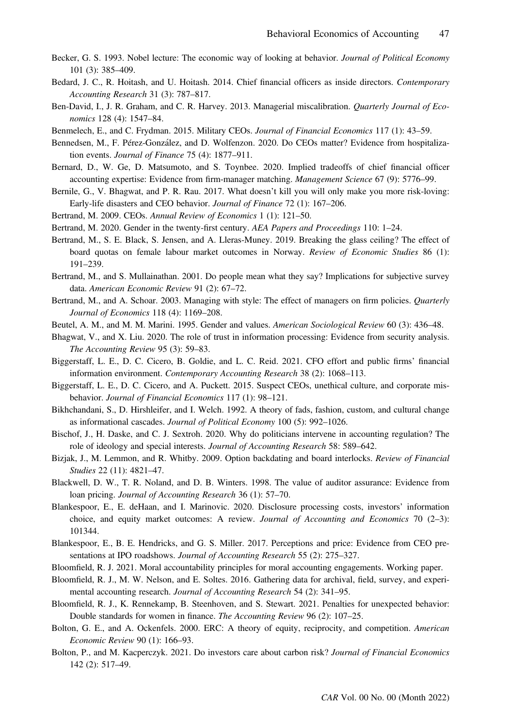Becker, G. S. 1993. Nobel lecture: The economic way of looking at behavior. *Journal of Political Economy* 101 (3): 385–409.

Bedard, J. C., R. Hoitash, and U. Hoitash. 2014. Chief financial officers as inside directors. *Contemporary Accounting Research* 31 (3): 787–817.

Ben-David, I., J. R. Graham, and C. R. Harvey. 2013. Managerial miscalibration. *Quarterly Journal of Economics* 128 (4): 1547–84.

Benmelech, E., and C. Frydman. 2015. Military CEOs. *Journal of Financial Economics* 117 (1): 43–59.

Bennedsen, M., F. Pérez-González, and D. Wolfenzon. 2020. Do CEOs matter? Evidence from hospitalization events. *Journal of Finance* 75 (4): 1877–911.

Bernard, D., W. Ge, D. Matsumoto, and S. Toynbee. 2020. Implied tradeoffs of chief financial officer accounting expertise: Evidence from firm-manager matching. *Management Science* 67 (9): 5776–99.

Bernile, G., V. Bhagwat, and P. R. Rau. 2017. What doesn't kill you will only make you more risk-loving: Early-life disasters and CEO behavior. *Journal of Finance* 72 (1): 167–206.

Bertrand, M. 2009. CEOs. *Annual Review of Economics* 1 (1): 121–50.

Bertrand, M. 2020. Gender in the twenty-first century. *AEA Papers and Proceedings* 110: 1–24.

Bertrand, M., S. E. Black, S. Jensen, and A. Lleras-Muney. 2019. Breaking the glass ceiling? The effect of board quotas on female labour market outcomes in Norway. *Review of Economic Studies* 86 (1): 191–239.

Bertrand, M., and S. Mullainathan. 2001. Do people mean what they say? Implications for subjective survey data. *American Economic Review* 91 (2): 67–72.

Bertrand, M., and A. Schoar. 2003. Managing with style: The effect of managers on firm policies. *Quarterly Journal of Economics* 118 (4): 1169–208.

Beutel, A. M., and M. M. Marini. 1995. Gender and values. *American Sociological Review* 60 (3): 436–48.

Bhagwat, V., and X. Liu. 2020. The role of trust in information processing: Evidence from security analysis. *The Accounting Review* 95 (3): 59–83.

Biggerstaff, L. E., D. C. Cicero, B. Goldie, and L. C. Reid. 2021. CFO effort and public firms' financial information environment. *Contemporary Accounting Research* 38 (2): 1068–113.

Biggerstaff, L. E., D. C. Cicero, and A. Puckett. 2015. Suspect CEOs, unethical culture, and corporate misbehavior. *Journal of Financial Economics* 117 (1): 98–121.

Bikhchandani, S., D. Hirshleifer, and I. Welch. 1992. A theory of fads, fashion, custom, and cultural change as informational cascades. *Journal of Political Economy* 100 (5): 992–1026.

Bischof, J., H. Daske, and C. J. Sextroh. 2020. Why do politicians intervene in accounting regulation? The role of ideology and special interests. *Journal of Accounting Research* 58: 589–642.

Bizjak, J., M. Lemmon, and R. Whitby. 2009. Option backdating and board interlocks. *Review of Financial Studies* 22 (11): 4821–47.

Blackwell, D. W., T. R. Noland, and D. B. Winters. 1998. The value of auditor assurance: Evidence from loan pricing. *Journal of Accounting Research* 36 (1): 57–70.

Blankespoor, E., E. deHaan, and I. Marinovic. 2020. Disclosure processing costs, investors' information choice, and equity market outcomes: A review. *Journal of Accounting and Economics* 70 (2–3): 101344.

Blankespoor, E., B. E. Hendricks, and G. S. Miller. 2017. Perceptions and price: Evidence from CEO presentations at IPO roadshows. *Journal of Accounting Research* 55 (2): 275–327.

Bloomfield, R. J. 2021. Moral accountability principles for moral accounting engagements. Working paper.

Bloomfield, R. J., M. W. Nelson, and E. Soltes. 2016. Gathering data for archival, field, survey, and experimental accounting research. *Journal of Accounting Research* 54 (2): 341–95.

Bloomfield, R. J., K. Rennekamp, B. Steenhoven, and S. Stewart. 2021. Penalties for unexpected behavior: Double standards for women in finance. *The Accounting Review* 96 (2): 107–25.

Bolton, G. E., and A. Ockenfels. 2000. ERC: A theory of equity, reciprocity, and competition. *American Economic Review* 90 (1): 166–93.

Bolton, P., and M. Kacperczyk. 2021. Do investors care about carbon risk? *Journal of Financial Economics* 142 (2): 517–49.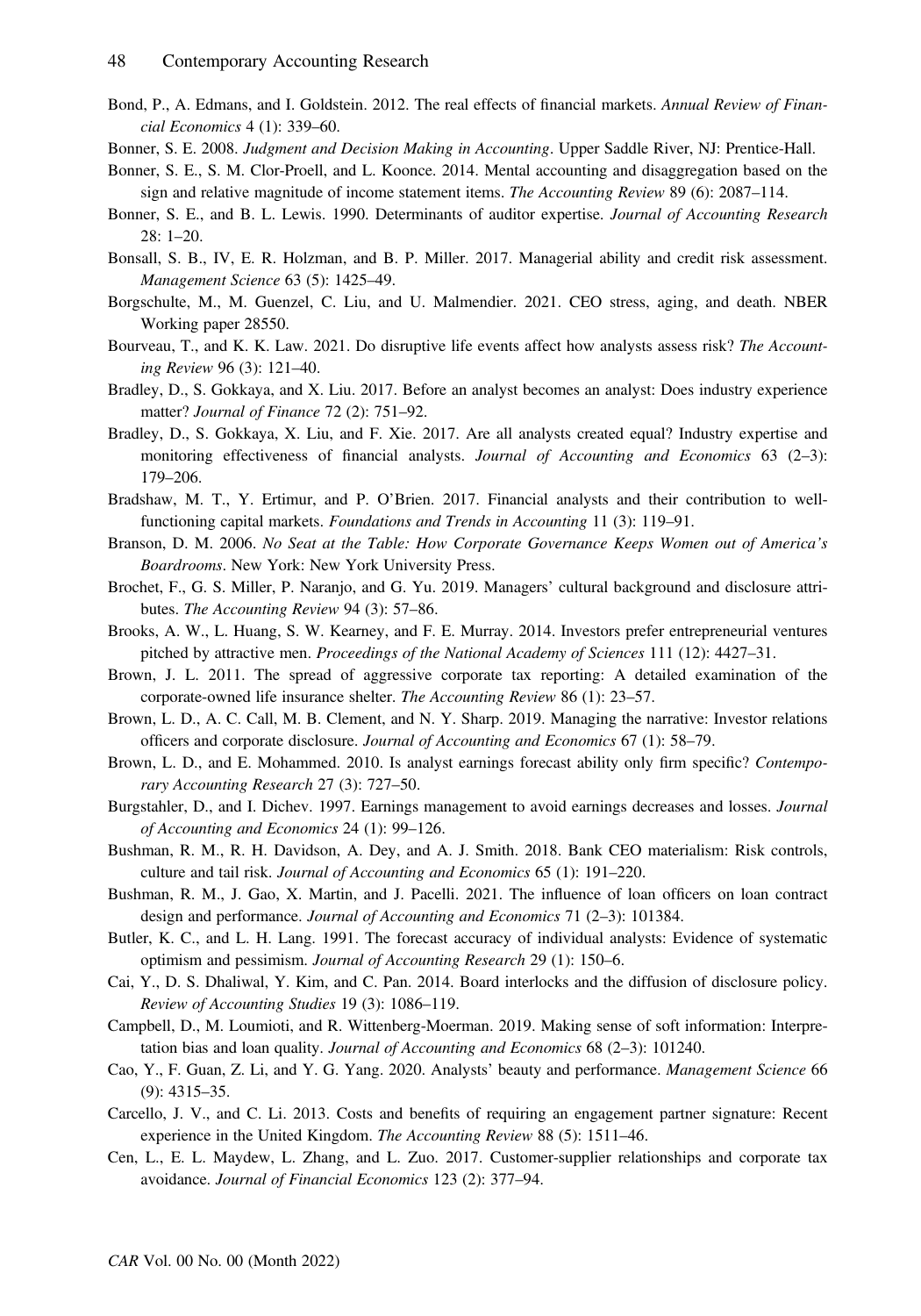Bond, P., A. Edmans, and I. Goldstein. 2012. The real effects of financial markets. *Annual Review of Financial Economics* 4 (1): 339–60.

Bonner, S. E. 2008. *Judgment and Decision Making in Accounting*. Upper Saddle River, NJ: Prentice-Hall.

Bonner, S. E., S. M. Clor-Proell, and L. Koonce. 2014. Mental accounting and disaggregation based on the sign and relative magnitude of income statement items. *The Accounting Review* 89 (6): 2087–114.

Bonner, S. E., and B. L. Lewis. 1990. Determinants of auditor expertise. *Journal of Accounting Research* 28: 1–20.

Bonsall, S. B., IV, E. R. Holzman, and B. P. Miller. 2017. Managerial ability and credit risk assessment. *Management Science* 63 (5): 1425–49.

Borgschulte, M., M. Guenzel, C. Liu, and U. Malmendier. 2021. CEO stress, aging, and death. NBER Working paper 28550.

Bourveau, T., and K. K. Law. 2021. Do disruptive life events affect how analysts assess risk? *The Accounting Review* 96 (3): 121–40.

Bradley, D., S. Gokkaya, and X. Liu. 2017. Before an analyst becomes an analyst: Does industry experience matter? *Journal of Finance* 72 (2): 751–92.

Bradley, D., S. Gokkaya, X. Liu, and F. Xie. 2017. Are all analysts created equal? Industry expertise and monitoring effectiveness of financial analysts. *Journal of Accounting and Economics* 63 (2–3): 179–206.

Bradshaw, M. T., Y. Ertimur, and P. O'Brien. 2017. Financial analysts and their contribution to well-functioning capital markets. *Foundations and Trends in Accounting* 11 (3): 119–91.

Branson, D. M. 2006. *No Seat at the Table: How Corporate Governance Keeps Women out of America's Boardrooms*. New York: New York University Press.

Brochet, F., G. S. Miller, P. Naranjo, and G. Yu. 2019. Managers' cultural background and disclosure attributes. *The Accounting Review* 94 (3): 57–86.

Brooks, A. W., L. Huang, S. W. Kearney, and F. E. Murray. 2014. Investors prefer entrepreneurial ventures pitched by attractive men. *Proceedings of the National Academy of Sciences* 111 (12): 4427–31.

Brown, J. L. 2011. The spread of aggressive corporate tax reporting: A detailed examination of the corporate-owned life insurance shelter. *The Accounting Review* 86 (1): 23–57.

Brown, L. D., A. C. Call, M. B. Clement, and N. Y. Sharp. 2019. Managing the narrative: Investor relations officers and corporate disclosure. *Journal of Accounting and Economics* 67 (1): 58–79.

Brown, L. D., and E. Mohammed. 2010. Is analyst earnings forecast ability only firm specific? *Contemporary Accounting Research* 27 (3): 727–50.

Burgstahler, D., and I. Dichev. 1997. Earnings management to avoid earnings decreases and losses. *Journal of Accounting and Economics* 24 (1): 99–126.

Bushman, R. M., R. H. Davidson, A. Dey, and A. J. Smith. 2018. Bank CEO materialism: Risk controls, culture and tail risk. *Journal of Accounting and Economics* 65 (1): 191–220.

Bushman, R. M., J. Gao, X. Martin, and J. Pacelli. 2021. The influence of loan officers on loan contract design and performance. *Journal of Accounting and Economics* 71 (2–3): 101384.

Butler, K. C., and L. H. Lang. 1991. The forecast accuracy of individual analysts: Evidence of systematic optimism and pessimism. *Journal of Accounting Research* 29 (1): 150–6.

Cai, Y., D. S. Dhaliwal, Y. Kim, and C. Pan. 2014. Board interlocks and the diffusion of disclosure policy. *Review of Accounting Studies* 19 (3): 1086–119.

Campbell, D., M. Loumioti, and R. Wittenberg-Moerman. 2019. Making sense of soft information: Interpretation bias and loan quality. *Journal of Accounting and Economics* 68 (2–3): 101240.

Cao, Y., F. Guan, Z. Li, and Y. G. Yang. 2020. Analysts' beauty and performance. *Management Science* 66 (9): 4315–35.

Carcello, J. V., and C. Li. 2013. Costs and benefits of requiring an engagement partner signature: Recent experience in the United Kingdom. *The Accounting Review* 88 (5): 1511–46.

Cen, L., E. L. Maydew, L. Zhang, and L. Zuo. 2017. Customer-supplier relationships and corporate tax avoidance. *Journal of Financial Economics* 123 (2): 377–94.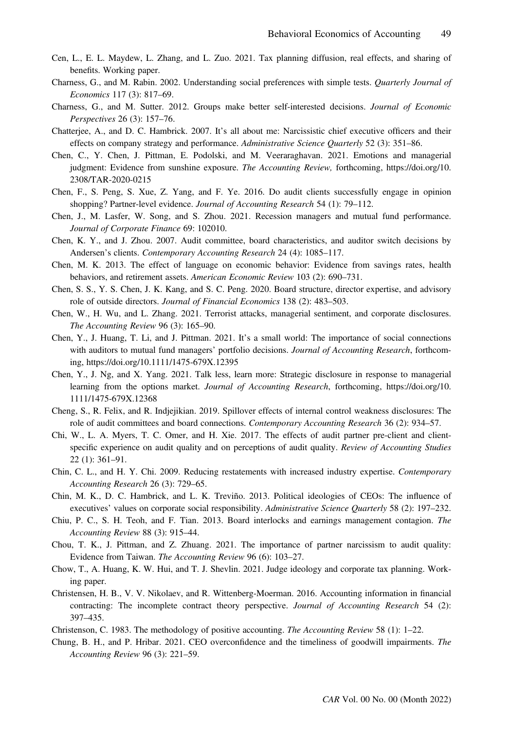Cen, L., E. L. Maydew, L. Zhang, and L. Zuo. 2021. Tax planning diffusion, real effects, and sharing of benefits. Working paper.

Charness, G., and M. Rabin. 2002. Understanding social preferences with simple tests. *Quarterly Journal of Economics* 117 (3): 817–69.

Charness, G., and M. Sutter. 2012. Groups make better self-interested decisions. *Journal of Economic Perspectives* 26 (3): 157–76.

Chatterjee, A., and D. C. Hambrick. 2007. It's all about me: Narcissistic chief executive officers and their effects on company strategy and performance. *Administrative Science Quarterly* 52 (3): 351–86.

Chen, C., Y. Chen, J. Pittman, E. Podolski, and M. Veeraraghavan. 2021. Emotions and managerial judgment: Evidence from sunshine exposure. *The Accounting Review,* forthcoming, https://doi.org/10.2308/TAR-2020-0215

Chen, F., S. Peng, S. Xue, Z. Yang, and F. Ye. 2016. Do audit clients successfully engage in opinion shopping? Partner-level evidence. *Journal of Accounting Research* 54 (1): 79–112.

Chen, J., M. Lasfer, W. Song, and S. Zhou. 2021. Recession managers and mutual fund performance. *Journal of Corporate Finance* 69: 102010.

Chen, K. Y., and J. Zhou. 2007. Audit committee, board characteristics, and auditor switch decisions by Andersen's clients. *Contemporary Accounting Research* 24 (4): 1085–117.

Chen, M. K. 2013. The effect of language on economic behavior: Evidence from savings rates, health behaviors, and retirement assets. *American Economic Review* 103 (2): 690–731.

Chen, S. S., Y. S. Chen, J. K. Kang, and S. C. Peng. 2020. Board structure, director expertise, and advisory role of outside directors. *Journal of Financial Economics* 138 (2): 483–503.

Chen, W., H. Wu, and L. Zhang. 2021. Terrorist attacks, managerial sentiment, and corporate disclosures. *The Accounting Review* 96 (3): 165–90.

Chen, Y., J. Huang, T. Li, and J. Pittman. 2021. It's a small world: The importance of social connections with auditors to mutual fund managers' portfolio decisions. *Journal of Accounting Research*, forthcoming, https://doi.org/10.1111/1475-679X.12395

Chen, Y., J. Ng, and X. Yang. 2021. Talk less, learn more: Strategic disclosure in response to managerial learning from the options market. *Journal of Accounting Research*, forthcoming, https://doi.org/10.1111/1475-679X.12368

Cheng, S., R. Felix, and R. Indjejikian. 2019. Spillover effects of internal control weakness disclosures: The role of audit committees and board connections. *Contemporary Accounting Research* 36 (2): 934–57.

Chi, W., L. A. Myers, T. C. Omer, and H. Xie. 2017. The effects of audit partner pre-client and client-specific experience on audit quality and on perceptions of audit quality. *Review of Accounting Studies* 22 (1): 361–91.

Chin, C. L., and H. Y. Chi. 2009. Reducing restatements with increased industry expertise. *Contemporary Accounting Research* 26 (3): 729–65.

Chin, M. K., D. C. Hambrick, and L. K. Treviño. 2013. Political ideologies of CEOs: The influence of executives' values on corporate social responsibility. *Administrative Science Quarterly* 58 (2): 197–232.

Chiu, P. C., S. H. Teoh, and F. Tian. 2013. Board interlocks and earnings management contagion. *The Accounting Review* 88 (3): 915–44.

Chou, T. K., J. Pittman, and Z. Zhuang. 2021. The importance of partner narcissism to audit quality: Evidence from Taiwan. *The Accounting Review* 96 (6): 103–27.

Chow, T., A. Huang, K. W. Hui, and T. J. Shevlin. 2021. Judge ideology and corporate tax planning. Working paper.

Christensen, H. B., V. V. Nikolaev, and R. Wittenberg-Moerman. 2016. Accounting information in financial contracting: The incomplete contract theory perspective. *Journal of Accounting Research* 54 (2): 397–435.

Christenson, C. 1983. The methodology of positive accounting. *The Accounting Review* 58 (1): 1–22.

Chung, B. H., and P. Hribar. 2021. CEO overconfidence and the timeliness of goodwill impairments. *The Accounting Review* 96 (3): 221–59.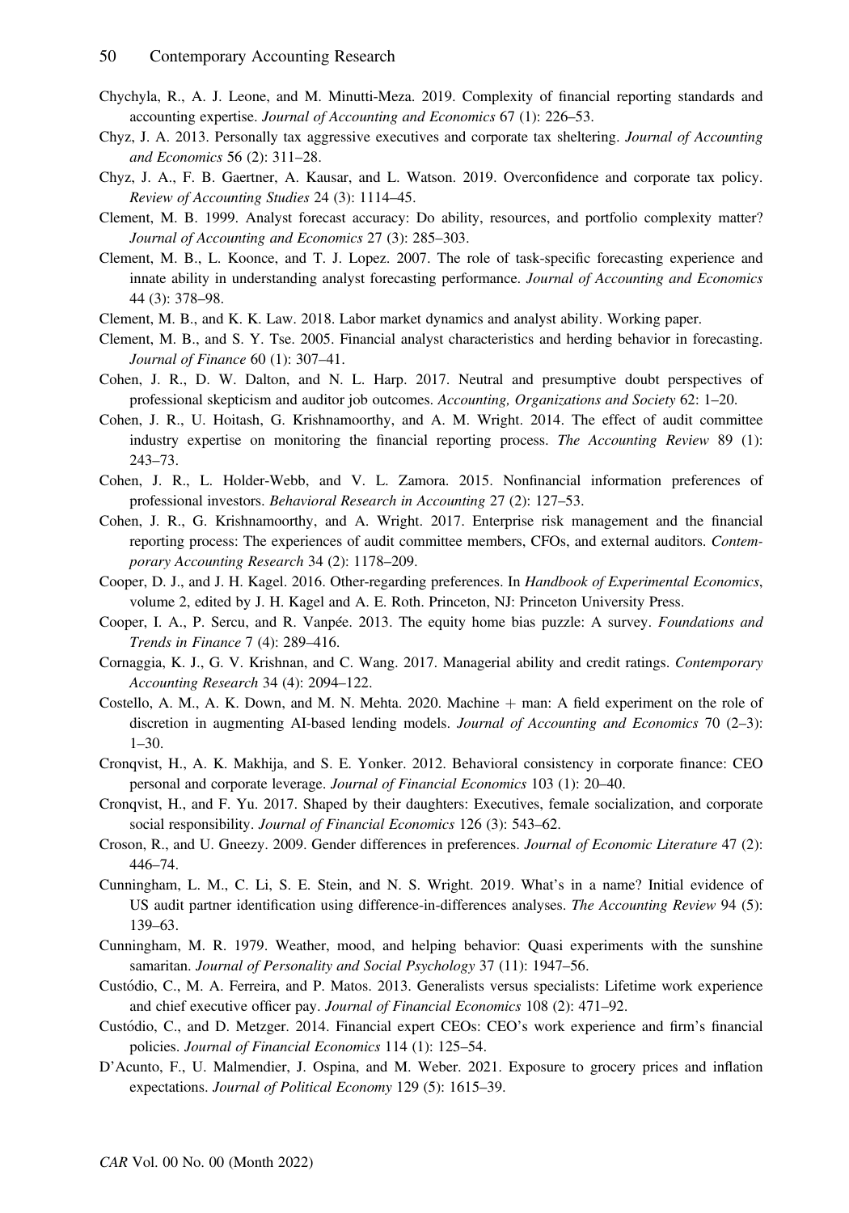Chychyla, R., A. J. Leone, and M. Minutti-Meza. 2019. Complexity of financial reporting standards and accounting expertise. *Journal of Accounting and Economics* 67 (1): 226–53.

Chyz, J. A. 2013. Personally tax aggressive executives and corporate tax sheltering. *Journal of Accounting and Economics* 56 (2): 311–28.

Chyz, J. A., F. B. Gaertner, A. Kausar, and L. Watson. 2019. Overconfidence and corporate tax policy. *Review of Accounting Studies* 24 (3): 1114–45.

Clement, M. B. 1999. Analyst forecast accuracy: Do ability, resources, and portfolio complexity matter? *Journal of Accounting and Economics* 27 (3): 285–303.

Clement, M. B., L. Koonce, and T. J. Lopez. 2007. The role of task-specific forecasting experience and innate ability in understanding analyst forecasting performance. *Journal of Accounting and Economics* 44 (3): 378–98.

Clement, M. B., and K. K. Law. 2018. Labor market dynamics and analyst ability. Working paper.

Clement, M. B., and S. Y. Tse. 2005. Financial analyst characteristics and herding behavior in forecasting. *Journal of Finance* 60 (1): 307–41.

Cohen, J. R., D. W. Dalton, and N. L. Harp. 2017. Neutral and presumptive doubt perspectives of professional skepticism and auditor job outcomes. *Accounting, Organizations and Society* 62: 1–20.

Cohen, J. R., U. Hoitash, G. Krishnamoorthy, and A. M. Wright. 2014. The effect of audit committee industry expertise on monitoring the financial reporting process. *The Accounting Review* 89 (1): 243–73.

Cohen, J. R., L. Holder-Webb, and V. L. Zamora. 2015. Nonfinancial information preferences of professional investors. *Behavioral Research in Accounting* 27 (2): 127–53.

Cohen, J. R., G. Krishnamoorthy, and A. Wright. 2017. Enterprise risk management and the financial reporting process: The experiences of audit committee members, CFOs, and external auditors. *Contemporary Accounting Research* 34 (2): 1178–209.

Cooper, D. J., and J. H. Kagel. 2016. Other-regarding preferences. In *Handbook of Experimental Economics*, volume 2, edited by J. H. Kagel and A. E. Roth. Princeton, NJ: Princeton University Press.

Cooper, I. A., P. Sercu, and R. Vanpée. 2013. The equity home bias puzzle: A survey. *Foundations and Trends in Finance* 7 (4): 289–416.

Cornaggia, K. J., G. V. Krishnan, and C. Wang. 2017. Managerial ability and credit ratings. *Contemporary Accounting Research* 34 (4): 2094–122.

Costello, A. M., A. K. Down, and M. N. Mehta. 2020. Machine + man: A field experiment on the role of discretion in augmenting AI-based lending models. *Journal of Accounting and Economics* 70 (2–3): 1–30.

Cronqvist, H., A. K. Makhija, and S. E. Yonker. 2012. Behavioral consistency in corporate finance: CEO personal and corporate leverage. *Journal of Financial Economics* 103 (1): 20–40.

Cronqvist, H., and F. Yu. 2017. Shaped by their daughters: Executives, female socialization, and corporate social responsibility. *Journal of Financial Economics* 126 (3): 543–62.

Croson, R., and U. Gneezy. 2009. Gender differences in preferences. *Journal of Economic Literature* 47 (2): 446–74.

Cunningham, L. M., C. Li, S. E. Stein, and N. S. Wright. 2019. What's in a name? Initial evidence of US audit partner identification using difference-in-differences analyses. *The Accounting Review* 94 (5): 139–63.

Cunningham, M. R. 1979. Weather, mood, and helping behavior: Quasi experiments with the sunshine samaritan. *Journal of Personality and Social Psychology* 37 (11): 1947–56.

Custódio, C., M. A. Ferreira, and P. Matos. 2013. Generalists versus specialists: Lifetime work experience and chief executive officer pay. *Journal of Financial Economics* 108 (2): 471–92.

Custódio, C., and D. Metzger. 2014. Financial expert CEOs: CEO's work experience and firm's financial policies. *Journal of Financial Economics* 114 (1): 125–54.

D'Acunto, F., U. Malmendier, J. Ospina, and M. Weber. 2021. Exposure to grocery prices and inflation expectations. *Journal of Political Economy* 129 (5): 1615–39.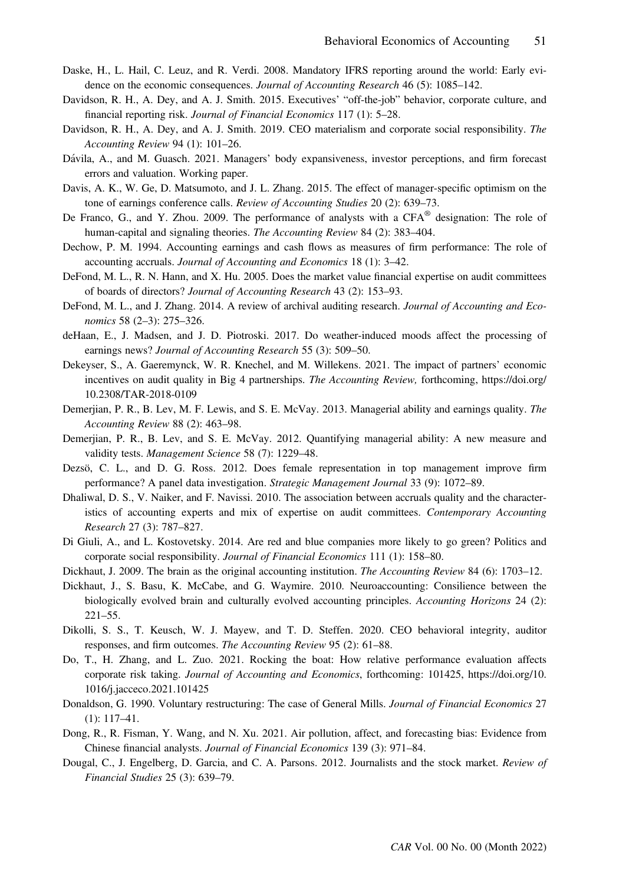Daske, H., L. Hail, C. Leuz, and R. Verdi. 2008. Mandatory IFRS reporting around the world: Early evidence on the economic consequences. *Journal of Accounting Research* 46 (5): 1085–142.

Davidson, R. H., A. Dey, and A. J. Smith. 2015. Executives' "off-the-job" behavior, corporate culture, and financial reporting risk. *Journal of Financial Economics* 117 (1): 5–28.

Davidson, R. H., A. Dey, and A. J. Smith. 2019. CEO materialism and corporate social responsibility. *The Accounting Review* 94 (1): 101–26.

Dávila, A., and M. Guasch. 2021. Managers' body expansiveness, investor perceptions, and firm forecast errors and valuation. Working paper.

Davis, A. K., W. Ge, D. Matsumoto, and J. L. Zhang. 2015. The effect of manager-specific optimism on the tone of earnings conference calls. *Review of Accounting Studies* 20 (2): 639–73.

De Franco, G., and Y. Zhou. 2009. The performance of analysts with a CFA® designation: The role of human-capital and signaling theories. *The Accounting Review* 84 (2): 383–404.

Dechow, P. M. 1994. Accounting earnings and cash flows as measures of firm performance: The role of accounting accruals. *Journal of Accounting and Economics* 18 (1): 3–42.

DeFond, M. L., R. N. Hann, and X. Hu. 2005. Does the market value financial expertise on audit committees of boards of directors? *Journal of Accounting Research* 43 (2): 153–93.

DeFond, M. L., and J. Zhang. 2014. A review of archival auditing research. *Journal of Accounting and Economics* 58 (2–3): 275–326.

deHaan, E., J. Madsen, and J. D. Piotroski. 2017. Do weather-induced moods affect the processing of earnings news? *Journal of Accounting Research* 55 (3): 509–50.

Dekeyser, S., A. Gaeremynck, W. R. Knechel, and M. Willekens. 2021. The impact of partners' economic incentives on audit quality in Big 4 partnerships. *The Accounting Review,* forthcoming, https://doi.org/10.2308/TAR-2018-0109

Demerjian, P. R., B. Lev, M. F. Lewis, and S. E. McVay. 2013. Managerial ability and earnings quality. *The Accounting Review* 88 (2): 463–98.

Demerjian, P. R., B. Lev, and S. E. McVay. 2012. Quantifying managerial ability: A new measure and validity tests. *Management Science* 58 (7): 1229–48.

Dezsö, C. L., and D. G. Ross. 2012. Does female representation in top management improve firm performance? A panel data investigation. *Strategic Management Journal* 33 (9): 1072–89.

Dhaliwal, D. S., V. Naiker, and F. Navissi. 2010. The association between accruals quality and the characteristics of accounting experts and mix of expertise on audit committees. *Contemporary Accounting Research* 27 (3): 787–827.

Di Giuli, A., and L. Kostovetsky. 2014. Are red and blue companies more likely to go green? Politics and corporate social responsibility. *Journal of Financial Economics* 111 (1): 158–80.

Dickhaut, J. 2009. The brain as the original accounting institution. *The Accounting Review* 84 (6): 1703–12.

Dickhaut, J., S. Basu, K. McCabe, and G. Waymire. 2010. Neuroaccounting: Consilience between the biologically evolved brain and culturally evolved accounting principles. *Accounting Horizons* 24 (2): 221–55.

Dikolli, S. S., T. Keusch, W. J. Mayew, and T. D. Steffen. 2020. CEO behavioral integrity, auditor responses, and firm outcomes. *The Accounting Review* 95 (2): 61–88.

Do, T., H. Zhang, and L. Zuo. 2021. Rocking the boat: How relative performance evaluation affects corporate risk taking. *Journal of Accounting and Economics*, forthcoming: 101425, https://doi.org/10.1016/j.jacceco.2021.101425

Donaldson, G. 1990. Voluntary restructuring: The case of General Mills. *Journal of Financial Economics* 27 (1): 117–41.

Dong, R., R. Fisman, Y. Wang, and N. Xu. 2021. Air pollution, affect, and forecasting bias: Evidence from Chinese financial analysts. *Journal of Financial Economics* 139 (3): 971–84.

Dougal, C., J. Engelberg, D. Garcia, and C. A. Parsons. 2012. Journalists and the stock market. *Review of Financial Studies* 25 (3): 639–79.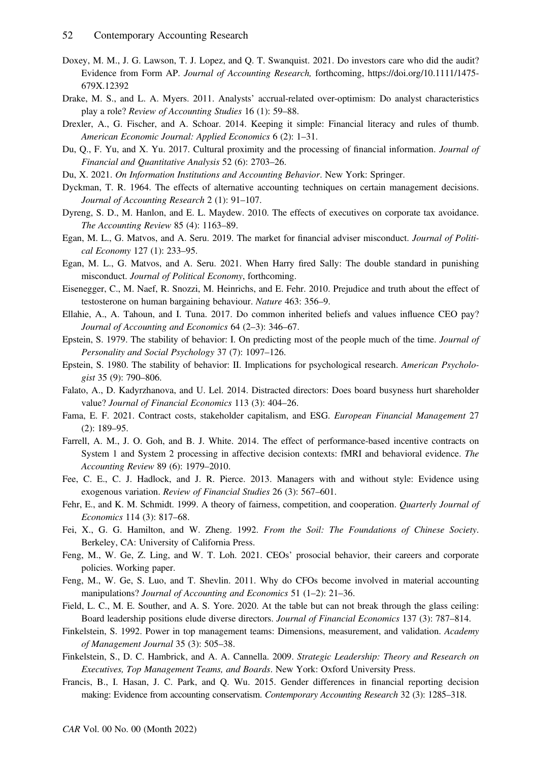Doxey, M. M., J. G. Lawson, T. J. Lopez, and Q. T. Swanquist. 2021. Do investors care who did the audit? Evidence from Form AP. *Journal of Accounting Research,* forthcoming, https://doi.org/10.1111/1475-679X.12392

Drake, M. S., and L. A. Myers. 2011. Analysts' accrual-related over-optimism: Do analyst characteristics play a role? *Review of Accounting Studies* 16 (1): 59–88.

Drexler, A., G. Fischer, and A. Schoar. 2014. Keeping it simple: Financial literacy and rules of thumb. *American Economic Journal: Applied Economics* 6 (2): 1–31.

Du, Q., F. Yu, and X. Yu. 2017. Cultural proximity and the processing of financial information. *Journal of Financial and Quantitative Analysis* 52 (6): 2703–26.

Du, X. 2021. *On Information Institutions and Accounting Behavior*. New York: Springer.

Dyckman, T. R. 1964. The effects of alternative accounting techniques on certain management decisions. *Journal of Accounting Research* 2 (1): 91–107.

Dyreng, S. D., M. Hanlon, and E. L. Maydew. 2010. The effects of executives on corporate tax avoidance. *The Accounting Review* 85 (4): 1163–89.

Egan, M. L., G. Matvos, and A. Seru. 2019. The market for financial adviser misconduct. *Journal of Political Economy* 127 (1): 233–95.

Egan, M. L., G. Matvos, and A. Seru. 2021. When Harry fired Sally: The double standard in punishing misconduct. *Journal of Political Economy*, forthcoming.

Eisenegger, C., M. Naef, R. Snozzi, M. Heinrichs, and E. Fehr. 2010. Prejudice and truth about the effect of testosterone on human bargaining behaviour. *Nature* 463: 356–9.

Ellahie, A., A. Tahoun, and I. Tuna. 2017. Do common inherited beliefs and values influence CEO pay? *Journal of Accounting and Economics* 64 (2–3): 346–67.

Epstein, S. 1979. The stability of behavior: I. On predicting most of the people much of the time. *Journal of Personality and Social Psychology* 37 (7): 1097–126.

Epstein, S. 1980. The stability of behavior: II. Implications for psychological research. *American Psychologist* 35 (9): 790–806.

Falato, A., D. Kadyrzhanova, and U. Lel. 2014. Distracted directors: Does board busyness hurt shareholder value? *Journal of Financial Economics* 113 (3): 404–26.

Fama, E. F. 2021. Contract costs, stakeholder capitalism, and ESG. *European Financial Management* 27 (2): 189–95.

Farrell, A. M., J. O. Goh, and B. J. White. 2014. The effect of performance-based incentive contracts on System 1 and System 2 processing in affective decision contexts: fMRI and behavioral evidence. *The Accounting Review* 89 (6): 1979–2010.

Fee, C. E., C. J. Hadlock, and J. R. Pierce. 2013. Managers with and without style: Evidence using exogenous variation. *Review of Financial Studies* 26 (3): 567–601.

Fehr, E., and K. M. Schmidt. 1999. A theory of fairness, competition, and cooperation. *Quarterly Journal of Economics* 114 (3): 817–68.

Fei, X., G. G. Hamilton, and W. Zheng. 1992. *From the Soil: The Foundations of Chinese Society*. Berkeley, CA: University of California Press.

Feng, M., W. Ge, Z. Ling, and W. T. Loh. 2021. CEOs' prosocial behavior, their careers and corporate policies. Working paper.

Feng, M., W. Ge, S. Luo, and T. Shevlin. 2011. Why do CFOs become involved in material accounting manipulations? *Journal of Accounting and Economics* 51 (1–2): 21–36.

Field, L. C., M. E. Souther, and A. S. Yore. 2020. At the table but can not break through the glass ceiling: Board leadership positions elude diverse directors. *Journal of Financial Economics* 137 (3): 787–814.

Finkelstein, S. 1992. Power in top management teams: Dimensions, measurement, and validation. *Academy of Management Journal* 35 (3): 505–38.

Finkelstein, S., D. C. Hambrick, and A. A. Cannella. 2009. *Strategic Leadership: Theory and Research on Executives, Top Management Teams, and Boards*. New York: Oxford University Press.

Francis, B., I. Hasan, J. C. Park, and Q. Wu. 2015. Gender differences in financial reporting decision making: Evidence from accounting conservatism. *Contemporary Accounting Research* 32 (3): 1285–318.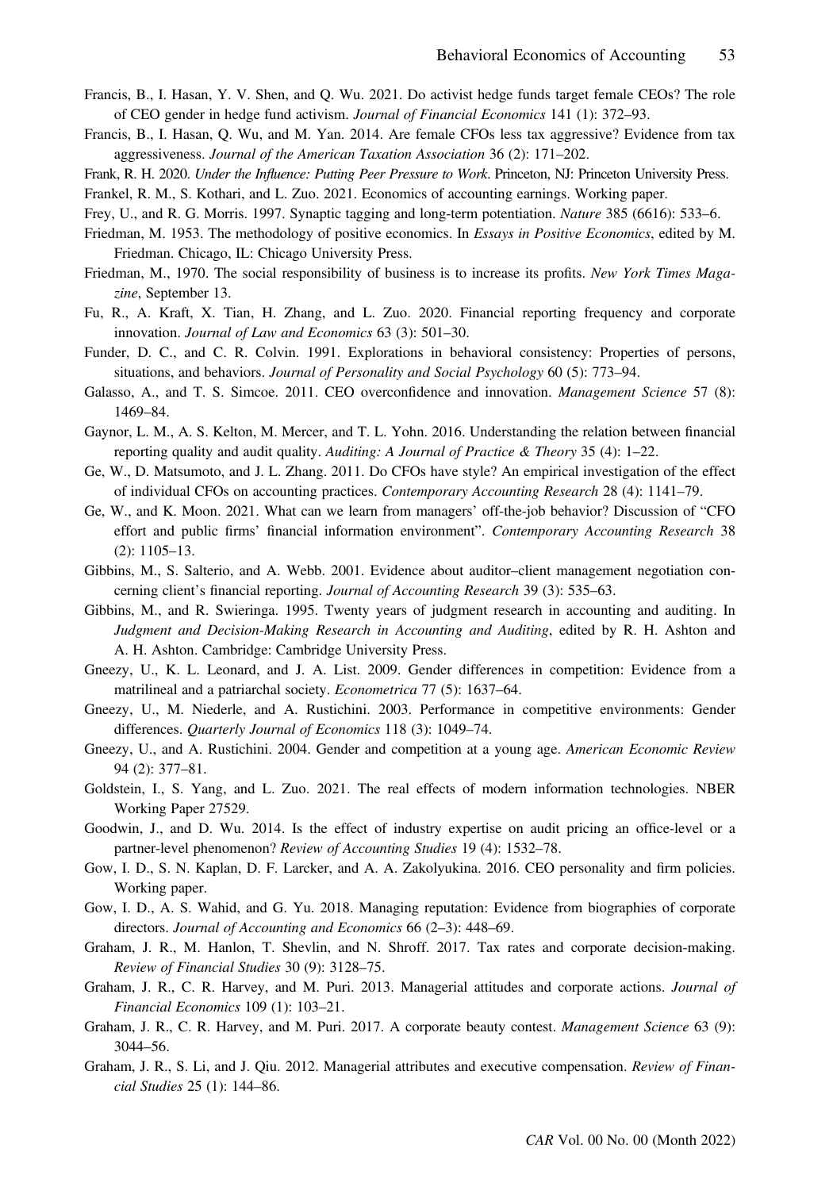Francis, B., I. Hasan, Y. V. Shen, and Q. Wu. 2021. Do activist hedge funds target female CEOs? The role of CEO gender in hedge fund activism. *Journal of Financial Economics* 141 (1): 372–93.

Francis, B., I. Hasan, Q. Wu, and M. Yan. 2014. Are female CFOs less tax aggressive? Evidence from tax aggressiveness. *Journal of the American Taxation Association* 36 (2): 171–202.

Frank, R. H. 2020. *Under the Influence: Putting Peer Pressure to Work*. Princeton, NJ: Princeton University Press.

Frankel, R. M., S. Kothari, and L. Zuo. 2021. Economics of accounting earnings. Working paper.

Frey, U., and R. G. Morris. 1997. Synaptic tagging and long-term potentiation. *Nature* 385 (6616): 533–6.

Friedman, M. 1953. The methodology of positive economics. In *Essays in Positive Economics*, edited by M. Friedman. Chicago, IL: Chicago University Press.

Friedman, M., 1970. The social responsibility of business is to increase its profits. *New York Times Magazine*, September 13.

Fu, R., A. Kraft, X. Tian, H. Zhang, and L. Zuo. 2020. Financial reporting frequency and corporate innovation. *Journal of Law and Economics* 63 (3): 501–30.

Funder, D. C., and C. R. Colvin. 1991. Explorations in behavioral consistency: Properties of persons, situations, and behaviors. *Journal of Personality and Social Psychology* 60 (5): 773–94.

Galasso, A., and T. S. Simcoe. 2011. CEO overconfidence and innovation. *Management Science* 57 (8): 1469–84.

Gaynor, L. M., A. S. Kelton, M. Mercer, and T. L. Yohn. 2016. Understanding the relation between financial reporting quality and audit quality. *Auditing: A Journal of Practice & Theory* 35 (4): 1–22.

Ge, W., D. Matsumoto, and J. L. Zhang. 2011. Do CFOs have style? An empirical investigation of the effect of individual CFOs on accounting practices. *Contemporary Accounting Research* 28 (4): 1141–79.

Ge, W., and K. Moon. 2021. What can we learn from managers' off-the-job behavior? Discussion of "CFO effort and public firms' financial information environment". *Contemporary Accounting Research* 38 (2): 1105–13.

Gibbins, M., S. Salterio, and A. Webb. 2001. Evidence about auditor–client management negotiation concerning client's financial reporting. *Journal of Accounting Research* 39 (3): 535–63.

Gibbins, M., and R. Swieringa. 1995. Twenty years of judgment research in accounting and auditing. In *Judgment and Decision-Making Research in Accounting and Auditing*, edited by R. H. Ashton and A. H. Ashton. Cambridge: Cambridge University Press.

Gneezy, U., K. L. Leonard, and J. A. List. 2009. Gender differences in competition: Evidence from a matrilineal and a patriarchal society. *Econometrica* 77 (5): 1637–64.

Gneezy, U., M. Niederle, and A. Rustichini. 2003. Performance in competitive environments: Gender differences. *Quarterly Journal of Economics* 118 (3): 1049–74.

Gneezy, U., and A. Rustichini. 2004. Gender and competition at a young age. *American Economic Review* 94 (2): 377–81.

Goldstein, I., S. Yang, and L. Zuo. 2021. The real effects of modern information technologies. NBER Working Paper 27529.

Goodwin, J., and D. Wu. 2014. Is the effect of industry expertise on audit pricing an office-level or a partner-level phenomenon? *Review of Accounting Studies* 19 (4): 1532–78.

Gow, I. D., S. N. Kaplan, D. F. Larcker, and A. A. Zakolyukina. 2016. CEO personality and firm policies. Working paper.

Gow, I. D., A. S. Wahid, and G. Yu. 2018. Managing reputation: Evidence from biographies of corporate directors. *Journal of Accounting and Economics* 66 (2–3): 448–69.

Graham, J. R., M. Hanlon, T. Shevlin, and N. Shroff. 2017. Tax rates and corporate decision-making. *Review of Financial Studies* 30 (9): 3128–75.

Graham, J. R., C. R. Harvey, and M. Puri. 2013. Managerial attitudes and corporate actions. *Journal of Financial Economics* 109 (1): 103–21.

Graham, J. R., C. R. Harvey, and M. Puri. 2017. A corporate beauty contest. *Management Science* 63 (9): 3044–56.

Graham, J. R., S. Li, and J. Qiu. 2012. Managerial attributes and executive compensation. *Review of Financial Studies* 25 (1): 144–86.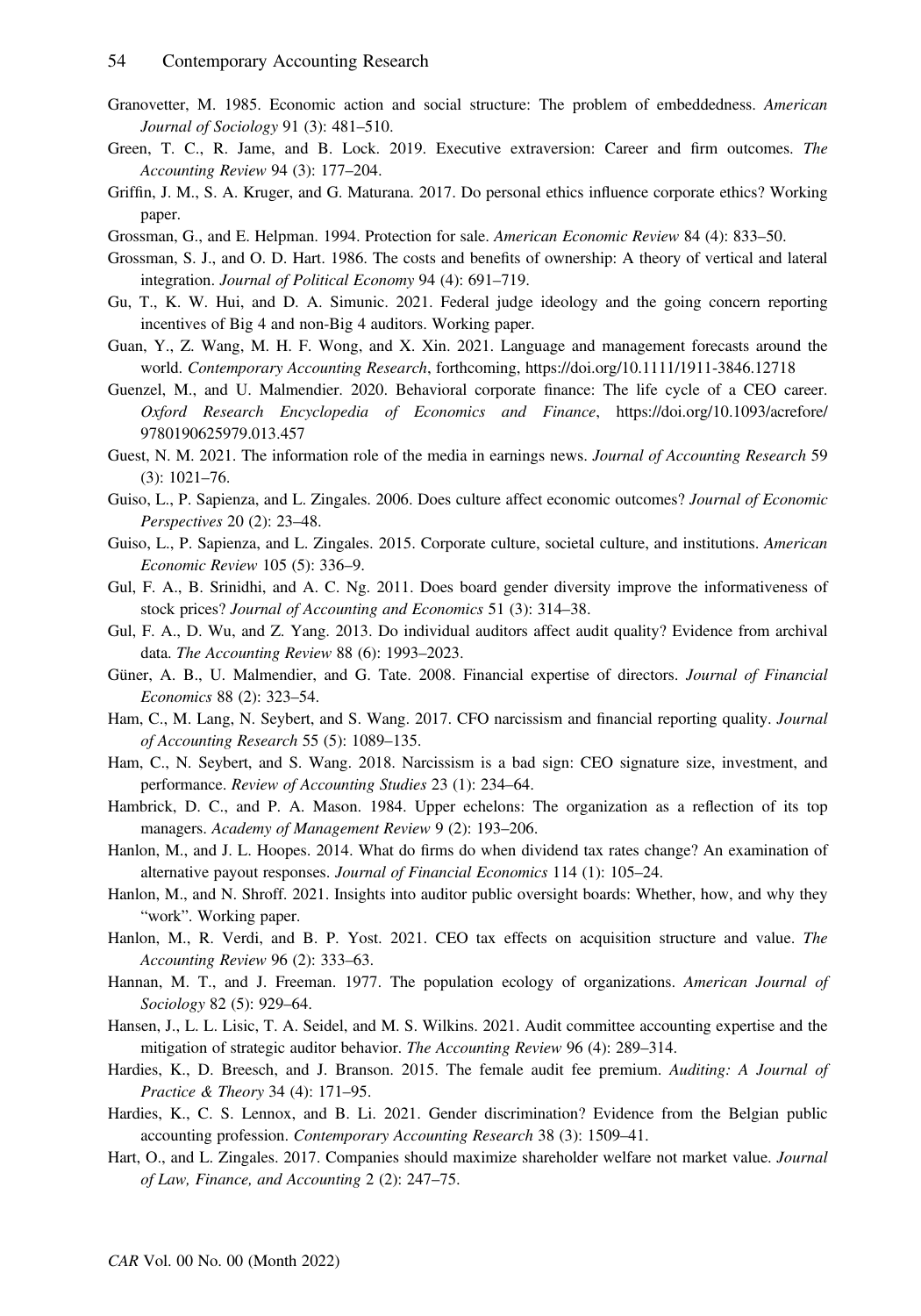Granovetter, M. 1985. Economic action and social structure: The problem of embeddedness. *American Journal of Sociology* 91 (3): 481–510.

Green, T. C., R. Jame, and B. Lock. 2019. Executive extraversion: Career and firm outcomes. *The Accounting Review* 94 (3): 177–204.

Griffin, J. M., S. A. Kruger, and G. Maturana. 2017. Do personal ethics influence corporate ethics? Working paper.

Grossman, G., and E. Helpman. 1994. Protection for sale. *American Economic Review* 84 (4): 833–50.

Grossman, S. J., and O. D. Hart. 1986. The costs and benefits of ownership: A theory of vertical and lateral integration. *Journal of Political Economy* 94 (4): 691–719.

Gu, T., K. W. Hui, and D. A. Simunic. 2021. Federal judge ideology and the going concern reporting incentives of Big 4 and non-Big 4 auditors. Working paper.

Guan, Y., Z. Wang, M. H. F. Wong, and X. Xin. 2021. Language and management forecasts around the world. *Contemporary Accounting Research*, forthcoming, https://doi.org/10.1111/1911-3846.12718

Guenzel, M., and U. Malmendier. 2020. Behavioral corporate finance: The life cycle of a CEO career. *Oxford Research Encyclopedia of Economics and Finance*, https://doi.org/10.1093/acrefore/9780190625979.013.457

Guest, N. M. 2021. The information role of the media in earnings news. *Journal of Accounting Research* 59 (3): 1021–76.

Guiso, L., P. Sapienza, and L. Zingales. 2006. Does culture affect economic outcomes? *Journal of Economic Perspectives* 20 (2): 23–48.

Guiso, L., P. Sapienza, and L. Zingales. 2015. Corporate culture, societal culture, and institutions. *American Economic Review* 105 (5): 336–9.

Gul, F. A., B. Srinidhi, and A. C. Ng. 2011. Does board gender diversity improve the informativeness of stock prices? *Journal of Accounting and Economics* 51 (3): 314–38.

Gul, F. A., D. Wu, and Z. Yang. 2013. Do individual auditors affect audit quality? Evidence from archival data. *The Accounting Review* 88 (6): 1993–2023.

Güner, A. B., U. Malmendier, and G. Tate. 2008. Financial expertise of directors. *Journal of Financial Economics* 88 (2): 323–54.

Ham, C., M. Lang, N. Seybert, and S. Wang. 2017. CFO narcissism and financial reporting quality. *Journal of Accounting Research* 55 (5): 1089–135.

Ham, C., N. Seybert, and S. Wang. 2018. Narcissism is a bad sign: CEO signature size, investment, and performance. *Review of Accounting Studies* 23 (1): 234–64.

Hambrick, D. C., and P. A. Mason. 1984. Upper echelons: The organization as a reflection of its top managers. *Academy of Management Review* 9 (2): 193–206.

Hanlon, M., and J. L. Hoopes. 2014. What do firms do when dividend tax rates change? An examination of alternative payout responses. *Journal of Financial Economics* 114 (1): 105–24.

Hanlon, M., and N. Shroff. 2021. Insights into auditor public oversight boards: Whether, how, and why they "work". Working paper.

Hanlon, M., R. Verdi, and B. P. Yost. 2021. CEO tax effects on acquisition structure and value. *The Accounting Review* 96 (2): 333–63.

Hannan, M. T., and J. Freeman. 1977. The population ecology of organizations. *American Journal of Sociology* 82 (5): 929–64.

Hansen, J., L. L. Lisic, T. A. Seidel, and M. S. Wilkins. 2021. Audit committee accounting expertise and the mitigation of strategic auditor behavior. *The Accounting Review* 96 (4): 289–314.

Hardies, K., D. Breesch, and J. Branson. 2015. The female audit fee premium. *Auditing: A Journal of Practice & Theory* 34 (4): 171–95.

Hardies, K., C. S. Lennox, and B. Li. 2021. Gender discrimination? Evidence from the Belgian public accounting profession. *Contemporary Accounting Research* 38 (3): 1509–41.

Hart, O., and L. Zingales. 2017. Companies should maximize shareholder welfare not market value. *Journal of Law, Finance, and Accounting* 2 (2): 247–75.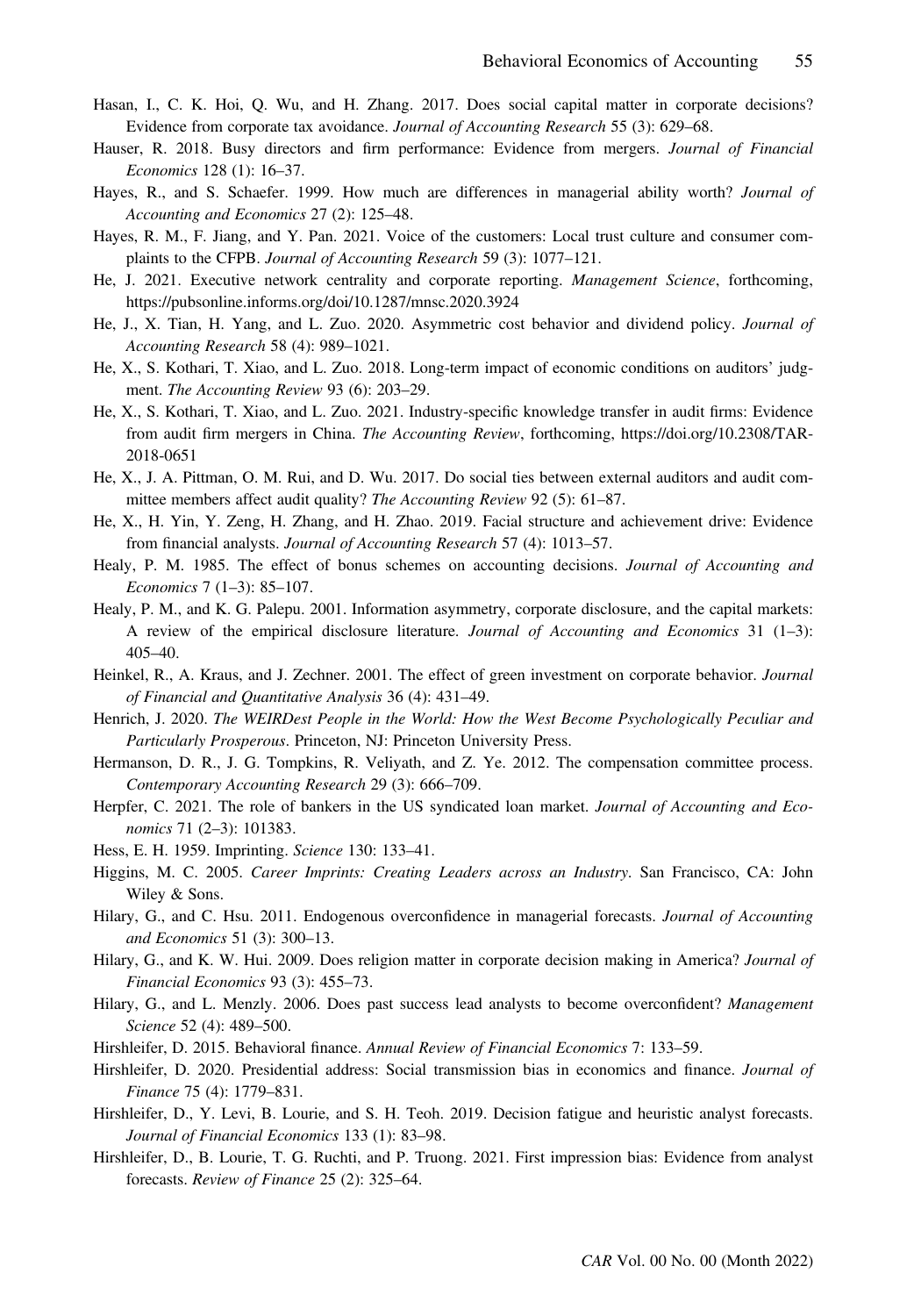Hasan, I., C. K. Hoi, Q. Wu, and H. Zhang. 2017. Does social capital matter in corporate decisions? Evidence from corporate tax avoidance. *Journal of Accounting Research* 55 (3): 629–68.

Hauser, R. 2018. Busy directors and firm performance: Evidence from mergers. *Journal of Financial Economics* 128 (1): 16–37.

Hayes, R., and S. Schaefer. 1999. How much are differences in managerial ability worth? *Journal of Accounting and Economics* 27 (2): 125–48.

Hayes, R. M., F. Jiang, and Y. Pan. 2021. Voice of the customers: Local trust culture and consumer complaints to the CFPB. *Journal of Accounting Research* 59 (3): 1077–121.

He, J. 2021. Executive network centrality and corporate reporting. *Management Science*, forthcoming, https://pubsonline.informs.org/doi/10.1287/mnsc.2020.3924

He, J., X. Tian, H. Yang, and L. Zuo. 2020. Asymmetric cost behavior and dividend policy. *Journal of Accounting Research* 58 (4): 989–1021.

He, X., S. Kothari, T. Xiao, and L. Zuo. 2018. Long-term impact of economic conditions on auditors' judgment. *The Accounting Review* 93 (6): 203–29.

He, X., S. Kothari, T. Xiao, and L. Zuo. 2021. Industry-specific knowledge transfer in audit firms: Evidence from audit firm mergers in China. *The Accounting Review*, forthcoming, https://doi.org/10.2308/TAR-2018-0651

He, X., J. A. Pittman, O. M. Rui, and D. Wu. 2017. Do social ties between external auditors and audit committee members affect audit quality? *The Accounting Review* 92 (5): 61–87.

He, X., H. Yin, Y. Zeng, H. Zhang, and H. Zhao. 2019. Facial structure and achievement drive: Evidence from financial analysts. *Journal of Accounting Research* 57 (4): 1013–57.

Healy, P. M. 1985. The effect of bonus schemes on accounting decisions. *Journal of Accounting and Economics* 7 (1–3): 85–107.

Healy, P. M., and K. G. Palepu. 2001. Information asymmetry, corporate disclosure, and the capital markets: A review of the empirical disclosure literature. *Journal of Accounting and Economics* 31 (1–3): 405–40.

Heinkel, R., A. Kraus, and J. Zechner. 2001. The effect of green investment on corporate behavior. *Journal of Financial and Quantitative Analysis* 36 (4): 431–49.

Henrich, J. 2020. *The WEIRDest People in the World: How the West Become Psychologically Peculiar and Particularly Prosperous*. Princeton, NJ: Princeton University Press.

Hermanson, D. R., J. G. Tompkins, R. Veliyath, and Z. Ye. 2012. The compensation committee process. *Contemporary Accounting Research* 29 (3): 666–709.

Herpfer, C. 2021. The role of bankers in the US syndicated loan market. *Journal of Accounting and Economics* 71 (2–3): 101383.

Hess, E. H. 1959. Imprinting. *Science* 130: 133–41.

Higgins, M. C. 2005. *Career Imprints: Creating Leaders across an Industry*. San Francisco, CA: John Wiley & Sons.

Hilary, G., and C. Hsu. 2011. Endogenous overconfidence in managerial forecasts. *Journal of Accounting and Economics* 51 (3): 300–13.

Hilary, G., and K. W. Hui. 2009. Does religion matter in corporate decision making in America? *Journal of Financial Economics* 93 (3): 455–73.

Hilary, G., and L. Menzly. 2006. Does past success lead analysts to become overconfident? *Management Science* 52 (4): 489–500.

Hirshleifer, D. 2015. Behavioral finance. *Annual Review of Financial Economics* 7: 133–59.

Hirshleifer, D. 2020. Presidential address: Social transmission bias in economics and finance. *Journal of Finance* 75 (4): 1779–831.

Hirshleifer, D., Y. Levi, B. Lourie, and S. H. Teoh. 2019. Decision fatigue and heuristic analyst forecasts. *Journal of Financial Economics* 133 (1): 83–98.

Hirshleifer, D., B. Lourie, T. G. Ruchti, and P. Truong. 2021. First impression bias: Evidence from analyst forecasts. *Review of Finance* 25 (2): 325–64.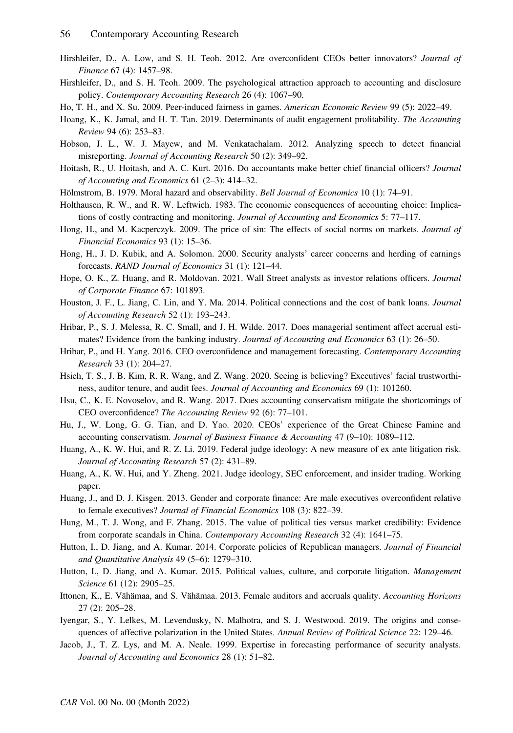Hirshleifer, D., A. Low, and S. H. Teoh. 2012. Are overconfident CEOs better innovators? *Journal of Finance* 67 (4): 1457–98.

Hirshleifer, D., and S. H. Teoh. 2009. The psychological attraction approach to accounting and disclosure policy. *Contemporary Accounting Research* 26 (4): 1067–90.

Ho, T. H., and X. Su. 2009. Peer-induced fairness in games. *American Economic Review* 99 (5): 2022–49.

Hoang, K., K. Jamal, and H. T. Tan. 2019. Determinants of audit engagement profitability. *The Accounting Review* 94 (6): 253–83.

Hobson, J. L., W. J. Mayew, and M. Venkatachalam. 2012. Analyzing speech to detect financial misreporting. *Journal of Accounting Research* 50 (2): 349–92.

Hoitash, R., U. Hoitash, and A. C. Kurt. 2016. Do accountants make better chief financial officers? *Journal of Accounting and Economics* 61 (2–3): 414–32.

Hölmstrom, B. 1979. Moral hazard and observability. *Bell Journal of Economics* 10 (1): 74–91.

Holthausen, R. W., and R. W. Leftwich. 1983. The economic consequences of accounting choice: Implications of costly contracting and monitoring. *Journal of Accounting and Economics* 5: 77–117.

Hong, H., and M. Kacperczyk. 2009. The price of sin: The effects of social norms on markets. *Journal of Financial Economics* 93 (1): 15–36.

Hong, H., J. D. Kubik, and A. Solomon. 2000. Security analysts' career concerns and herding of earnings forecasts. *RAND Journal of Economics* 31 (1): 121–44.

Hope, O. K., Z. Huang, and R. Moldovan. 2021. Wall Street analysts as investor relations officers. *Journal of Corporate Finance* 67: 101893.

Houston, J. F., L. Jiang, C. Lin, and Y. Ma. 2014. Political connections and the cost of bank loans. *Journal of Accounting Research* 52 (1): 193–243.

Hribar, P., S. J. Melessa, R. C. Small, and J. H. Wilde. 2017. Does managerial sentiment affect accrual estimates? Evidence from the banking industry. *Journal of Accounting and Economics* 63 (1): 26–50.

Hribar, P., and H. Yang. 2016. CEO overconfidence and management forecasting. *Contemporary Accounting Research* 33 (1): 204–27.

Hsieh, T. S., J. B. Kim, R. R. Wang, and Z. Wang. 2020. Seeing is believing? Executives' facial trustworthiness, auditor tenure, and audit fees. *Journal of Accounting and Economics* 69 (1): 101260.

Hsu, C., K. E. Novoselov, and R. Wang. 2017. Does accounting conservatism mitigate the shortcomings of CEO overconfidence? *The Accounting Review* 92 (6): 77–101.

Hu, J., W. Long, G. G. Tian, and D. Yao. 2020. CEOs' experience of the Great Chinese Famine and accounting conservatism. *Journal of Business Finance & Accounting* 47 (9–10): 1089–112.

Huang, A., K. W. Hui, and R. Z. Li. 2019. Federal judge ideology: A new measure of ex ante litigation risk. *Journal of Accounting Research* 57 (2): 431–89.

Huang, A., K. W. Hui, and Y. Zheng. 2021. Judge ideology, SEC enforcement, and insider trading. Working paper.

Huang, J., and D. J. Kisgen. 2013. Gender and corporate finance: Are male executives overconfident relative to female executives? *Journal of Financial Economics* 108 (3): 822–39.

Hung, M., T. J. Wong, and F. Zhang. 2015. The value of political ties versus market credibility: Evidence from corporate scandals in China. *Contemporary Accounting Research* 32 (4): 1641–75.

Hutton, I., D. Jiang, and A. Kumar. 2014. Corporate policies of Republican managers. *Journal of Financial and Quantitative Analysis* 49 (5–6): 1279–310.

Hutton, I., D. Jiang, and A. Kumar. 2015. Political values, culture, and corporate litigation. *Management Science* 61 (12): 2905–25.

Ittonen, K., E. Vähämaa, and S. Vähämaa. 2013. Female auditors and accruals quality. *Accounting Horizons* 27 (2): 205–28.

Iyengar, S., Y. Lelkes, M. Levendusky, N. Malhotra, and S. J. Westwood. 2019. The origins and consequences of affective polarization in the United States. *Annual Review of Political Science* 22: 129–46.

Jacob, J., T. Z. Lys, and M. A. Neale. 1999. Expertise in forecasting performance of security analysts. *Journal of Accounting and Economics* 28 (1): 51–82.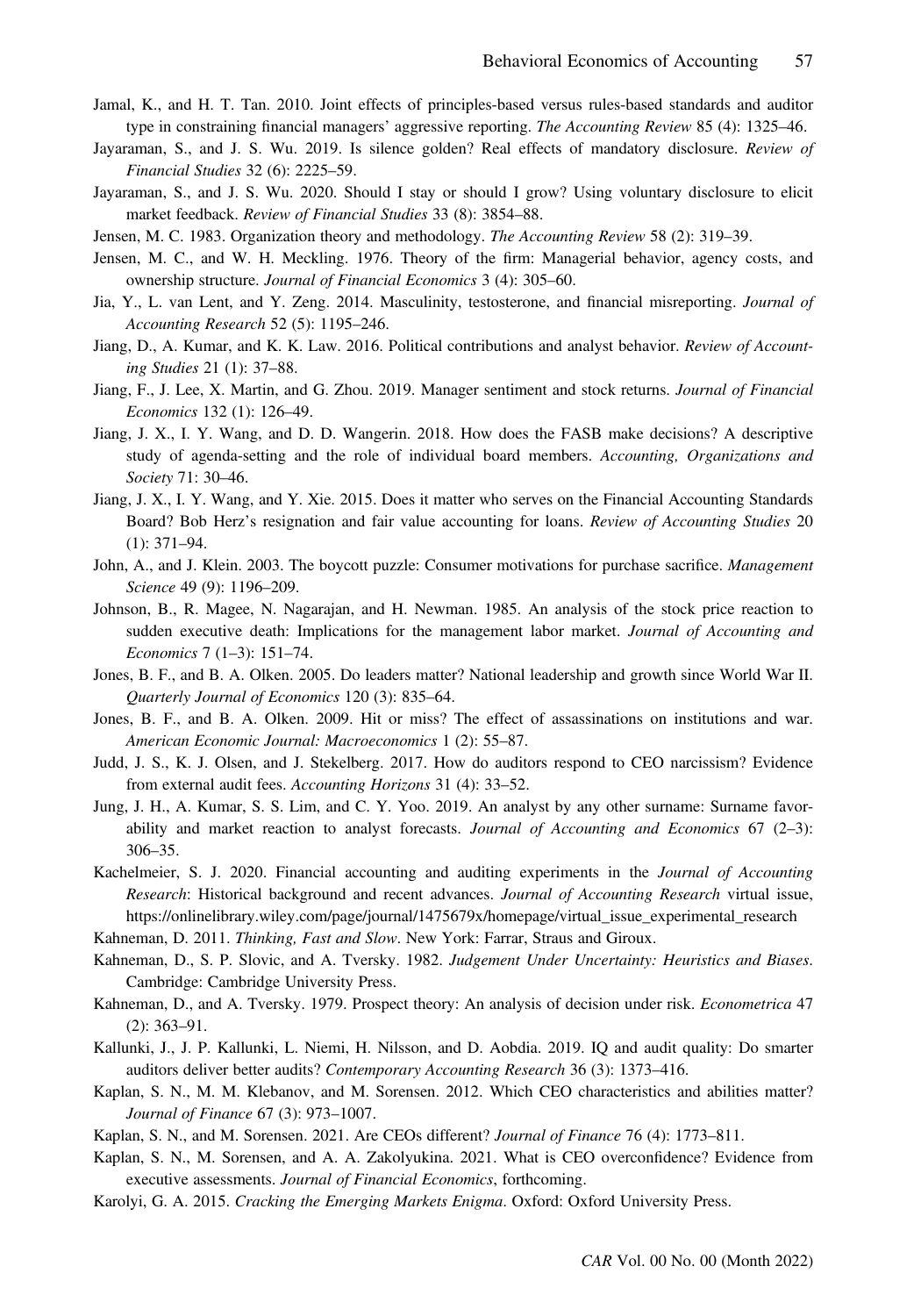Jamal, K., and H. T. Tan. 2010. Joint effects of principles-based versus rules-based standards and auditor type in constraining financial managers' aggressive reporting. *The Accounting Review* 85 (4): 1325–46.

Jayaraman, S., and J. S. Wu. 2019. Is silence golden? Real effects of mandatory disclosure. *Review of Financial Studies* 32 (6): 2225–59.

Jayaraman, S., and J. S. Wu. 2020. Should I stay or should I grow? Using voluntary disclosure to elicit market feedback. *Review of Financial Studies* 33 (8): 3854–88.

Jensen, M. C. 1983. Organization theory and methodology. *The Accounting Review* 58 (2): 319–39.

Jensen, M. C., and W. H. Meckling. 1976. Theory of the firm: Managerial behavior, agency costs, and ownership structure. *Journal of Financial Economics* 3 (4): 305–60.

Jia, Y., L. van Lent, and Y. Zeng. 2014. Masculinity, testosterone, and financial misreporting. *Journal of Accounting Research* 52 (5): 1195–246.

Jiang, D., A. Kumar, and K. K. Law. 2016. Political contributions and analyst behavior. *Review of Accounting Studies* 21 (1): 37–88.

Jiang, F., J. Lee, X. Martin, and G. Zhou. 2019. Manager sentiment and stock returns. *Journal of Financial Economics* 132 (1): 126–49.

Jiang, J. X., I. Y. Wang, and D. D. Wangerin. 2018. How does the FASB make decisions? A descriptive study of agenda-setting and the role of individual board members. *Accounting, Organizations and Society* 71: 30–46.

Jiang, J. X., I. Y. Wang, and Y. Xie. 2015. Does it matter who serves on the Financial Accounting Standards Board? Bob Herz's resignation and fair value accounting for loans. *Review of Accounting Studies* 20 (1): 371–94.

John, A., and J. Klein. 2003. The boycott puzzle: Consumer motivations for purchase sacrifice. *Management Science* 49 (9): 1196–209.

Johnson, B., R. Magee, N. Nagarajan, and H. Newman. 1985. An analysis of the stock price reaction to sudden executive death: Implications for the management labor market. *Journal of Accounting and Economics* 7 (1–3): 151–74.

Jones, B. F., and B. A. Olken. 2005. Do leaders matter? National leadership and growth since World War II. *Quarterly Journal of Economics* 120 (3): 835–64.

Jones, B. F., and B. A. Olken. 2009. Hit or miss? The effect of assassinations on institutions and war. *American Economic Journal: Macroeconomics* 1 (2): 55–87.

Judd, J. S., K. J. Olsen, and J. Stekelberg. 2017. How do auditors respond to CEO narcissism? Evidence from external audit fees. *Accounting Horizons* 31 (4): 33–52.

Jung, J. H., A. Kumar, S. S. Lim, and C. Y. Yoo. 2019. An analyst by any other surname: Surname favorability and market reaction to analyst forecasts. *Journal of Accounting and Economics* 67 (2–3): 306–35.

Kachelmeier, S. J. 2020. Financial accounting and auditing experiments in the *Journal of Accounting Research*: Historical background and recent advances. *Journal of Accounting Research* virtual issue, https://onlinelibrary.wiley.com/page/journal/1475679x/homepage/virtual_issue_experimental_research

Kahneman, D. 2011. *Thinking, Fast and Slow*. New York: Farrar, Straus and Giroux.

Kahneman, D., S. P. Slovic, and A. Tversky. 1982. *Judgement Under Uncertainty: Heuristics and Biases*. Cambridge: Cambridge University Press.

Kahneman, D., and A. Tversky. 1979. Prospect theory: An analysis of decision under risk. *Econometrica* 47 (2): 363–91.

Kallunki, J., J. P. Kallunki, L. Niemi, H. Nilsson, and D. Aobdia. 2019. IQ and audit quality: Do smarter auditors deliver better audits? *Contemporary Accounting Research* 36 (3): 1373–416.

Kaplan, S. N., M. M. Klebanov, and M. Sorensen. 2012. Which CEO characteristics and abilities matter? *Journal of Finance* 67 (3): 973–1007.

Kaplan, S. N., and M. Sorensen. 2021. Are CEOs different? *Journal of Finance* 76 (4): 1773–811.

Kaplan, S. N., M. Sorensen, and A. A. Zakolyukina. 2021. What is CEO overconfidence? Evidence from executive assessments. *Journal of Financial Economics*, forthcoming.

Karolyi, G. A. 2015. *Cracking the Emerging Markets Enigma*. Oxford: Oxford University Press.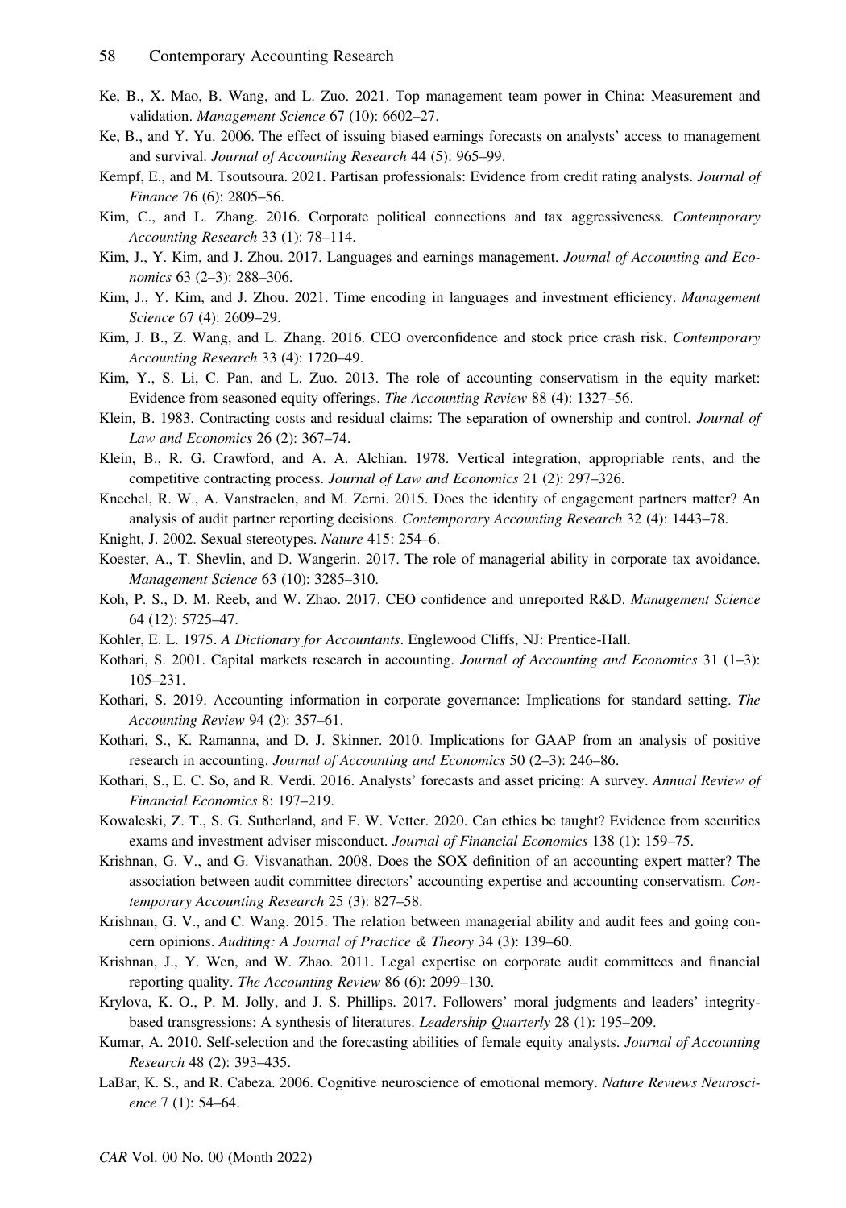Ke, B., X. Mao, B. Wang, and L. Zuo. 2021. Top management team power in China: Measurement and validation. *Management Science* 67 (10): 6602–27.

Ke, B., and Y. Yu. 2006. The effect of issuing biased earnings forecasts on analysts' access to management and survival. *Journal of Accounting Research* 44 (5): 965–99.

Kempf, E., and M. Tsoutsoura. 2021. Partisan professionals: Evidence from credit rating analysts. *Journal of Finance* 76 (6): 2805–56.

Kim, C., and L. Zhang. 2016. Corporate political connections and tax aggressiveness. *Contemporary Accounting Research* 33 (1): 78–114.

Kim, J., Y. Kim, and J. Zhou. 2017. Languages and earnings management. *Journal of Accounting and Economics* 63 (2–3): 288–306.

Kim, J., Y. Kim, and J. Zhou. 2021. Time encoding in languages and investment efficiency. *Management Science* 67 (4): 2609–29.

Kim, J. B., Z. Wang, and L. Zhang. 2016. CEO overconfidence and stock price crash risk. *Contemporary Accounting Research* 33 (4): 1720–49.

Kim, Y., S. Li, C. Pan, and L. Zuo. 2013. The role of accounting conservatism in the equity market: Evidence from seasoned equity offerings. *The Accounting Review* 88 (4): 1327–56.

Klein, B. 1983. Contracting costs and residual claims: The separation of ownership and control. *Journal of Law and Economics* 26 (2): 367–74.

Klein, B., R. G. Crawford, and A. A. Alchian. 1978. Vertical integration, appropriable rents, and the competitive contracting process. *Journal of Law and Economics* 21 (2): 297–326.

Knechel, R. W., A. Vanstraelen, and M. Zerni. 2015. Does the identity of engagement partners matter? An analysis of audit partner reporting decisions. *Contemporary Accounting Research* 32 (4): 1443–78.

Knight, J. 2002. Sexual stereotypes. *Nature* 415: 254–6.

Koester, A., T. Shevlin, and D. Wangerin. 2017. The role of managerial ability in corporate tax avoidance. *Management Science* 63 (10): 3285–310.

Koh, P. S., D. M. Reeb, and W. Zhao. 2017. CEO confidence and unreported R&D. *Management Science* 64 (12): 5725–47.

Kohler, E. L. 1975. *A Dictionary for Accountants*. Englewood Cliffs, NJ: Prentice-Hall.

Kothari, S. 2001. Capital markets research in accounting. *Journal of Accounting and Economics* 31 (1–3): 105–231.

Kothari, S. 2019. Accounting information in corporate governance: Implications for standard setting. *The Accounting Review* 94 (2): 357–61.

Kothari, S., K. Ramanna, and D. J. Skinner. 2010. Implications for GAAP from an analysis of positive research in accounting. *Journal of Accounting and Economics* 50 (2–3): 246–86.

Kothari, S., E. C. So, and R. Verdi. 2016. Analysts' forecasts and asset pricing: A survey. *Annual Review of Financial Economics* 8: 197–219.

Kowaleski, Z. T., S. G. Sutherland, and F. W. Vetter. 2020. Can ethics be taught? Evidence from securities exams and investment adviser misconduct. *Journal of Financial Economics* 138 (1): 159–75.

Krishnan, G. V., and G. Visvanathan. 2008. Does the SOX definition of an accounting expert matter? The association between audit committee directors' accounting expertise and accounting conservatism. *Contemporary Accounting Research* 25 (3): 827–58.

Krishnan, G. V., and C. Wang. 2015. The relation between managerial ability and audit fees and going concern opinions. *Auditing: A Journal of Practice & Theory* 34 (3): 139–60.

Krishnan, J., Y. Wen, and W. Zhao. 2011. Legal expertise on corporate audit committees and financial reporting quality. *The Accounting Review* 86 (6): 2099–130.

Krylova, K. O., P. M. Jolly, and J. S. Phillips. 2017. Followers' moral judgments and leaders' integrity-based transgressions: A synthesis of literatures. *Leadership Quarterly* 28 (1): 195–209.

Kumar, A. 2010. Self-selection and the forecasting abilities of female equity analysts. *Journal of Accounting Research* 48 (2): 393–435.

LaBar, K. S., and R. Cabeza. 2006. Cognitive neuroscience of emotional memory. *Nature Reviews Neuroscience* 7 (1): 54–64.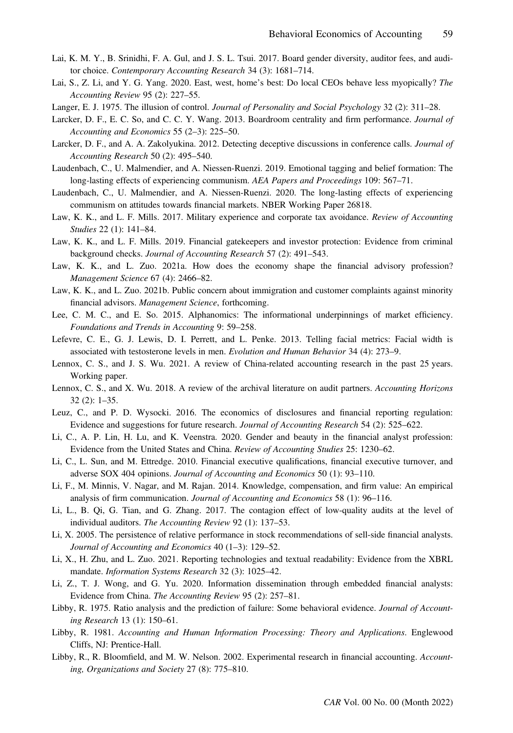Lai, K. M. Y., B. Srinidhi, F. A. Gul, and J. S. L. Tsui. 2017. Board gender diversity, auditor fees, and auditor choice. *Contemporary Accounting Research* 34 (3): 1681–714.

Lai, S., Z. Li, and Y. G. Yang. 2020. East, west, home's best: Do local CEOs behave less myopically? *The Accounting Review* 95 (2): 227–55.

Langer, E. J. 1975. The illusion of control. *Journal of Personality and Social Psychology* 32 (2): 311–28.

Larcker, D. F., E. C. So, and C. C. Y. Wang. 2013. Boardroom centrality and firm performance. *Journal of Accounting and Economics* 55 (2–3): 225–50.

Larcker, D. F., and A. A. Zakolyukina. 2012. Detecting deceptive discussions in conference calls. *Journal of Accounting Research* 50 (2): 495–540.

Laudenbach, C., U. Malmendier, and A. Niessen-Ruenzi. 2019. Emotional tagging and belief formation: The long-lasting effects of experiencing communism. *AEA Papers and Proceedings* 109: 567–71.

Laudenbach, C., U. Malmendier, and A. Niessen-Ruenzi. 2020. The long-lasting effects of experiencing communism on attitudes towards financial markets. NBER Working Paper 26818.

Law, K. K., and L. F. Mills. 2017. Military experience and corporate tax avoidance. *Review of Accounting Studies* 22 (1): 141–84.

Law, K. K., and L. F. Mills. 2019. Financial gatekeepers and investor protection: Evidence from criminal background checks. *Journal of Accounting Research* 57 (2): 491–543.

Law, K. K., and L. Zuo. 2021a. How does the economy shape the financial advisory profession? *Management Science* 67 (4): 2466–82.

Law, K. K., and L. Zuo. 2021b. Public concern about immigration and customer complaints against minority financial advisors. *Management Science*, forthcoming.

Lee, C. M. C., and E. So. 2015. Alphanomics: The informational underpinnings of market efficiency. *Foundations and Trends in Accounting* 9: 59–258.

Lefevre, C. E., G. J. Lewis, D. I. Perrett, and L. Penke. 2013. Telling facial metrics: Facial width is associated with testosterone levels in men. *Evolution and Human Behavior* 34 (4): 273–9.

Lennox, C. S., and J. S. Wu. 2021. A review of China-related accounting research in the past 25 years. Working paper.

Lennox, C. S., and X. Wu. 2018. A review of the archival literature on audit partners. *Accounting Horizons* 32 (2): 1–35.

Leuz, C., and P. D. Wysocki. 2016. The economics of disclosures and financial reporting regulation: Evidence and suggestions for future research. *Journal of Accounting Research* 54 (2): 525–622.

Li, C., A. P. Lin, H. Lu, and K. Veenstra. 2020. Gender and beauty in the financial analyst profession: Evidence from the United States and China. *Review of Accounting Studies* 25: 1230–62.

Li, C., L. Sun, and M. Ettredge. 2010. Financial executive qualifications, financial executive turnover, and adverse SOX 404 opinions. *Journal of Accounting and Economics* 50 (1): 93–110.

Li, F., M. Minnis, V. Nagar, and M. Rajan. 2014. Knowledge, compensation, and firm value: An empirical analysis of firm communication. *Journal of Accounting and Economics* 58 (1): 96–116.

Li, L., B. Qi, G. Tian, and G. Zhang. 2017. The contagion effect of low-quality audits at the level of individual auditors. *The Accounting Review* 92 (1): 137–53.

Li, X. 2005. The persistence of relative performance in stock recommendations of sell-side financial analysts. *Journal of Accounting and Economics* 40 (1–3): 129–52.

Li, X., H. Zhu, and L. Zuo. 2021. Reporting technologies and textual readability: Evidence from the XBRL mandate. *Information Systems Research* 32 (3): 1025–42.

Li, Z., T. J. Wong, and G. Yu. 2020. Information dissemination through embedded financial analysts: Evidence from China. *The Accounting Review* 95 (2): 257–81.

Libby, R. 1975. Ratio analysis and the prediction of failure: Some behavioral evidence. *Journal of Accounting Research* 13 (1): 150–61.

Libby, R. 1981. *Accounting and Human Information Processing: Theory and Applications*. Englewood Cliffs, NJ: Prentice-Hall.

Libby, R., R. Bloomfield, and M. W. Nelson. 2002. Experimental research in financial accounting. *Accounting, Organizations and Society* 27 (8): 775–810.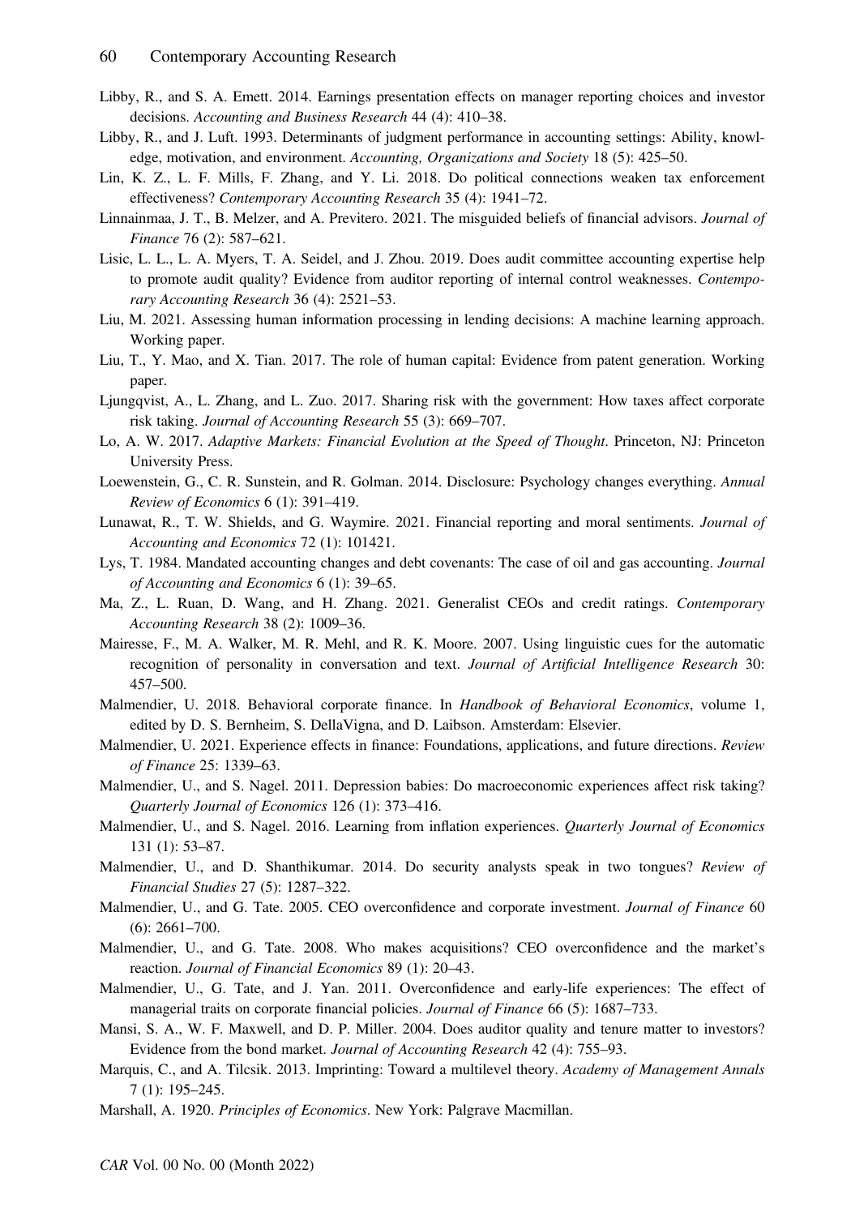Libby, R., and S. A. Emett. 2014. Earnings presentation effects on manager reporting choices and investor decisions. *Accounting and Business Research* 44 (4): 410–38.

Libby, R., and J. Luft. 1993. Determinants of judgment performance in accounting settings: Ability, knowledge, motivation, and environment. *Accounting, Organizations and Society* 18 (5): 425–50.

Lin, K. Z., L. F. Mills, F. Zhang, and Y. Li. 2018. Do political connections weaken tax enforcement effectiveness? *Contemporary Accounting Research* 35 (4): 1941–72.

Linnainmaa, J. T., B. Melzer, and A. Previtero. 2021. The misguided beliefs of financial advisors. *Journal of Finance* 76 (2): 587–621.

Lisic, L. L., L. A. Myers, T. A. Seidel, and J. Zhou. 2019. Does audit committee accounting expertise help to promote audit quality? Evidence from auditor reporting of internal control weaknesses. *Contemporary Accounting Research* 36 (4): 2521–53.

Liu, M. 2021. Assessing human information processing in lending decisions: A machine learning approach. Working paper.

Liu, T., Y. Mao, and X. Tian. 2017. The role of human capital: Evidence from patent generation. Working paper.

Ljungqvist, A., L. Zhang, and L. Zuo. 2017. Sharing risk with the government: How taxes affect corporate risk taking. *Journal of Accounting Research* 55 (3): 669–707.

Lo, A. W. 2017. *Adaptive Markets: Financial Evolution at the Speed of Thought*. Princeton, NJ: Princeton University Press.

Loewenstein, G., C. R. Sunstein, and R. Golman. 2014. Disclosure: Psychology changes everything. *Annual Review of Economics* 6 (1): 391–419.

Lunawat, R., T. W. Shields, and G. Waymire. 2021. Financial reporting and moral sentiments. *Journal of Accounting and Economics* 72 (1): 101421.

Lys, T. 1984. Mandated accounting changes and debt covenants: The case of oil and gas accounting. *Journal of Accounting and Economics* 6 (1): 39–65.

Ma, Z., L. Ruan, D. Wang, and H. Zhang. 2021. Generalist CEOs and credit ratings. *Contemporary Accounting Research* 38 (2): 1009–36.

Mairesse, F., M. A. Walker, M. R. Mehl, and R. K. Moore. 2007. Using linguistic cues for the automatic recognition of personality in conversation and text. *Journal of Artificial Intelligence Research* 30: 457–500.

Malmendier, U. 2018. Behavioral corporate finance. In *Handbook of Behavioral Economics*, volume 1, edited by D. S. Bernheim, S. DellaVigna, and D. Laibson. Amsterdam: Elsevier.

Malmendier, U. 2021. Experience effects in finance: Foundations, applications, and future directions. *Review of Finance* 25: 1339–63.

Malmendier, U., and S. Nagel. 2011. Depression babies: Do macroeconomic experiences affect risk taking? *Quarterly Journal of Economics* 126 (1): 373–416.

Malmendier, U., and S. Nagel. 2016. Learning from inflation experiences. *Quarterly Journal of Economics* 131 (1): 53–87.

Malmendier, U., and D. Shanthikumar. 2014. Do security analysts speak in two tongues? *Review of Financial Studies* 27 (5): 1287–322.

Malmendier, U., and G. Tate. 2005. CEO overconfidence and corporate investment. *Journal of Finance* 60 (6): 2661–700.

Malmendier, U., and G. Tate. 2008. Who makes acquisitions? CEO overconfidence and the market's reaction. *Journal of Financial Economics* 89 (1): 20–43.

Malmendier, U., G. Tate, and J. Yan. 2011. Overconfidence and early-life experiences: The effect of managerial traits on corporate financial policies. *Journal of Finance* 66 (5): 1687–733.

Mansi, S. A., W. F. Maxwell, and D. P. Miller. 2004. Does auditor quality and tenure matter to investors? Evidence from the bond market. *Journal of Accounting Research* 42 (4): 755–93.

Marquis, C., and A. Tilcsik. 2013. Imprinting: Toward a multilevel theory. *Academy of Management Annals* 7 (1): 195–245.

Marshall, A. 1920. *Principles of Economics*. New York: Palgrave Macmillan.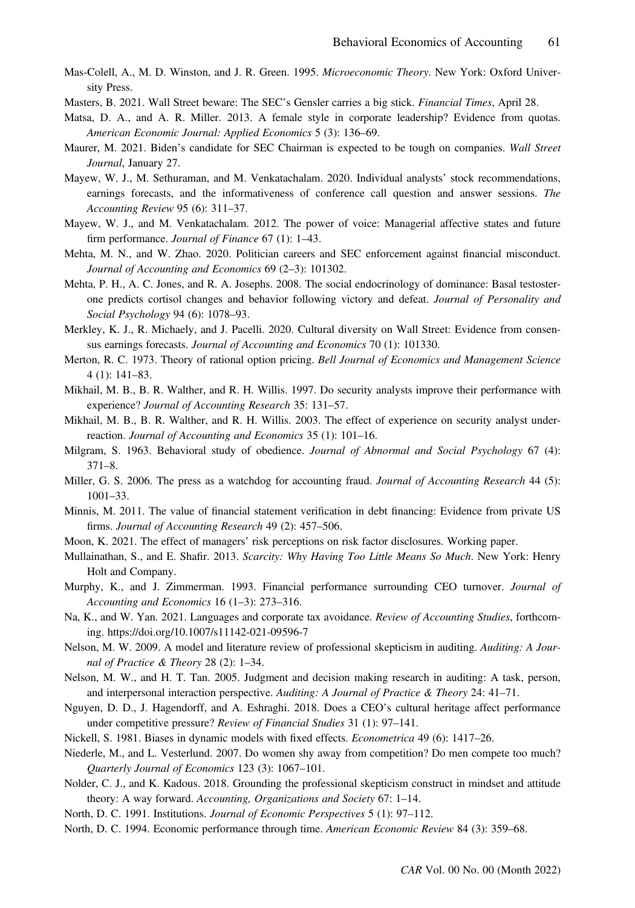Mas-Colell, A., M. D. Winston, and J. R. Green. 1995. *Microeconomic Theory*. New York: Oxford University Press.

Masters, B. 2021. Wall Street beware: The SEC's Gensler carries a big stick. *Financial Times*, April 28.

Matsa, D. A., and A. R. Miller. 2013. A female style in corporate leadership? Evidence from quotas. *American Economic Journal: Applied Economics* 5 (3): 136–69.

Maurer, M. 2021. Biden's candidate for SEC Chairman is expected to be tough on companies. *Wall Street Journal*, January 27.

Mayew, W. J., M. Sethuraman, and M. Venkatachalam. 2020. Individual analysts' stock recommendations, earnings forecasts, and the informativeness of conference call question and answer sessions. *The Accounting Review* 95 (6): 311–37.

Mayew, W. J., and M. Venkatachalam. 2012. The power of voice: Managerial affective states and future firm performance. *Journal of Finance* 67 (1): 1–43.

Mehta, M. N., and W. Zhao. 2020. Politician careers and SEC enforcement against financial misconduct. *Journal of Accounting and Economics* 69 (2–3): 101302.

Mehta, P. H., A. C. Jones, and R. A. Josephs. 2008. The social endocrinology of dominance: Basal testosterone predicts cortisol changes and behavior following victory and defeat. *Journal of Personality and Social Psychology* 94 (6): 1078–93.

Merkley, K. J., R. Michaely, and J. Pacelli. 2020. Cultural diversity on Wall Street: Evidence from consensus earnings forecasts. *Journal of Accounting and Economics* 70 (1): 101330.

Merton, R. C. 1973. Theory of rational option pricing. *Bell Journal of Economics and Management Science* 4 (1): 141–83.

Mikhail, M. B., B. R. Walther, and R. H. Willis. 1997. Do security analysts improve their performance with experience? *Journal of Accounting Research* 35: 131–57.

Mikhail, M. B., B. R. Walther, and R. H. Willis. 2003. The effect of experience on security analyst underreaction. *Journal of Accounting and Economics* 35 (1): 101–16.

Milgram, S. 1963. Behavioral study of obedience. *Journal of Abnormal and Social Psychology* 67 (4): 371–8.

Miller, G. S. 2006. The press as a watchdog for accounting fraud. *Journal of Accounting Research* 44 (5): 1001–33.

Minnis, M. 2011. The value of financial statement verification in debt financing: Evidence from private US firms. *Journal of Accounting Research* 49 (2): 457–506.

Moon, K. 2021. The effect of managers' risk perceptions on risk factor disclosures. Working paper.

Mullainathan, S., and E. Shafir. 2013. *Scarcity: Why Having Too Little Means So Much*. New York: Henry Holt and Company.

Murphy, K., and J. Zimmerman. 1993. Financial performance surrounding CEO turnover. *Journal of Accounting and Economics* 16 (1–3): 273–316.

Na, K., and W. Yan. 2021. Languages and corporate tax avoidance. *Review of Accounting Studies*, forthcoming. https://doi.org/10.1007/s11142-021-09596-7

Nelson, M. W. 2009. A model and literature review of professional skepticism in auditing. *Auditing: A Journal of Practice & Theory* 28 (2): 1–34.

Nelson, M. W., and H. T. Tan. 2005. Judgment and decision making research in auditing: A task, person, and interpersonal interaction perspective. *Auditing: A Journal of Practice & Theory* 24: 41–71.

Nguyen, D. D., J. Hagendorff, and A. Eshraghi. 2018. Does a CEO's cultural heritage affect performance under competitive pressure? *Review of Financial Studies* 31 (1): 97–141.

Nickell, S. 1981. Biases in dynamic models with fixed effects. *Econometrica* 49 (6): 1417–26.

Niederle, M., and L. Vesterlund. 2007. Do women shy away from competition? Do men compete too much? *Quarterly Journal of Economics* 123 (3): 1067–101.

Nolder, C. J., and K. Kadous. 2018. Grounding the professional skepticism construct in mindset and attitude theory: A way forward. *Accounting, Organizations and Society* 67: 1–14.

North, D. C. 1991. Institutions. *Journal of Economic Perspectives* 5 (1): 97–112.

North, D. C. 1994. Economic performance through time. *American Economic Review* 84 (3): 359–68.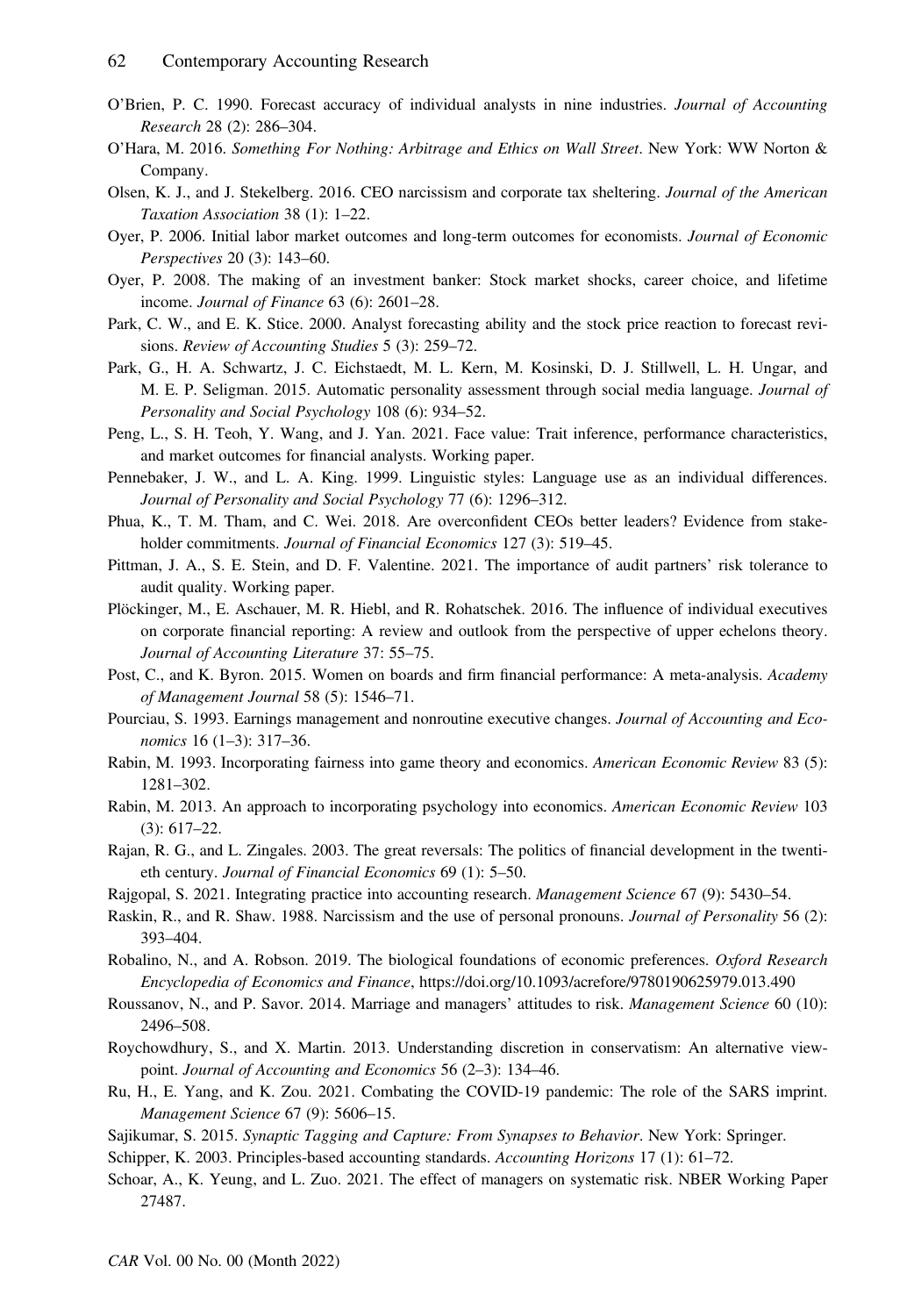O'Brien, P. C. 1990. Forecast accuracy of individual analysts in nine industries. *Journal of Accounting Research* 28 (2): 286–304.

O'Hara, M. 2016. *Something For Nothing: Arbitrage and Ethics on Wall Street*. New York: WW Norton & Company.

Olsen, K. J., and J. Stekelberg. 2016. CEO narcissism and corporate tax sheltering. *Journal of the American Taxation Association* 38 (1): 1–22.

Oyer, P. 2006. Initial labor market outcomes and long-term outcomes for economists. *Journal of Economic Perspectives* 20 (3): 143–60.

Oyer, P. 2008. The making of an investment banker: Stock market shocks, career choice, and lifetime income. *Journal of Finance* 63 (6): 2601–28.

Park, C. W., and E. K. Stice. 2000. Analyst forecasting ability and the stock price reaction to forecast revisions. *Review of Accounting Studies* 5 (3): 259–72.

Park, G., H. A. Schwartz, J. C. Eichstaedt, M. L. Kern, M. Kosinski, D. J. Stillwell, L. H. Ungar, and M. E. P. Seligman. 2015. Automatic personality assessment through social media language. *Journal of Personality and Social Psychology* 108 (6): 934–52.

Peng, L., S. H. Teoh, Y. Wang, and J. Yan. 2021. Face value: Trait inference, performance characteristics, and market outcomes for financial analysts. Working paper.

Pennebaker, J. W., and L. A. King. 1999. Linguistic styles: Language use as an individual differences. *Journal of Personality and Social Psychology* 77 (6): 1296–312.

Phua, K., T. M. Tham, and C. Wei. 2018. Are overconfident CEOs better leaders? Evidence from stakeholder commitments. *Journal of Financial Economics* 127 (3): 519–45.

Pittman, J. A., S. E. Stein, and D. F. Valentine. 2021. The importance of audit partners' risk tolerance to audit quality. Working paper.

Plöckinger, M., E. Aschauer, M. R. Hiebl, and R. Rohatschek. 2016. The influence of individual executives on corporate financial reporting: A review and outlook from the perspective of upper echelons theory. *Journal of Accounting Literature* 37: 55–75.

Post, C., and K. Byron. 2015. Women on boards and firm financial performance: A meta-analysis. *Academy of Management Journal* 58 (5): 1546–71.

Pourciau, S. 1993. Earnings management and nonroutine executive changes. *Journal of Accounting and Economics* 16 (1–3): 317–36.

Rabin, M. 1993. Incorporating fairness into game theory and economics. *American Economic Review* 83 (5): 1281–302.

Rabin, M. 2013. An approach to incorporating psychology into economics. *American Economic Review* 103 (3): 617–22.

Rajan, R. G., and L. Zingales. 2003. The great reversals: The politics of financial development in the twentieth century. *Journal of Financial Economics* 69 (1): 5–50.

Rajgopal, S. 2021. Integrating practice into accounting research. *Management Science* 67 (9): 5430–54.

Raskin, R., and R. Shaw. 1988. Narcissism and the use of personal pronouns. *Journal of Personality* 56 (2): 393–404.

Robalino, N., and A. Robson. 2019. The biological foundations of economic preferences. *Oxford Research Encyclopedia of Economics and Finance*, https://doi.org/10.1093/acrefore/9780190625979.013.490

Roussanov, N., and P. Savor. 2014. Marriage and managers' attitudes to risk. *Management Science* 60 (10): 2496–508.

Roychowdhury, S., and X. Martin. 2013. Understanding discretion in conservatism: An alternative viewpoint. *Journal of Accounting and Economics* 56 (2–3): 134–46.

Ru, H., E. Yang, and K. Zou. 2021. Combating the COVID-19 pandemic: The role of the SARS imprint. *Management Science* 67 (9): 5606–15.

Sajikumar, S. 2015. *Synaptic Tagging and Capture: From Synapses to Behavior*. New York: Springer.

Schipper, K. 2003. Principles-based accounting standards. *Accounting Horizons* 17 (1): 61–72.

Schoar, A., K. Yeung, and L. Zuo. 2021. The effect of managers on systematic risk. NBER Working Paper 27487.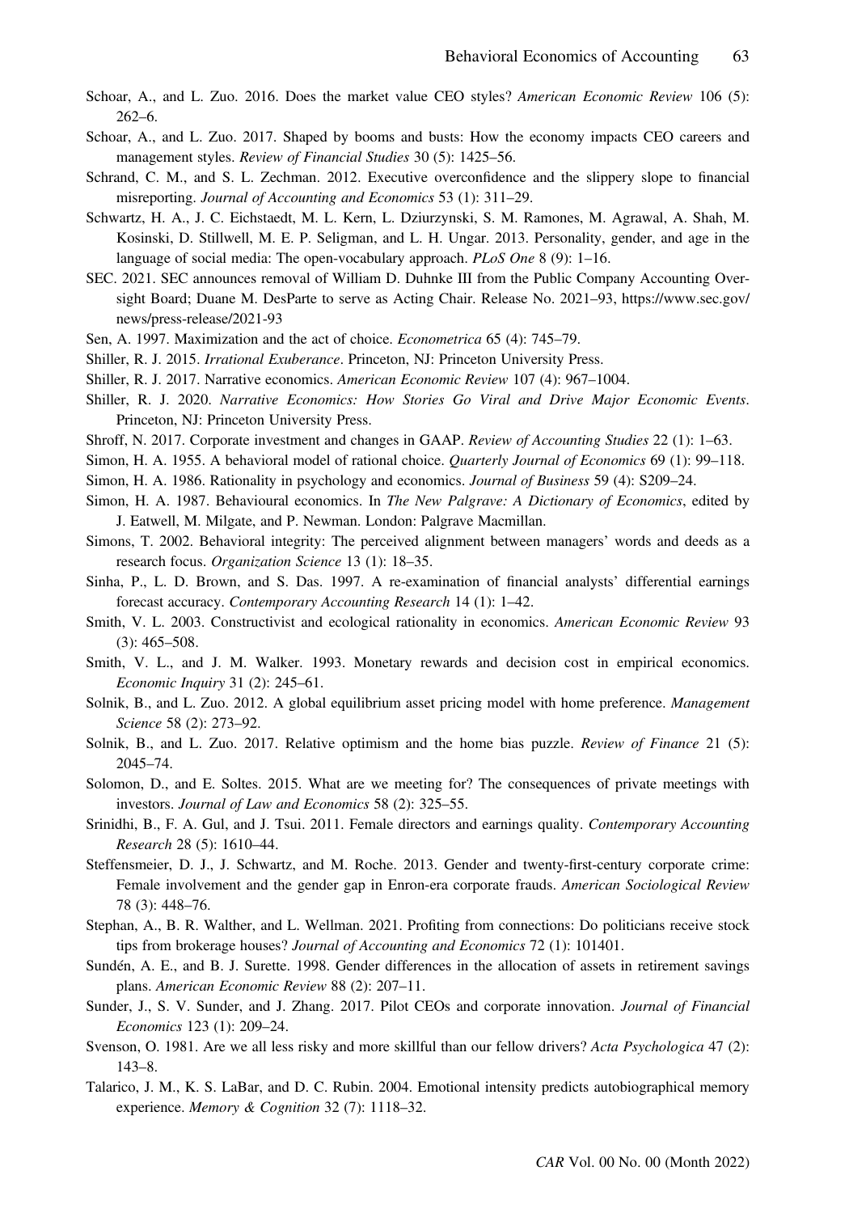Schoar, A., and L. Zuo. 2016. Does the market value CEO styles? *American Economic Review* 106 (5): 262–6.

Schoar, A., and L. Zuo. 2017. Shaped by booms and busts: How the economy impacts CEO careers and management styles. *Review of Financial Studies* 30 (5): 1425–56.

Schrand, C. M., and S. L. Zechman. 2012. Executive overconfidence and the slippery slope to financial misreporting. *Journal of Accounting and Economics* 53 (1): 311–29.

Schwartz, H. A., J. C. Eichstaedt, M. L. Kern, L. Dziurzynski, S. M. Ramones, M. Agrawal, A. Shah, M. Kosinski, D. Stillwell, M. E. P. Seligman, and L. H. Ungar. 2013. Personality, gender, and age in the language of social media: The open-vocabulary approach. *PLoS One* 8 (9): 1–16.

SEC. 2021. SEC announces removal of William D. Duhnke III from the Public Company Accounting Oversight Board; Duane M. DesParte to serve as Acting Chair. Release No. 2021–93, https://www.sec.gov/news/press-release/2021-93

Sen, A. 1997. Maximization and the act of choice. *Econometrica* 65 (4): 745–79.

Shiller, R. J. 2015. *Irrational Exuberance*. Princeton, NJ: Princeton University Press.

Shiller, R. J. 2017. Narrative economics. *American Economic Review* 107 (4): 967–1004.

Shiller, R. J. 2020. *Narrative Economics: How Stories Go Viral and Drive Major Economic Events*. Princeton, NJ: Princeton University Press.

Shroff, N. 2017. Corporate investment and changes in GAAP. *Review of Accounting Studies* 22 (1): 1–63.

Simon, H. A. 1955. A behavioral model of rational choice. *Quarterly Journal of Economics* 69 (1): 99–118.

Simon, H. A. 1986. Rationality in psychology and economics. *Journal of Business* 59 (4): S209–24.

Simon, H. A. 1987. Behavioural economics. In *The New Palgrave: A Dictionary of Economics*, edited by J. Eatwell, M. Milgate, and P. Newman. London: Palgrave Macmillan.

Simons, T. 2002. Behavioral integrity: The perceived alignment between managers' words and deeds as a research focus. *Organization Science* 13 (1): 18–35.

Sinha, P., L. D. Brown, and S. Das. 1997. A re-examination of financial analysts' differential earnings forecast accuracy. *Contemporary Accounting Research* 14 (1): 1–42.

Smith, V. L. 2003. Constructivist and ecological rationality in economics. *American Economic Review* 93 (3): 465–508.

Smith, V. L., and J. M. Walker. 1993. Monetary rewards and decision cost in empirical economics. *Economic Inquiry* 31 (2): 245–61.

Solnik, B., and L. Zuo. 2012. A global equilibrium asset pricing model with home preference. *Management Science* 58 (2): 273–92.

Solnik, B., and L. Zuo. 2017. Relative optimism and the home bias puzzle. *Review of Finance* 21 (5): 2045–74.

Solomon, D., and E. Soltes. 2015. What are we meeting for? The consequences of private meetings with investors. *Journal of Law and Economics* 58 (2): 325–55.

Srinidhi, B., F. A. Gul, and J. Tsui. 2011. Female directors and earnings quality. *Contemporary Accounting Research* 28 (5): 1610–44.

Steffensmeier, D. J., J. Schwartz, and M. Roche. 2013. Gender and twenty-first-century corporate crime: Female involvement and the gender gap in Enron-era corporate frauds. *American Sociological Review* 78 (3): 448–76.

Stephan, A., B. R. Walther, and L. Wellman. 2021. Profiting from connections: Do politicians receive stock tips from brokerage houses? *Journal of Accounting and Economics* 72 (1): 101401.

Sundén, A. E., and B. J. Surette. 1998. Gender differences in the allocation of assets in retirement savings plans. *American Economic Review* 88 (2): 207–11.

Sunder, J., S. V. Sunder, and J. Zhang. 2017. Pilot CEOs and corporate innovation. *Journal of Financial Economics* 123 (1): 209–24.

Svenson, O. 1981. Are we all less risky and more skillful than our fellow drivers? *Acta Psychologica* 47 (2): 143–8.

Talarico, J. M., K. S. LaBar, and D. C. Rubin. 2004. Emotional intensity predicts autobiographical memory experience. *Memory & Cognition* 32 (7): 1118–32.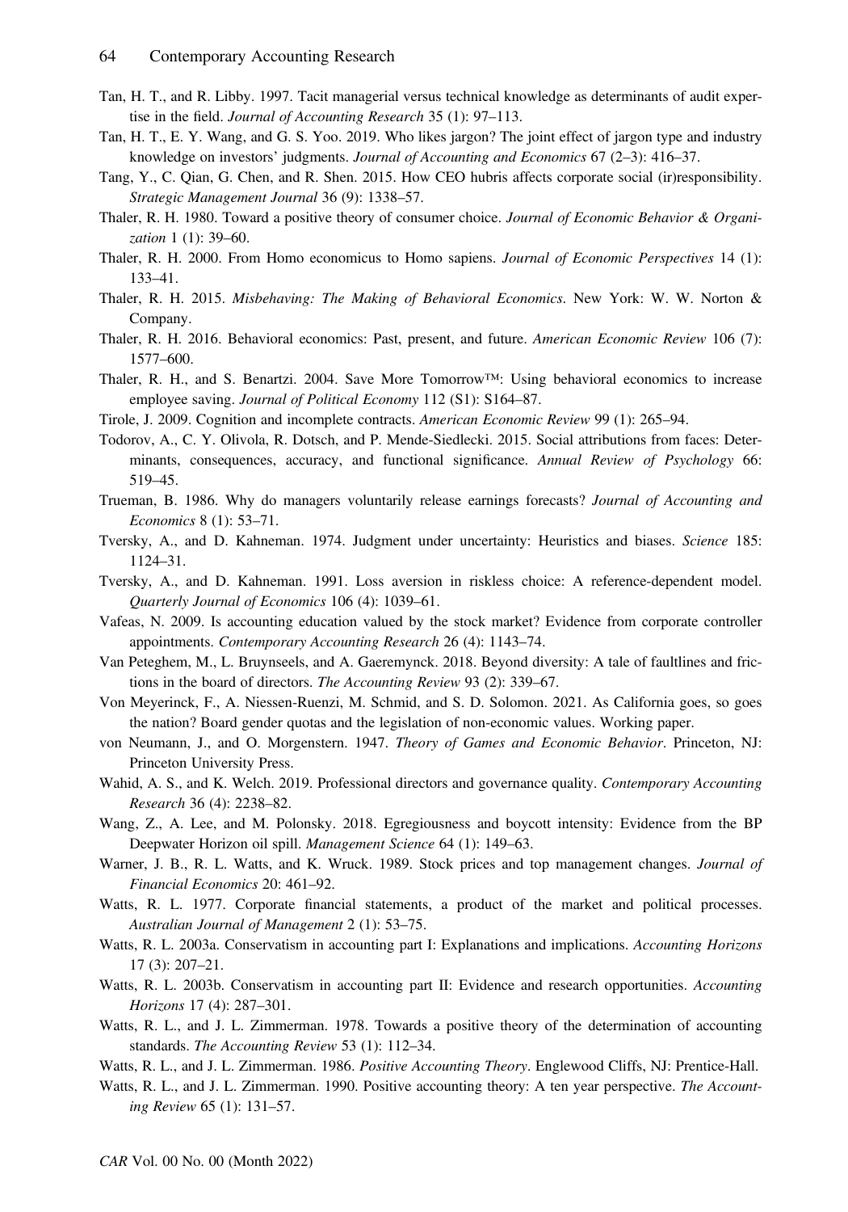Tan, H. T., and R. Libby. 1997. Tacit managerial versus technical knowledge as determinants of audit expertise in the field. *Journal of Accounting Research* 35 (1): 97–113.

Tan, H. T., E. Y. Wang, and G. S. Yoo. 2019. Who likes jargon? The joint effect of jargon type and industry knowledge on investors' judgments. *Journal of Accounting and Economics* 67 (2–3): 416–37.

Tang, Y., C. Qian, G. Chen, and R. Shen. 2015. How CEO hubris affects corporate social (ir)responsibility. *Strategic Management Journal* 36 (9): 1338–57.

Thaler, R. H. 1980. Toward a positive theory of consumer choice. *Journal of Economic Behavior & Organization* 1 (1): 39–60.

Thaler, R. H. 2000. From Homo economicus to Homo sapiens. *Journal of Economic Perspectives* 14 (1): 133–41.

Thaler, R. H. 2015. *Misbehaving: The Making of Behavioral Economics*. New York: W. W. Norton & Company.

Thaler, R. H. 2016. Behavioral economics: Past, present, and future. *American Economic Review* 106 (7): 1577–600.

Thaler, R. H., and S. Benartzi. 2004. Save More Tomorrow™: Using behavioral economics to increase employee saving. *Journal of Political Economy* 112 (S1): S164–87.

Tirole, J. 2009. Cognition and incomplete contracts. *American Economic Review* 99 (1): 265–94.

Todorov, A., C. Y. Olivola, R. Dotsch, and P. Mende-Siedlecki. 2015. Social attributions from faces: Determinants, consequences, accuracy, and functional significance. *Annual Review of Psychology* 66: 519–45.

Trueman, B. 1986. Why do managers voluntarily release earnings forecasts? *Journal of Accounting and Economics* 8 (1): 53–71.

Tversky, A., and D. Kahneman. 1974. Judgment under uncertainty: Heuristics and biases. *Science* 185: 1124–31.

Tversky, A., and D. Kahneman. 1991. Loss aversion in riskless choice: A reference-dependent model. *Quarterly Journal of Economics* 106 (4): 1039–61.

Vafeas, N. 2009. Is accounting education valued by the stock market? Evidence from corporate controller appointments. *Contemporary Accounting Research* 26 (4): 1143–74.

Van Peteghem, M., L. Bruynseels, and A. Gaeremynck. 2018. Beyond diversity: A tale of faultlines and frictions in the board of directors. *The Accounting Review* 93 (2): 339–67.

Von Meyerinck, F., A. Niessen-Ruenzi, M. Schmid, and S. D. Solomon. 2021. As California goes, so goes the nation? Board gender quotas and the legislation of non-economic values. Working paper.

von Neumann, J., and O. Morgenstern. 1947. *Theory of Games and Economic Behavior*. Princeton, NJ: Princeton University Press.

Wahid, A. S., and K. Welch. 2019. Professional directors and governance quality. *Contemporary Accounting Research* 36 (4): 2238–82.

Wang, Z., A. Lee, and M. Polonsky. 2018. Egregiousness and boycott intensity: Evidence from the BP Deepwater Horizon oil spill. *Management Science* 64 (1): 149–63.

Warner, J. B., R. L. Watts, and K. Wruck. 1989. Stock prices and top management changes. *Journal of Financial Economics* 20: 461–92.

Watts, R. L. 1977. Corporate financial statements, a product of the market and political processes. *Australian Journal of Management* 2 (1): 53–75.

Watts, R. L. 2003a. Conservatism in accounting part I: Explanations and implications. *Accounting Horizons* 17 (3): 207–21.

Watts, R. L. 2003b. Conservatism in accounting part II: Evidence and research opportunities. *Accounting Horizons* 17 (4): 287–301.

Watts, R. L., and J. L. Zimmerman. 1978. Towards a positive theory of the determination of accounting standards. *The Accounting Review* 53 (1): 112–34.

Watts, R. L., and J. L. Zimmerman. 1986. *Positive Accounting Theory*. Englewood Cliffs, NJ: Prentice-Hall.

Watts, R. L., and J. L. Zimmerman. 1990. Positive accounting theory: A ten year perspective. *The Accounting Review* 65 (1): 131–57.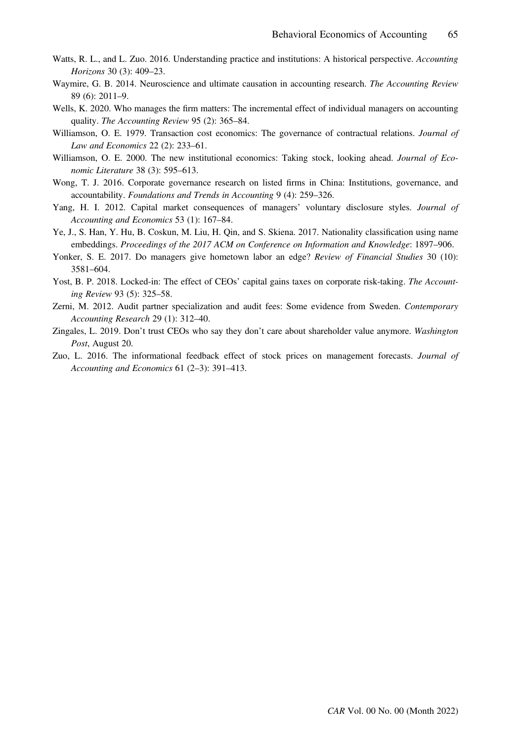Watts, R. L., and L. Zuo. 2016. Understanding practice and institutions: A historical perspective. *Accounting Horizons* 30 (3): 409–23.

Waymire, G. B. 2014. Neuroscience and ultimate causation in accounting research. *The Accounting Review* 89 (6): 2011–9.

Wells, K. 2020. Who manages the firm matters: The incremental effect of individual managers on accounting quality. *The Accounting Review* 95 (2): 365–84.

Williamson, O. E. 1979. Transaction cost economics: The governance of contractual relations. *Journal of Law and Economics* 22 (2): 233–61.

Williamson, O. E. 2000. The new institutional economics: Taking stock, looking ahead. *Journal of Economic Literature* 38 (3): 595–613.

Wong, T. J. 2016. Corporate governance research on listed firms in China: Institutions, governance, and accountability. *Foundations and Trends in Accounting* 9 (4): 259–326.

Yang, H. I. 2012. Capital market consequences of managers' voluntary disclosure styles. *Journal of Accounting and Economics* 53 (1): 167–84.

Ye, J., S. Han, Y. Hu, B. Coskun, M. Liu, H. Qin, and S. Skiena. 2017. Nationality classification using name embeddings. *Proceedings of the 2017 ACM on Conference on Information and Knowledge*: 1897–906.

Yonker, S. E. 2017. Do managers give hometown labor an edge? *Review of Financial Studies* 30 (10): 3581–604.

Yost, B. P. 2018. Locked-in: The effect of CEOs' capital gains taxes on corporate risk-taking. *The Accounting Review* 93 (5): 325–58.

Zerni, M. 2012. Audit partner specialization and audit fees: Some evidence from Sweden. *Contemporary Accounting Research* 29 (1): 312–40.

Zingales, L. 2019. Don't trust CEOs who say they don't care about shareholder value anymore. *Washington Post*, August 20.

Zuo, L. 2016. The informational feedback effect of stock prices on management forecasts. *Journal of Accounting and Economics* 61 (2–3): 391–413.